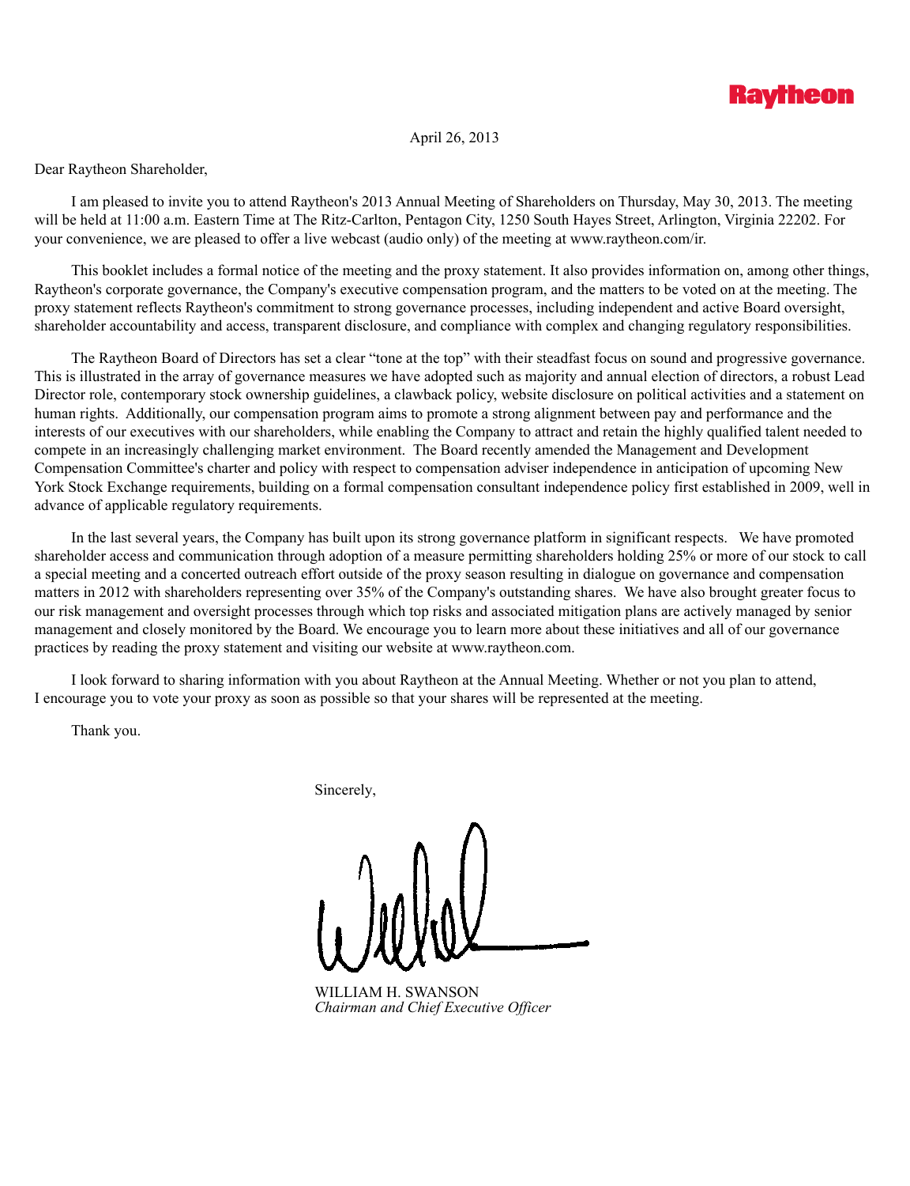**Raytheon**

April 26, 2013

Dear Raytheon Shareholder,

I am pleased to invite you to attend Raytheon's 2013 Annual Meeting of Shareholders on Thursday, May 30, 2013. The meeting will be held at 11:00 a.m. Eastern Time at The Ritz-Carlton, Pentagon City, 1250 South Hayes Street, Arlington, Virginia 22202. For your convenience, we are pleased to offer a live webcast (audio only) of the meeting at www.raytheon.com/ir.

This booklet includes a formal notice of the meeting and the proxy statement. It also provides information on, among other things, Raytheon's corporate governance, the Company's executive compensation program, and the matters to be voted on at the meeting. The proxy statement reflects Raytheon's commitment to strong governance processes, including independent and active Board oversight, shareholder accountability and access, transparent disclosure, and compliance with complex and changing regulatory responsibilities.

The Raytheon Board of Directors has set a clear "tone at the top" with their steadfast focus on sound and progressive governance. This is illustrated in the array of governance measures we have adopted such as majority and annual election of directors, a robust Lead Director role, contemporary stock ownership guidelines, a clawback policy, website disclosure on political activities and a statement on human rights. Additionally, our compensation program aims to promote a strong alignment between pay and performance and the interests of our executives with our shareholders, while enabling the Company to attract and retain the highly qualified talent needed to compete in an increasingly challenging market environment. The Board recently amended the Management and Development Compensation Committee's charter and policy with respect to compensation adviser independence in anticipation of upcoming New York Stock Exchange requirements, building on a formal compensation consultant independence policy first established in 2009, well in advance of applicable regulatory requirements.

In the last several years, the Company has built upon its strong governance platform in significant respects. We have promoted shareholder access and communication through adoption of a measure permitting shareholders holding 25% or more of our stock to call a special meeting and a concerted outreach effort outside of the proxy season resulting in dialogue on governance and compensation matters in 2012 with shareholders representing over 35% of the Company's outstanding shares. We have also brought greater focus to our risk management and oversight processes through which top risks and associated mitigation plans are actively managed by senior management and closely monitored by the Board. We encourage you to learn more about these initiatives and all of our governance practices by reading the proxy statement and visiting our website at www.raytheon.com.

I look forward to sharing information with you about Raytheon at the Annual Meeting. Whether or not you plan to attend, I encourage you to vote your proxy as soon as possible so that your shares will be represented at the meeting.

Thank you.

Sincerely,

WILLIAM H. SWANSON
*Chairman and Chief Executive Officer*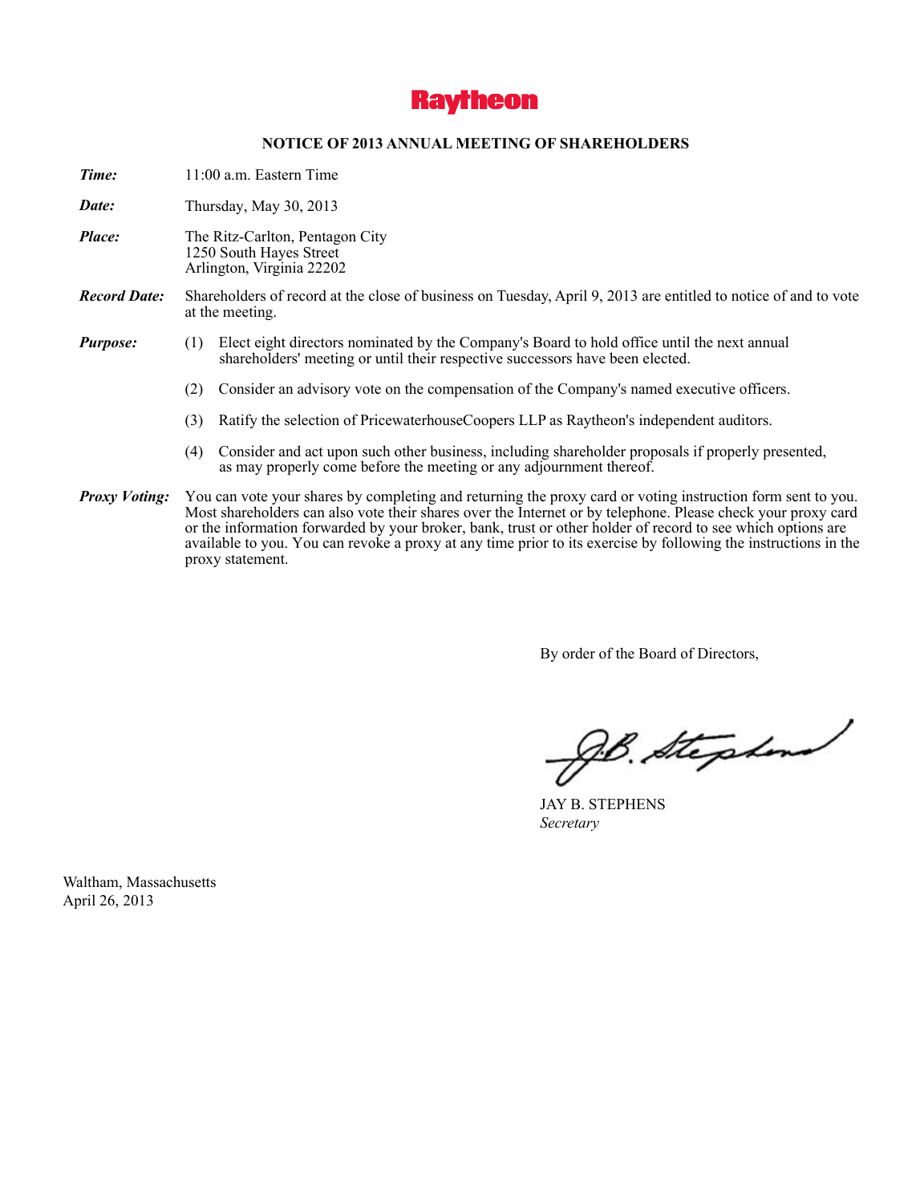**Raytheon**

## NOTICE OF 2013 ANNUAL MEETING OF SHAREHOLDERS

***Time:*** 11:00 a.m. Eastern Time

***Date:*** Thursday, May 30, 2013

***Place:*** The Ritz-Carlton, Pentagon City
1250 South Hayes Street
Arlington, Virginia 22202

***Record Date:*** Shareholders of record at the close of business on Tuesday, April 9, 2013 are entitled to notice of and to vote at the meeting.

***Purpose:***

(1) Elect eight directors nominated by the Company's Board to hold office until the next annual shareholders' meeting or until their respective successors have been elected.

(2) Consider an advisory vote on the compensation of the Company's named executive officers.

(3) Ratify the selection of PricewaterhouseCoopers LLP as Raytheon's independent auditors.

(4) Consider and act upon such other business, including shareholder proposals if properly presented, as may properly come before the meeting or any adjournment thereof.

***Proxy Voting:*** You can vote your shares by completing and returning the proxy card or voting instruction form sent to you. Most shareholders can also vote their shares over the Internet or by telephone. Please check your proxy card or the information forwarded by your broker, bank, trust or other holder of record to see which options are available to you. You can revoke a proxy at any time prior to its exercise by following the instructions in the proxy statement.

By order of the Board of Directors,

JAY B. STEPHENS
*Secretary*

Waltham, Massachusetts
April 26, 2013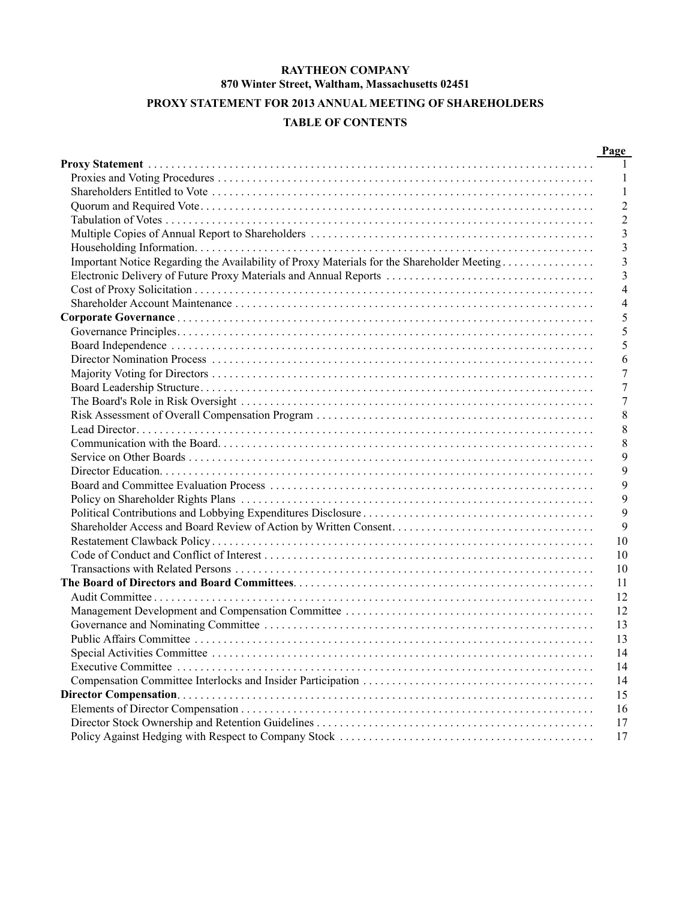**RAYTHEON COMPANY**
**870 Winter Street, Waltham, Massachusetts 02451**

**PROXY STATEMENT FOR 2013 ANNUAL MEETING OF SHAREHOLDERS**

**TABLE OF CONTENTS**

| | Page |
|---|---|
| **Proxy Statement** | 1 |
| Proxies and Voting Procedures | 1 |
| Shareholders Entitled to Vote | 1 |
| Quorum and Required Vote | 2 |
| Tabulation of Votes | 2 |
| Multiple Copies of Annual Report to Shareholders | 3 |
| Householding Information | 3 |
| Important Notice Regarding the Availability of Proxy Materials for the Shareholder Meeting | 3 |
| Electronic Delivery of Future Proxy Materials and Annual Reports | 3 |
| Cost of Proxy Solicitation | 4 |
| Shareholder Account Maintenance | 4 |
| **Corporate Governance** | 5 |
| Governance Principles | 5 |
| Board Independence | 5 |
| Director Nomination Process | 6 |
| Majority Voting for Directors | 7 |
| Board Leadership Structure | 7 |
| The Board's Role in Risk Oversight | 7 |
| Risk Assessment of Overall Compensation Program | 8 |
| Lead Director | 8 |
| Communication with the Board | 8 |
| Service on Other Boards | 9 |
| Director Education | 9 |
| Board and Committee Evaluation Process | 9 |
| Policy on Shareholder Rights Plans | 9 |
| Political Contributions and Lobbying Expenditures Disclosure | 9 |
| Shareholder Access and Board Review of Action by Written Consent | 9 |
| Restatement Clawback Policy | 10 |
| Code of Conduct and Conflict of Interest | 10 |
| Transactions with Related Persons | 10 |
| **The Board of Directors and Board Committees** | 11 |
| Audit Committee | 12 |
| Management Development and Compensation Committee | 12 |
| Governance and Nominating Committee | 13 |
| Public Affairs Committee | 13 |
| Special Activities Committee | 14 |
| Executive Committee | 14 |
| Compensation Committee Interlocks and Insider Participation | 14 |
| **Director Compensation** | 15 |
| Elements of Director Compensation | 16 |
| Director Stock Ownership and Retention Guidelines | 17 |
| Policy Against Hedging with Respect to Company Stock | 17 |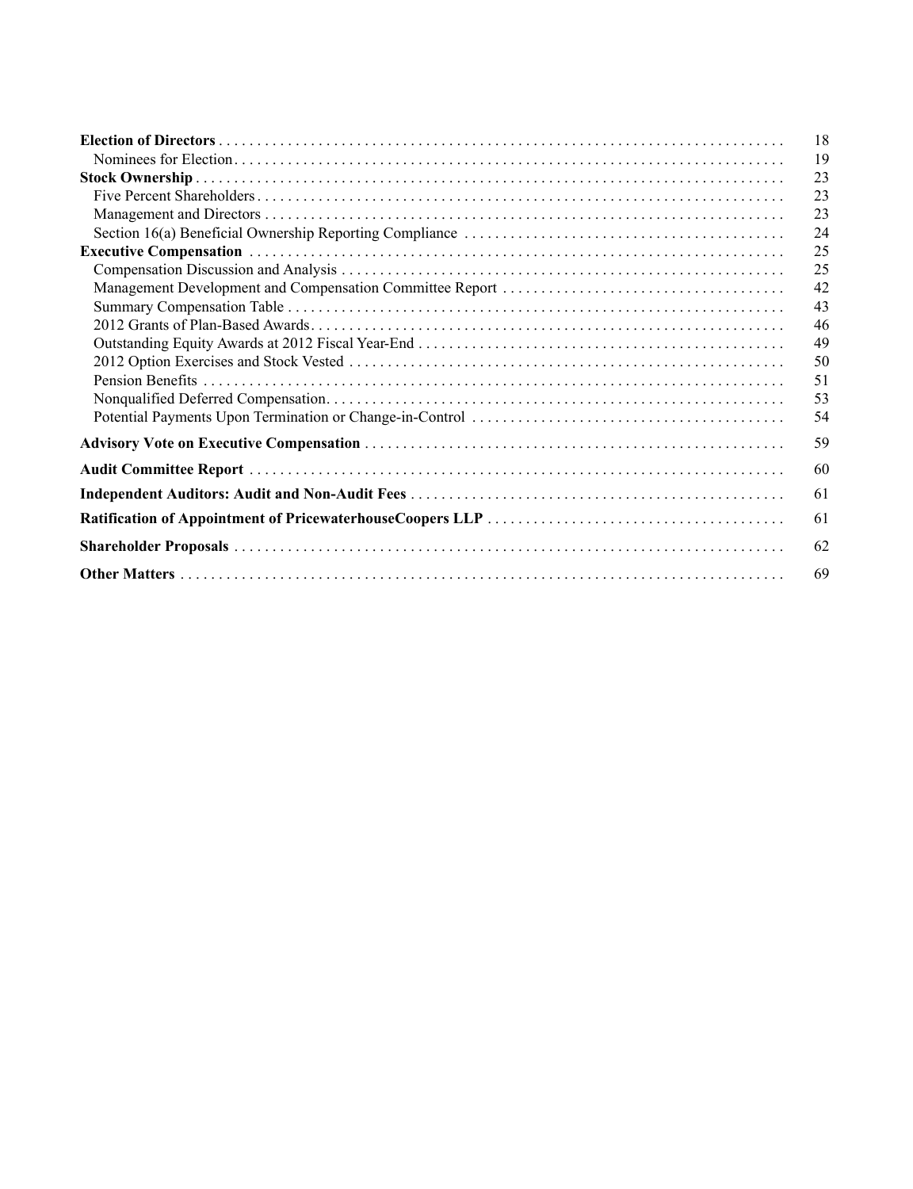| | |
|---|---|
| **Election of Directors** | 18 |
| Nominees for Election | 19 |
| **Stock Ownership** | 23 |
| Five Percent Shareholders | 23 |
| Management and Directors | 23 |
| Section 16(a) Beneficial Ownership Reporting Compliance | 24 |
| **Executive Compensation** | 25 |
| Compensation Discussion and Analysis | 25 |
| Management Development and Compensation Committee Report | 42 |
| Summary Compensation Table | 43 |
| 2012 Grants of Plan-Based Awards | 46 |
| Outstanding Equity Awards at 2012 Fiscal Year-End | 49 |
| 2012 Option Exercises and Stock Vested | 50 |
| Pension Benefits | 51 |
| Nonqualified Deferred Compensation | 53 |
| Potential Payments Upon Termination or Change-in-Control | 54 |
| **Advisory Vote on Executive Compensation** | 59 |
| **Audit Committee Report** | 60 |
| **Independent Auditors: Audit and Non-Audit Fees** | 61 |
| **Ratification of Appointment of PricewaterhouseCoopers LLP** | 61 |
| **Shareholder Proposals** | 62 |
| **Other Matters** | 69 |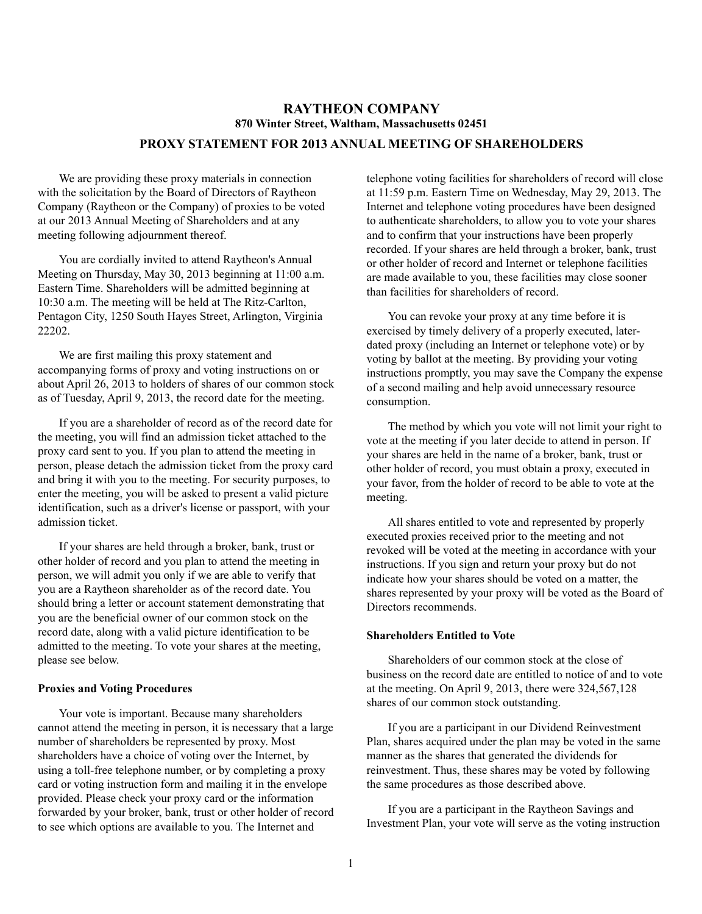# RAYTHEON COMPANY

**870 Winter Street, Waltham, Massachusetts 02451**

## PROXY STATEMENT FOR 2013 ANNUAL MEETING OF SHAREHOLDERS

We are providing these proxy materials in connection with the solicitation by the Board of Directors of Raytheon Company (Raytheon or the Company) of proxies to be voted at our 2013 Annual Meeting of Shareholders and at any meeting following adjournment thereof.

You are cordially invited to attend Raytheon's Annual Meeting on Thursday, May 30, 2013 beginning at 11:00 a.m. Eastern Time. Shareholders will be admitted beginning at 10:30 a.m. The meeting will be held at The Ritz-Carlton, Pentagon City, 1250 South Hayes Street, Arlington, Virginia 22202.

We are first mailing this proxy statement and accompanying forms of proxy and voting instructions on or about April 26, 2013 to holders of shares of our common stock as of Tuesday, April 9, 2013, the record date for the meeting.

If you are a shareholder of record as of the record date for the meeting, you will find an admission ticket attached to the proxy card sent to you. If you plan to attend the meeting in person, please detach the admission ticket from the proxy card and bring it with you to the meeting. For security purposes, to enter the meeting, you will be asked to present a valid picture identification, such as a driver's license or passport, with your admission ticket.

If your shares are held through a broker, bank, trust or other holder of record and you plan to attend the meeting in person, we will admit you only if we are able to verify that you are a Raytheon shareholder as of the record date. You should bring a letter or account statement demonstrating that you are the beneficial owner of our common stock on the record date, along with a valid picture identification to be admitted to the meeting. To vote your shares at the meeting, please see below.

### Proxies and Voting Procedures

Your vote is important. Because many shareholders cannot attend the meeting in person, it is necessary that a large number of shareholders be represented by proxy. Most shareholders have a choice of voting over the Internet, by using a toll-free telephone number, or by completing a proxy card or voting instruction form and mailing it in the envelope provided. Please check your proxy card or the information forwarded by your broker, bank, trust or other holder of record to see which options are available to you. The Internet and telephone voting facilities for shareholders of record will close at 11:59 p.m. Eastern Time on Wednesday, May 29, 2013. The Internet and telephone voting procedures have been designed to authenticate shareholders, to allow you to vote your shares and to confirm that your instructions have been properly recorded. If your shares are held through a broker, bank, trust or other holder of record and Internet or telephone facilities are made available to you, these facilities may close sooner than facilities for shareholders of record.

You can revoke your proxy at any time before it is exercised by timely delivery of a properly executed, later-dated proxy (including an Internet or telephone vote) or by voting by ballot at the meeting. By providing your voting instructions promptly, you may save the Company the expense of a second mailing and help avoid unnecessary resource consumption.

The method by which you vote will not limit your right to vote at the meeting if you later decide to attend in person. If your shares are held in the name of a broker, bank, trust or other holder of record, you must obtain a proxy, executed in your favor, from the holder of record to be able to vote at the meeting.

All shares entitled to vote and represented by properly executed proxies received prior to the meeting and not revoked will be voted at the meeting in accordance with your instructions. If you sign and return your proxy but do not indicate how your shares should be voted on a matter, the shares represented by your proxy will be voted as the Board of Directors recommends.

### Shareholders Entitled to Vote

Shareholders of our common stock at the close of business on the record date are entitled to notice of and to vote at the meeting. On April 9, 2013, there were 324,567,128 shares of our common stock outstanding.

If you are a participant in our Dividend Reinvestment Plan, shares acquired under the plan may be voted in the same manner as the shares that generated the dividends for reinvestment. Thus, these shares may be voted by following the same procedures as those described above.

If you are a participant in the Raytheon Savings and Investment Plan, your vote will serve as the voting instruction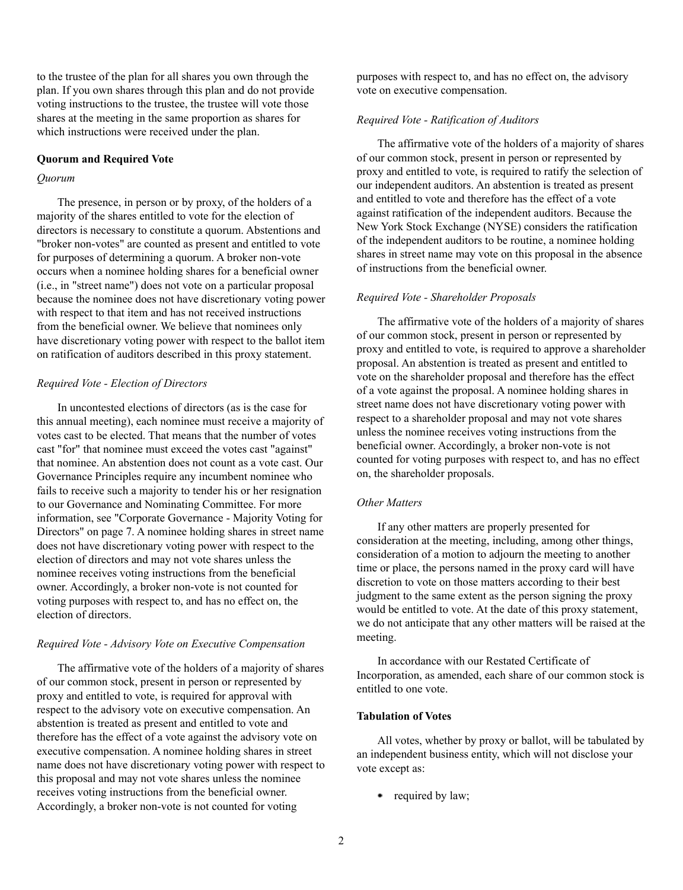to the trustee of the plan for all shares you own through the plan. If you own shares through this plan and do not provide voting instructions to the trustee, the trustee will vote those shares at the meeting in the same proportion as shares for which instructions were received under the plan.

**Quorum and Required Vote**

*Quorum*

The presence, in person or by proxy, of the holders of a majority of the shares entitled to vote for the election of directors is necessary to constitute a quorum. Abstentions and "broker non-votes" are counted as present and entitled to vote for purposes of determining a quorum. A broker non-vote occurs when a nominee holding shares for a beneficial owner (i.e., in "street name") does not vote on a particular proposal because the nominee does not have discretionary voting power with respect to that item and has not received instructions from the beneficial owner. We believe that nominees only have discretionary voting power with respect to the ballot item on ratification of auditors described in this proxy statement.

*Required Vote - Election of Directors*

In uncontested elections of directors (as is the case for this annual meeting), each nominee must receive a majority of votes cast to be elected. That means that the number of votes cast "for" that nominee must exceed the votes cast "against" that nominee. An abstention does not count as a vote cast. Our Governance Principles require any incumbent nominee who fails to receive such a majority to tender his or her resignation to our Governance and Nominating Committee. For more information, see "Corporate Governance - Majority Voting for Directors" on page 7. A nominee holding shares in street name does not have discretionary voting power with respect to the election of directors and may not vote shares unless the nominee receives voting instructions from the beneficial owner. Accordingly, a broker non-vote is not counted for voting purposes with respect to, and has no effect on, the election of directors.

*Required Vote - Advisory Vote on Executive Compensation*

The affirmative vote of the holders of a majority of shares of our common stock, present in person or represented by proxy and entitled to vote, is required for approval with respect to the advisory vote on executive compensation. An abstention is treated as present and entitled to vote and therefore has the effect of a vote against the advisory vote on executive compensation. A nominee holding shares in street name does not have discretionary voting power with respect to this proposal and may not vote shares unless the nominee receives voting instructions from the beneficial owner. Accordingly, a broker non-vote is not counted for voting purposes with respect to, and has no effect on, the advisory vote on executive compensation.

*Required Vote - Ratification of Auditors*

The affirmative vote of the holders of a majority of shares of our common stock, present in person or represented by proxy and entitled to vote, is required to ratify the selection of our independent auditors. An abstention is treated as present and entitled to vote and therefore has the effect of a vote against ratification of the independent auditors. Because the New York Stock Exchange (NYSE) considers the ratification of the independent auditors to be routine, a nominee holding shares in street name may vote on this proposal in the absence of instructions from the beneficial owner.

*Required Vote - Shareholder Proposals*

The affirmative vote of the holders of a majority of shares of our common stock, present in person or represented by proxy and entitled to vote, is required to approve a shareholder proposal. An abstention is treated as present and entitled to vote on the shareholder proposal and therefore has the effect of a vote against the proposal. A nominee holding shares in street name does not have discretionary voting power with respect to a shareholder proposal and may not vote shares unless the nominee receives voting instructions from the beneficial owner. Accordingly, a broker non-vote is not counted for voting purposes with respect to, and has no effect on, the shareholder proposals.

*Other Matters*

If any other matters are properly presented for consideration at the meeting, including, among other things, consideration of a motion to adjourn the meeting to another time or place, the persons named in the proxy card will have discretion to vote on those matters according to their best judgment to the same extent as the person signing the proxy would be entitled to vote. At the date of this proxy statement, we do not anticipate that any other matters will be raised at the meeting.

In accordance with our Restated Certificate of Incorporation, as amended, each share of our common stock is entitled to one vote.

**Tabulation of Votes**

All votes, whether by proxy or ballot, will be tabulated by an independent business entity, which will not disclose your vote except as:

- required by law;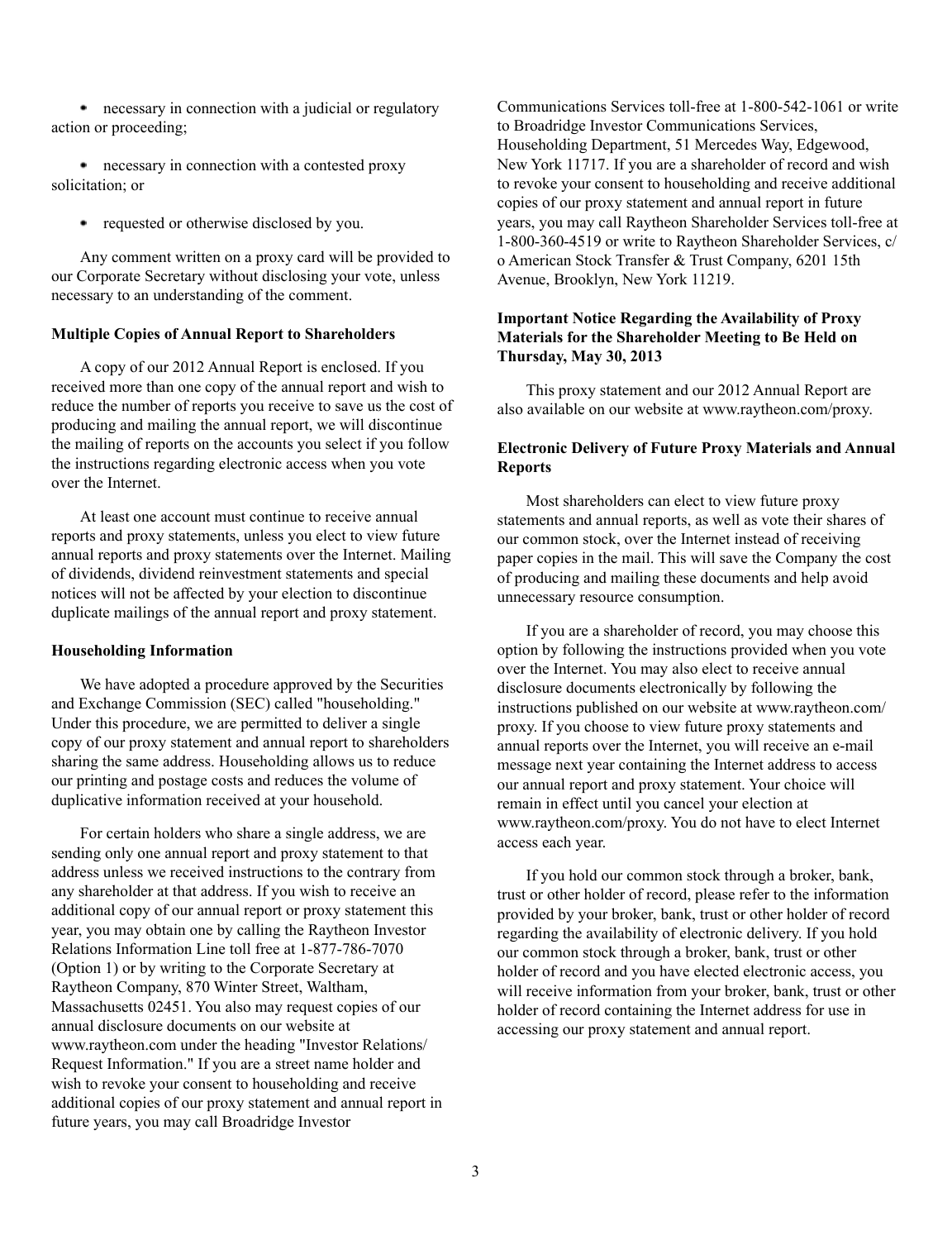- necessary in connection with a judicial or regulatory action or proceeding;
- necessary in connection with a contested proxy solicitation; or
- requested or otherwise disclosed by you.

Any comment written on a proxy card will be provided to our Corporate Secretary without disclosing your vote, unless necessary to an understanding of the comment.

**Multiple Copies of Annual Report to Shareholders**

A copy of our 2012 Annual Report is enclosed. If you received more than one copy of the annual report and wish to reduce the number of reports you receive to save us the cost of producing and mailing the annual report, we will discontinue the mailing of reports on the accounts you select if you follow the instructions regarding electronic access when you vote over the Internet.

At least one account must continue to receive annual reports and proxy statements, unless you elect to view future annual reports and proxy statements over the Internet. Mailing of dividends, dividend reinvestment statements and special notices will not be affected by your election to discontinue duplicate mailings of the annual report and proxy statement.

**Householding Information**

We have adopted a procedure approved by the Securities and Exchange Commission (SEC) called "householding." Under this procedure, we are permitted to deliver a single copy of our proxy statement and annual report to shareholders sharing the same address. Householding allows us to reduce our printing and postage costs and reduces the volume of duplicative information received at your household.

For certain holders who share a single address, we are sending only one annual report and proxy statement to that address unless we received instructions to the contrary from any shareholder at that address. If you wish to receive an additional copy of our annual report or proxy statement this year, you may obtain one by calling the Raytheon Investor Relations Information Line toll free at 1-877-786-7070 (Option 1) or by writing to the Corporate Secretary at Raytheon Company, 870 Winter Street, Waltham, Massachusetts 02451. You also may request copies of our annual disclosure documents on our website at www.raytheon.com under the heading "Investor Relations/ Request Information." If you are a street name holder and wish to revoke your consent to householding and receive additional copies of our proxy statement and annual report in future years, you may call Broadridge Investor Communications Services toll-free at 1-800-542-1061 or write to Broadridge Investor Communications Services, Householding Department, 51 Mercedes Way, Edgewood, New York 11717. If you are a shareholder of record and wish to revoke your consent to householding and receive additional copies of our proxy statement and annual report in future years, you may call Raytheon Shareholder Services toll-free at 1-800-360-4519 or write to Raytheon Shareholder Services, c/ o American Stock Transfer & Trust Company, 6201 15th Avenue, Brooklyn, New York 11219.

**Important Notice Regarding the Availability of Proxy Materials for the Shareholder Meeting to Be Held on Thursday, May 30, 2013**

This proxy statement and our 2012 Annual Report are also available on our website at www.raytheon.com/proxy.

**Electronic Delivery of Future Proxy Materials and Annual Reports**

Most shareholders can elect to view future proxy statements and annual reports, as well as vote their shares of our common stock, over the Internet instead of receiving paper copies in the mail. This will save the Company the cost of producing and mailing these documents and help avoid unnecessary resource consumption.

If you are a shareholder of record, you may choose this option by following the instructions provided when you vote over the Internet. You may also elect to receive annual disclosure documents electronically by following the instructions published on our website at www.raytheon.com/ proxy. If you choose to view future proxy statements and annual reports over the Internet, you will receive an e-mail message next year containing the Internet address to access our annual report and proxy statement. Your choice will remain in effect until you cancel your election at www.raytheon.com/proxy. You do not have to elect Internet access each year.

If you hold our common stock through a broker, bank, trust or other holder of record, please refer to the information provided by your broker, bank, trust or other holder of record regarding the availability of electronic delivery. If you hold our common stock through a broker, bank, trust or other holder of record and you have elected electronic access, you will receive information from your broker, bank, trust or other holder of record containing the Internet address for use in accessing our proxy statement and annual report.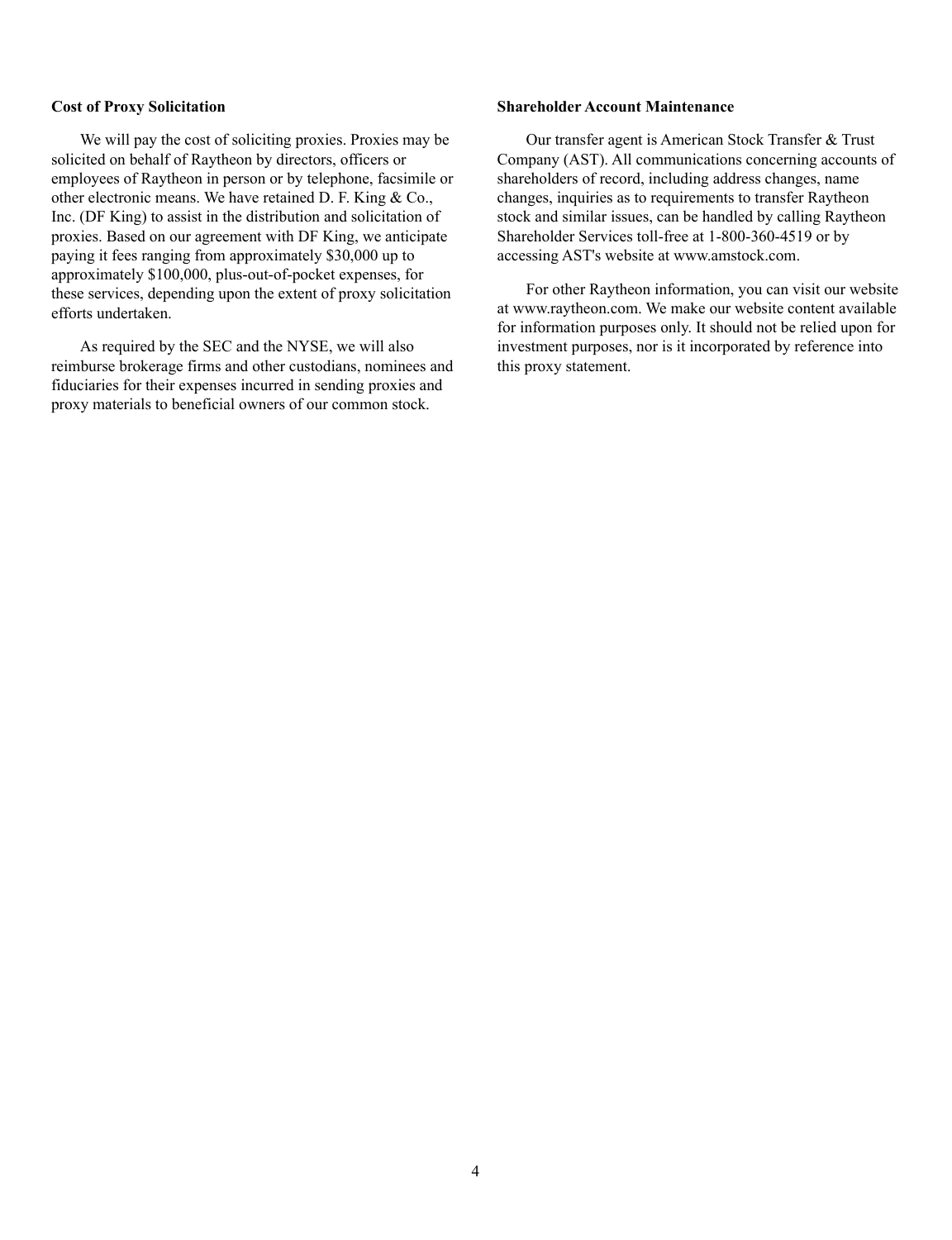**Cost of Proxy Solicitation**

We will pay the cost of soliciting proxies. Proxies may be solicited on behalf of Raytheon by directors, officers or employees of Raytheon in person or by telephone, facsimile or other electronic means. We have retained D. F. King & Co., Inc. (DF King) to assist in the distribution and solicitation of proxies. Based on our agreement with DF King, we anticipate paying it fees ranging from approximately $30,000 up to approximately $100,000, plus-out-of-pocket expenses, for these services, depending upon the extent of proxy solicitation efforts undertaken.

As required by the SEC and the NYSE, we will also reimburse brokerage firms and other custodians, nominees and fiduciaries for their expenses incurred in sending proxies and proxy materials to beneficial owners of our common stock.

**Shareholder Account Maintenance**

Our transfer agent is American Stock Transfer & Trust Company (AST). All communications concerning accounts of shareholders of record, including address changes, name changes, inquiries as to requirements to transfer Raytheon stock and similar issues, can be handled by calling Raytheon Shareholder Services toll-free at 1-800-360-4519 or by accessing AST's website at www.amstock.com.

For other Raytheon information, you can visit our website at www.raytheon.com. We make our website content available for information purposes only. It should not be relied upon for investment purposes, nor is it incorporated by reference into this proxy statement.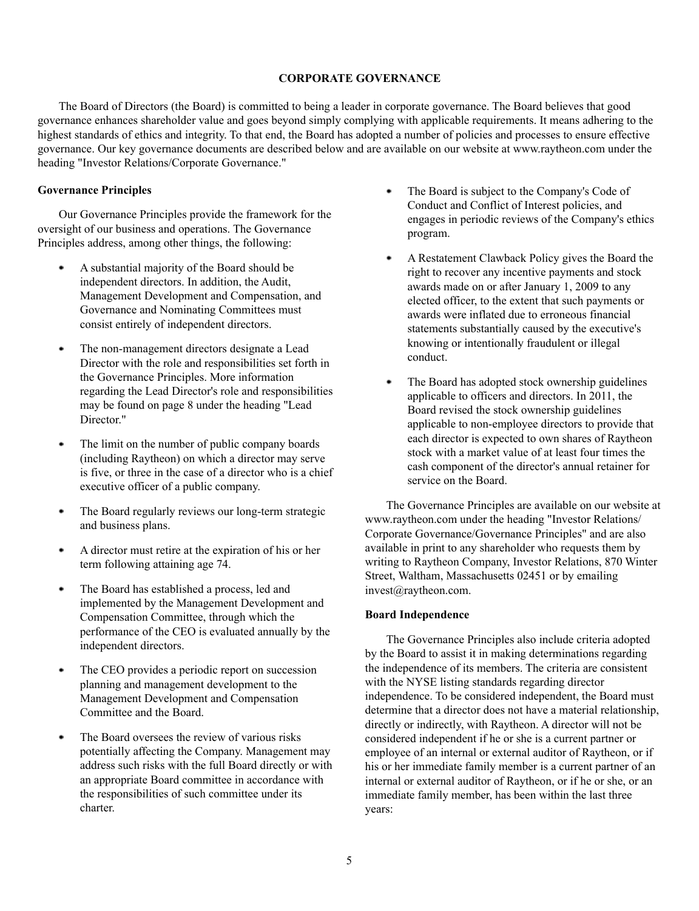# CORPORATE GOVERNANCE

The Board of Directors (the Board) is committed to being a leader in corporate governance. The Board believes that good governance enhances shareholder value and goes beyond simply complying with applicable requirements. It means adhering to the highest standards of ethics and integrity. To that end, the Board has adopted a number of policies and processes to ensure effective governance. Our key governance documents are described below and are available on our website at www.raytheon.com under the heading "Investor Relations/Corporate Governance."

**Governance Principles**

Our Governance Principles provide the framework for the oversight of our business and operations. The Governance Principles address, among other things, the following:

- A substantial majority of the Board should be independent directors. In addition, the Audit, Management Development and Compensation, and Governance and Nominating Committees must consist entirely of independent directors.
- The non-management directors designate a Lead Director with the role and responsibilities set forth in the Governance Principles. More information regarding the Lead Director's role and responsibilities may be found on page 8 under the heading "Lead Director."
- The limit on the number of public company boards (including Raytheon) on which a director may serve is five, or three in the case of a director who is a chief executive officer of a public company.
- The Board regularly reviews our long-term strategic and business plans.
- A director must retire at the expiration of his or her term following attaining age 74.
- The Board has established a process, led and implemented by the Management Development and Compensation Committee, through which the performance of the CEO is evaluated annually by the independent directors.
- The CEO provides a periodic report on succession planning and management development to the Management Development and Compensation Committee and the Board.
- The Board oversees the review of various risks potentially affecting the Company. Management may address such risks with the full Board directly or with an appropriate Board committee in accordance with the responsibilities of such committee under its charter.
- The Board is subject to the Company's Code of Conduct and Conflict of Interest policies, and engages in periodic reviews of the Company's ethics program.
- A Restatement Clawback Policy gives the Board the right to recover any incentive payments and stock awards made on or after January 1, 2009 to any elected officer, to the extent that such payments or awards were inflated due to erroneous financial statements substantially caused by the executive's knowing or intentionally fraudulent or illegal conduct.
- The Board has adopted stock ownership guidelines applicable to officers and directors. In 2011, the Board revised the stock ownership guidelines applicable to non-employee directors to provide that each director is expected to own shares of Raytheon stock with a market value of at least four times the cash component of the director's annual retainer for service on the Board.

The Governance Principles are available on our website at www.raytheon.com under the heading "Investor Relations/Corporate Governance/Governance Principles" and are also available in print to any shareholder who requests them by writing to Raytheon Company, Investor Relations, 870 Winter Street, Waltham, Massachusetts 02451 or by emailing invest@raytheon.com.

**Board Independence**

The Governance Principles also include criteria adopted by the Board to assist it in making determinations regarding the independence of its members. The criteria are consistent with the NYSE listing standards regarding director independence. To be considered independent, the Board must determine that a director does not have a material relationship, directly or indirectly, with Raytheon. A director will not be considered independent if he or she is a current partner or employee of an internal or external auditor of Raytheon, or if his or her immediate family member is a current partner of an internal or external auditor of Raytheon, or if he or she, or an immediate family member, has been within the last three years: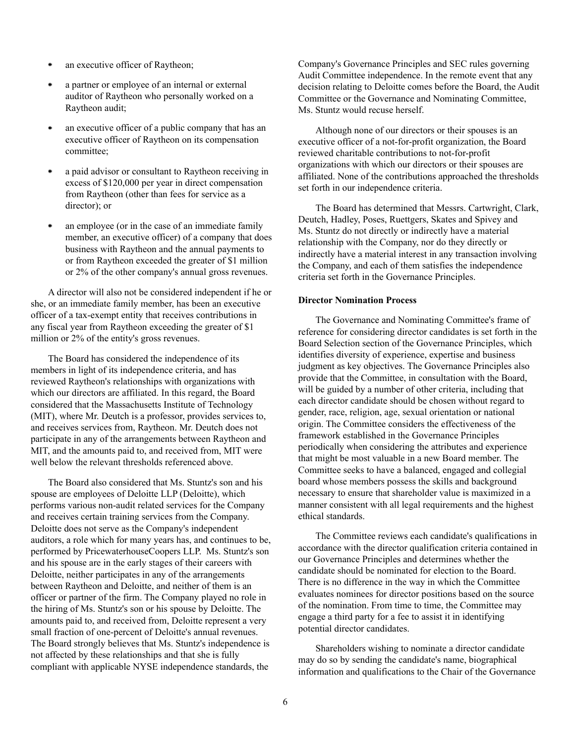- an executive officer of Raytheon;
- a partner or employee of an internal or external auditor of Raytheon who personally worked on a Raytheon audit;
- an executive officer of a public company that has an executive officer of Raytheon on its compensation committee;
- a paid advisor or consultant to Raytheon receiving in excess of $120,000 per year in direct compensation from Raytheon (other than fees for service as a director); or
- an employee (or in the case of an immediate family member, an executive officer) of a company that does business with Raytheon and the annual payments to or from Raytheon exceeded the greater of $1 million or 2% of the other company's annual gross revenues.

A director will also not be considered independent if he or she, or an immediate family member, has been an executive officer of a tax-exempt entity that receives contributions in any fiscal year from Raytheon exceeding the greater of $1 million or 2% of the entity's gross revenues.

The Board has considered the independence of its members in light of its independence criteria, and has reviewed Raytheon's relationships with organizations with which our directors are affiliated. In this regard, the Board considered that the Massachusetts Institute of Technology (MIT), where Mr. Deutch is a professor, provides services to, and receives services from, Raytheon. Mr. Deutch does not participate in any of the arrangements between Raytheon and MIT, and the amounts paid to, and received from, MIT were well below the relevant thresholds referenced above.

The Board also considered that Ms. Stuntz's son and his spouse are employees of Deloitte LLP (Deloitte), which performs various non-audit related services for the Company and receives certain training services from the Company. Deloitte does not serve as the Company's independent auditors, a role which for many years has, and continues to be, performed by PricewaterhouseCoopers LLP. Ms. Stuntz's son and his spouse are in the early stages of their careers with Deloitte, neither participates in any of the arrangements between Raytheon and Deloitte, and neither of them is an officer or partner of the firm. The Company played no role in the hiring of Ms. Stuntz's son or his spouse by Deloitte. The amounts paid to, and received from, Deloitte represent a very small fraction of one-percent of Deloitte's annual revenues. The Board strongly believes that Ms. Stuntz's independence is not affected by these relationships and that she is fully compliant with applicable NYSE independence standards, the Company's Governance Principles and SEC rules governing Audit Committee independence. In the remote event that any decision relating to Deloitte comes before the Board, the Audit Committee or the Governance and Nominating Committee, Ms. Stuntz would recuse herself.

Although none of our directors or their spouses is an executive officer of a not-for-profit organization, the Board reviewed charitable contributions to not-for-profit organizations with which our directors or their spouses are affiliated. None of the contributions approached the thresholds set forth in our independence criteria.

The Board has determined that Messrs. Cartwright, Clark, Deutch, Hadley, Poses, Ruettgers, Skates and Spivey and Ms. Stuntz do not directly or indirectly have a material relationship with the Company, nor do they directly or indirectly have a material interest in any transaction involving the Company, and each of them satisfies the independence criteria set forth in the Governance Principles.

**Director Nomination Process**

The Governance and Nominating Committee's frame of reference for considering director candidates is set forth in the Board Selection section of the Governance Principles, which identifies diversity of experience, expertise and business judgment as key objectives. The Governance Principles also provide that the Committee, in consultation with the Board, will be guided by a number of other criteria, including that each director candidate should be chosen without regard to gender, race, religion, age, sexual orientation or national origin. The Committee considers the effectiveness of the framework established in the Governance Principles periodically when considering the attributes and experience that might be most valuable in a new Board member. The Committee seeks to have a balanced, engaged and collegial board whose members possess the skills and background necessary to ensure that shareholder value is maximized in a manner consistent with all legal requirements and the highest ethical standards.

The Committee reviews each candidate's qualifications in accordance with the director qualification criteria contained in our Governance Principles and determines whether the candidate should be nominated for election to the Board. There is no difference in the way in which the Committee evaluates nominees for director positions based on the source of the nomination. From time to time, the Committee may engage a third party for a fee to assist it in identifying potential director candidates.

Shareholders wishing to nominate a director candidate may do so by sending the candidate's name, biographical information and qualifications to the Chair of the Governance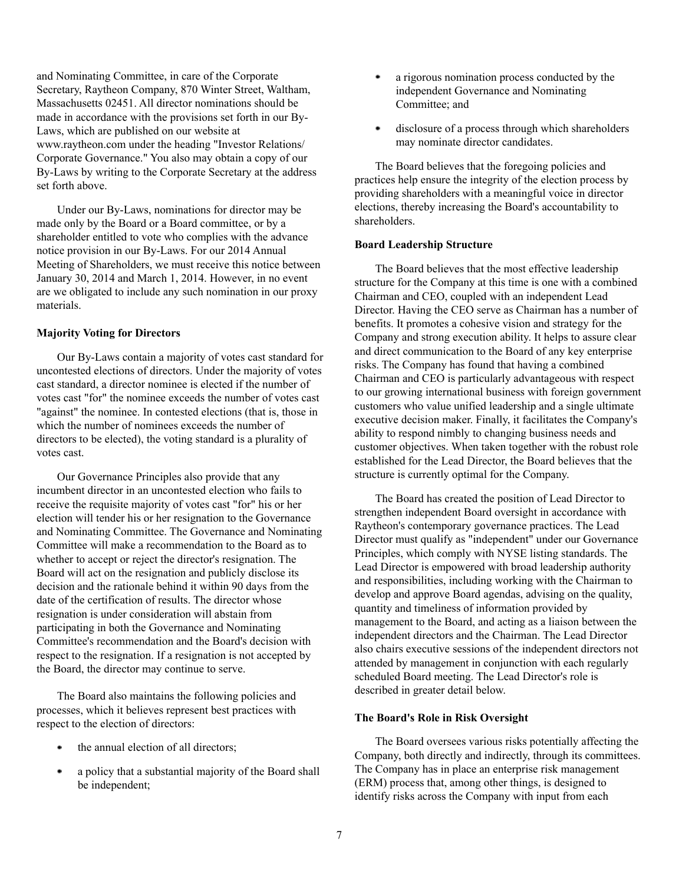and Nominating Committee, in care of the Corporate Secretary, Raytheon Company, 870 Winter Street, Waltham, Massachusetts 02451. All director nominations should be made in accordance with the provisions set forth in our By-Laws, which are published on our website at www.raytheon.com under the heading "Investor Relations/ Corporate Governance." You also may obtain a copy of our By-Laws by writing to the Corporate Secretary at the address set forth above.

Under our By-Laws, nominations for director may be made only by the Board or a Board committee, or by a shareholder entitled to vote who complies with the advance notice provision in our By-Laws. For our 2014 Annual Meeting of Shareholders, we must receive this notice between January 30, 2014 and March 1, 2014. However, in no event are we obligated to include any such nomination in our proxy materials.

**Majority Voting for Directors**

Our By-Laws contain a majority of votes cast standard for uncontested elections of directors. Under the majority of votes cast standard, a director nominee is elected if the number of votes cast "for" the nominee exceeds the number of votes cast "against" the nominee. In contested elections (that is, those in which the number of nominees exceeds the number of directors to be elected), the voting standard is a plurality of votes cast.

Our Governance Principles also provide that any incumbent director in an uncontested election who fails to receive the requisite majority of votes cast "for" his or her election will tender his or her resignation to the Governance and Nominating Committee. The Governance and Nominating Committee will make a recommendation to the Board as to whether to accept or reject the director's resignation. The Board will act on the resignation and publicly disclose its decision and the rationale behind it within 90 days from the date of the certification of results. The director whose resignation is under consideration will abstain from participating in both the Governance and Nominating Committee's recommendation and the Board's decision with respect to the resignation. If a resignation is not accepted by the Board, the director may continue to serve.

The Board also maintains the following policies and processes, which it believes represent best practices with respect to the election of directors:

- the annual election of all directors;
- a policy that a substantial majority of the Board shall be independent;
- a rigorous nomination process conducted by the independent Governance and Nominating Committee; and
- disclosure of a process through which shareholders may nominate director candidates.

The Board believes that the foregoing policies and practices help ensure the integrity of the election process by providing shareholders with a meaningful voice in director elections, thereby increasing the Board's accountability to shareholders.

**Board Leadership Structure**

The Board believes that the most effective leadership structure for the Company at this time is one with a combined Chairman and CEO, coupled with an independent Lead Director. Having the CEO serve as Chairman has a number of benefits. It promotes a cohesive vision and strategy for the Company and strong execution ability. It helps to assure clear and direct communication to the Board of any key enterprise risks. The Company has found that having a combined Chairman and CEO is particularly advantageous with respect to our growing international business with foreign government customers who value unified leadership and a single ultimate executive decision maker. Finally, it facilitates the Company's ability to respond nimbly to changing business needs and customer objectives. When taken together with the robust role established for the Lead Director, the Board believes that the structure is currently optimal for the Company.

The Board has created the position of Lead Director to strengthen independent Board oversight in accordance with Raytheon's contemporary governance practices. The Lead Director must qualify as "independent" under our Governance Principles, which comply with NYSE listing standards. The Lead Director is empowered with broad leadership authority and responsibilities, including working with the Chairman to develop and approve Board agendas, advising on the quality, quantity and timeliness of information provided by management to the Board, and acting as a liaison between the independent directors and the Chairman. The Lead Director also chairs executive sessions of the independent directors not attended by management in conjunction with each regularly scheduled Board meeting. The Lead Director's role is described in greater detail below.

**The Board's Role in Risk Oversight**

The Board oversees various risks potentially affecting the Company, both directly and indirectly, through its committees. The Company has in place an enterprise risk management (ERM) process that, among other things, is designed to identify risks across the Company with input from each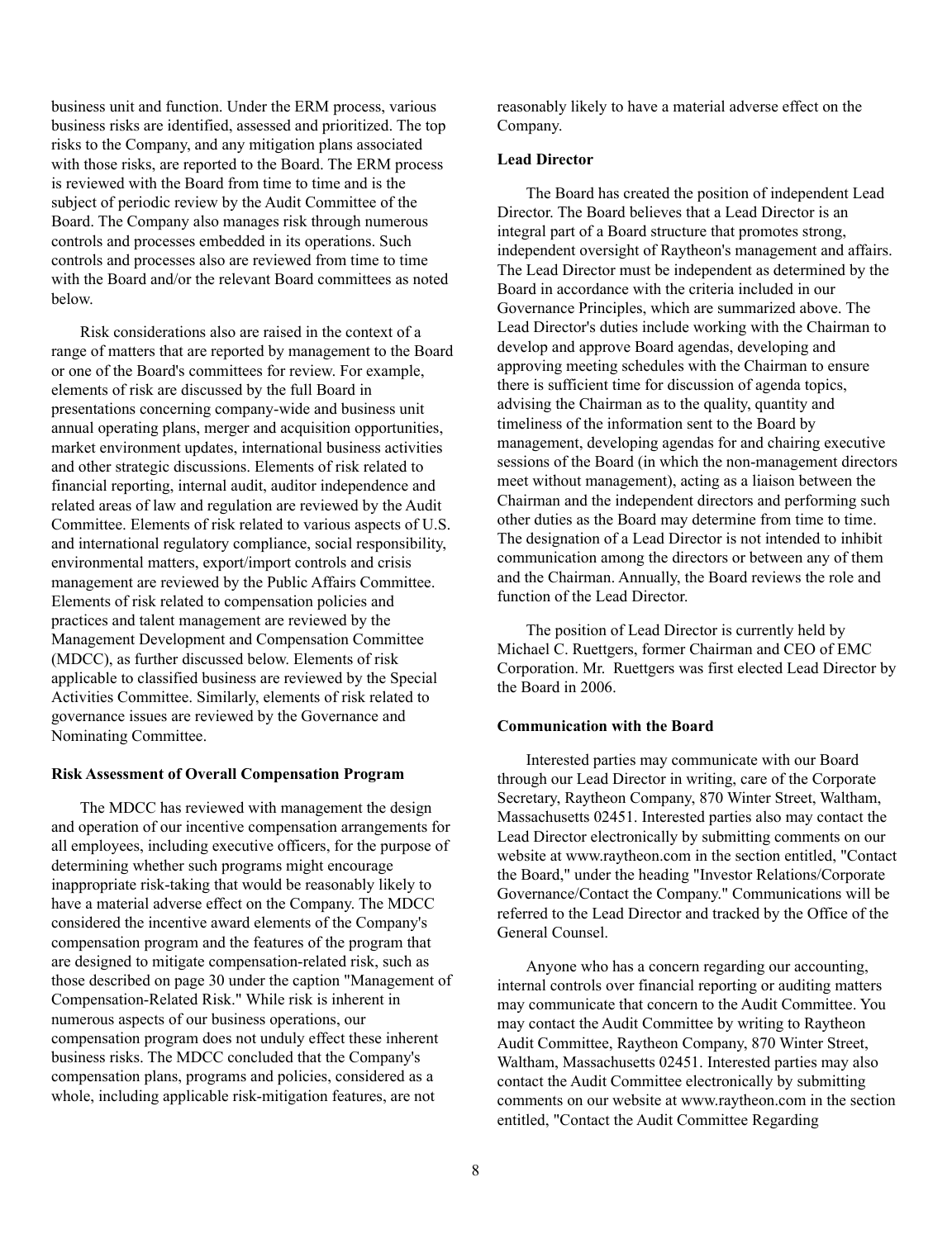business unit and function. Under the ERM process, various business risks are identified, assessed and prioritized. The top risks to the Company, and any mitigation plans associated with those risks, are reported to the Board. The ERM process is reviewed with the Board from time to time and is the subject of periodic review by the Audit Committee of the Board. The Company also manages risk through numerous controls and processes embedded in its operations. Such controls and processes also are reviewed from time to time with the Board and/or the relevant Board committees as noted below.

Risk considerations also are raised in the context of a range of matters that are reported by management to the Board or one of the Board's committees for review. For example, elements of risk are discussed by the full Board in presentations concerning company-wide and business unit annual operating plans, merger and acquisition opportunities, market environment updates, international business activities and other strategic discussions. Elements of risk related to financial reporting, internal audit, auditor independence and related areas of law and regulation are reviewed by the Audit Committee. Elements of risk related to various aspects of U.S. and international regulatory compliance, social responsibility, environmental matters, export/import controls and crisis management are reviewed by the Public Affairs Committee. Elements of risk related to compensation policies and practices and talent management are reviewed by the Management Development and Compensation Committee (MDCC), as further discussed below. Elements of risk applicable to classified business are reviewed by the Special Activities Committee. Similarly, elements of risk related to governance issues are reviewed by the Governance and Nominating Committee.

**Risk Assessment of Overall Compensation Program**

The MDCC has reviewed with management the design and operation of our incentive compensation arrangements for all employees, including executive officers, for the purpose of determining whether such programs might encourage inappropriate risk-taking that would be reasonably likely to have a material adverse effect on the Company. The MDCC considered the incentive award elements of the Company's compensation program and the features of the program that are designed to mitigate compensation-related risk, such as those described on page 30 under the caption "Management of Compensation-Related Risk." While risk is inherent in numerous aspects of our business operations, our compensation program does not unduly effect these inherent business risks. The MDCC concluded that the Company's compensation plans, programs and policies, considered as a whole, including applicable risk-mitigation features, are not reasonably likely to have a material adverse effect on the Company.

**Lead Director**

The Board has created the position of independent Lead Director. The Board believes that a Lead Director is an integral part of a Board structure that promotes strong, independent oversight of Raytheon's management and affairs. The Lead Director must be independent as determined by the Board in accordance with the criteria included in our Governance Principles, which are summarized above. The Lead Director's duties include working with the Chairman to develop and approve Board agendas, developing and approving meeting schedules with the Chairman to ensure there is sufficient time for discussion of agenda topics, advising the Chairman as to the quality, quantity and timeliness of the information sent to the Board by management, developing agendas for and chairing executive sessions of the Board (in which the non-management directors meet without management), acting as a liaison between the Chairman and the independent directors and performing such other duties as the Board may determine from time to time. The designation of a Lead Director is not intended to inhibit communication among the directors or between any of them and the Chairman. Annually, the Board reviews the role and function of the Lead Director.

The position of Lead Director is currently held by Michael C. Ruettgers, former Chairman and CEO of EMC Corporation. Mr. Ruettgers was first elected Lead Director by the Board in 2006.

**Communication with the Board**

Interested parties may communicate with our Board through our Lead Director in writing, care of the Corporate Secretary, Raytheon Company, 870 Winter Street, Waltham, Massachusetts 02451. Interested parties also may contact the Lead Director electronically by submitting comments on our website at www.raytheon.com in the section entitled, "Contact the Board," under the heading "Investor Relations/Corporate Governance/Contact the Company." Communications will be referred to the Lead Director and tracked by the Office of the General Counsel.

Anyone who has a concern regarding our accounting, internal controls over financial reporting or auditing matters may communicate that concern to the Audit Committee. You may contact the Audit Committee by writing to Raytheon Audit Committee, Raytheon Company, 870 Winter Street, Waltham, Massachusetts 02451. Interested parties may also contact the Audit Committee electronically by submitting comments on our website at www.raytheon.com in the section entitled, "Contact the Audit Committee Regarding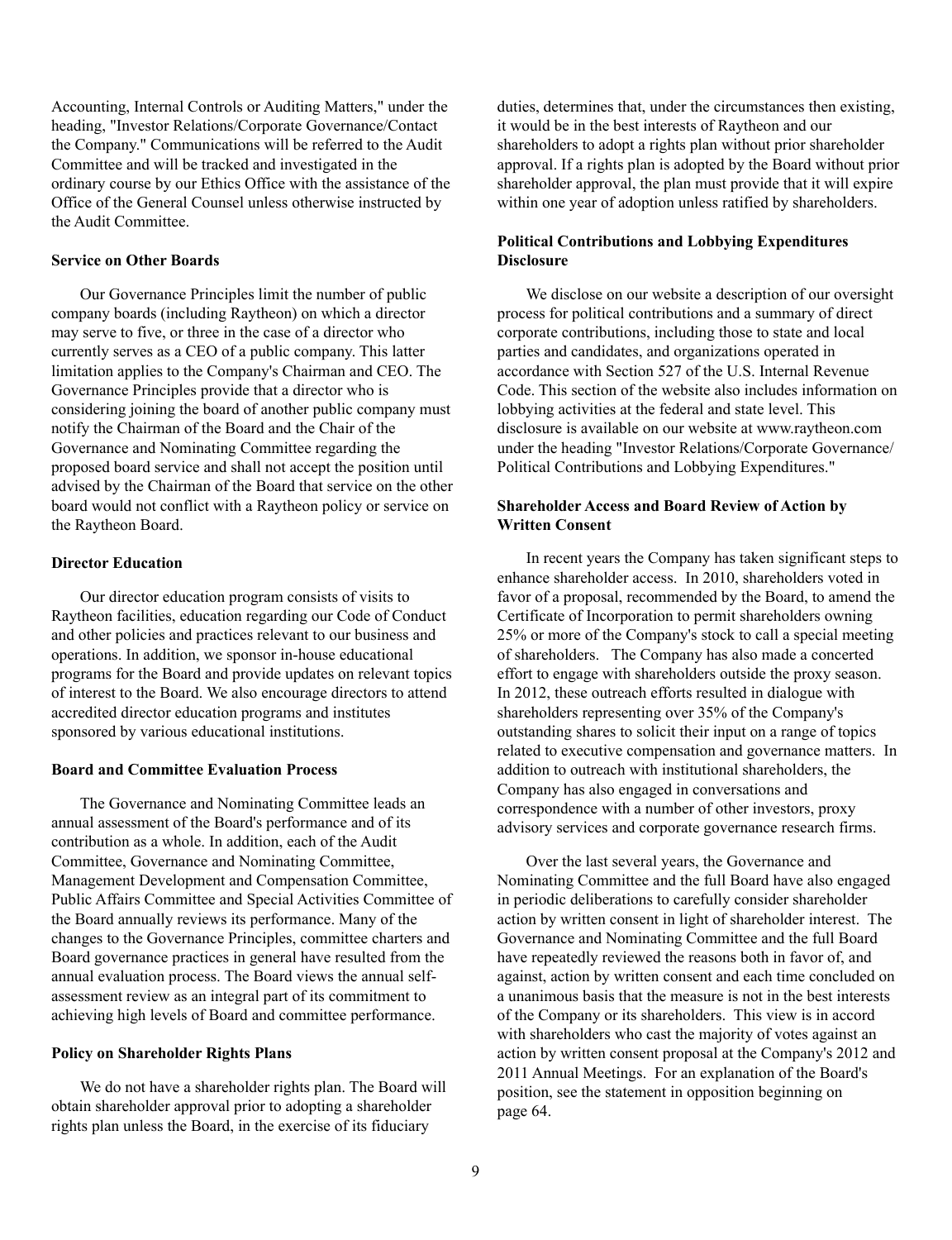Accounting, Internal Controls or Auditing Matters," under the heading, "Investor Relations/Corporate Governance/Contact the Company." Communications will be referred to the Audit Committee and will be tracked and investigated in the ordinary course by our Ethics Office with the assistance of the Office of the General Counsel unless otherwise instructed by the Audit Committee.

**Service on Other Boards**

Our Governance Principles limit the number of public company boards (including Raytheon) on which a director may serve to five, or three in the case of a director who currently serves as a CEO of a public company. This latter limitation applies to the Company's Chairman and CEO. The Governance Principles provide that a director who is considering joining the board of another public company must notify the Chairman of the Board and the Chair of the Governance and Nominating Committee regarding the proposed board service and shall not accept the position until advised by the Chairman of the Board that service on the other board would not conflict with a Raytheon policy or service on the Raytheon Board.

**Director Education**

Our director education program consists of visits to Raytheon facilities, education regarding our Code of Conduct and other policies and practices relevant to our business and operations. In addition, we sponsor in-house educational programs for the Board and provide updates on relevant topics of interest to the Board. We also encourage directors to attend accredited director education programs and institutes sponsored by various educational institutions.

**Board and Committee Evaluation Process**

The Governance and Nominating Committee leads an annual assessment of the Board's performance and of its contribution as a whole. In addition, each of the Audit Committee, Governance and Nominating Committee, Management Development and Compensation Committee, Public Affairs Committee and Special Activities Committee of the Board annually reviews its performance. Many of the changes to the Governance Principles, committee charters and Board governance practices in general have resulted from the annual evaluation process. The Board views the annual self-assessment review as an integral part of its commitment to achieving high levels of Board and committee performance.

**Policy on Shareholder Rights Plans**

We do not have a shareholder rights plan. The Board will obtain shareholder approval prior to adopting a shareholder rights plan unless the Board, in the exercise of its fiduciary duties, determines that, under the circumstances then existing, it would be in the best interests of Raytheon and our shareholders to adopt a rights plan without prior shareholder approval. If a rights plan is adopted by the Board without prior shareholder approval, the plan must provide that it will expire within one year of adoption unless ratified by shareholders.

**Political Contributions and Lobbying Expenditures Disclosure**

We disclose on our website a description of our oversight process for political contributions and a summary of direct corporate contributions, including those to state and local parties and candidates, and organizations operated in accordance with Section 527 of the U.S. Internal Revenue Code. This section of the website also includes information on lobbying activities at the federal and state level. This disclosure is available on our website at www.raytheon.com under the heading "Investor Relations/Corporate Governance/Political Contributions and Lobbying Expenditures."

**Shareholder Access and Board Review of Action by Written Consent**

In recent years the Company has taken significant steps to enhance shareholder access. In 2010, shareholders voted in favor of a proposal, recommended by the Board, to amend the Certificate of Incorporation to permit shareholders owning 25% or more of the Company's stock to call a special meeting of shareholders. The Company has also made a concerted effort to engage with shareholders outside the proxy season. In 2012, these outreach efforts resulted in dialogue with shareholders representing over 35% of the Company's outstanding shares to solicit their input on a range of topics related to executive compensation and governance matters. In addition to outreach with institutional shareholders, the Company has also engaged in conversations and correspondence with a number of other investors, proxy advisory services and corporate governance research firms.

Over the last several years, the Governance and Nominating Committee and the full Board have also engaged in periodic deliberations to carefully consider shareholder action by written consent in light of shareholder interest. The Governance and Nominating Committee and the full Board have repeatedly reviewed the reasons both in favor of, and against, action by written consent and each time concluded on a unanimous basis that the measure is not in the best interests of the Company or its shareholders. This view is in accord with shareholders who cast the majority of votes against an action by written consent proposal at the Company's 2012 and 2011 Annual Meetings. For an explanation of the Board's position, see the statement in opposition beginning on page 64.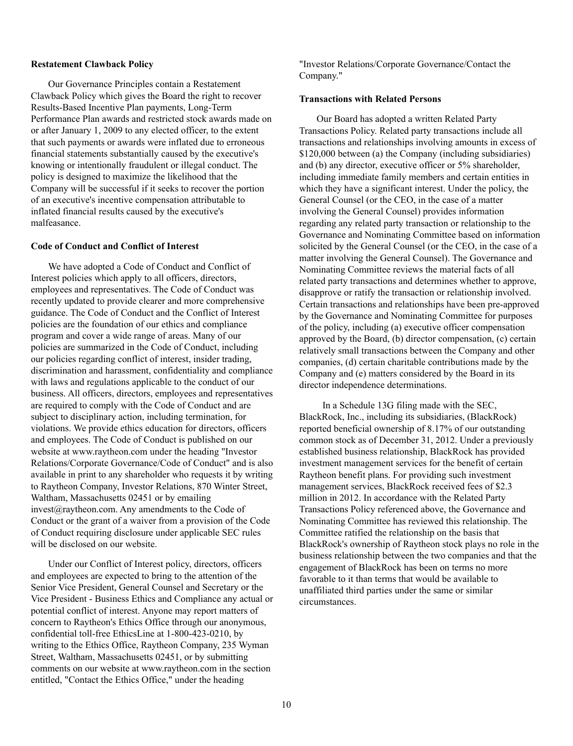**Restatement Clawback Policy**

Our Governance Principles contain a Restatement Clawback Policy which gives the Board the right to recover Results-Based Incentive Plan payments, Long-Term Performance Plan awards and restricted stock awards made on or after January 1, 2009 to any elected officer, to the extent that such payments or awards were inflated due to erroneous financial statements substantially caused by the executive's knowing or intentionally fraudulent or illegal conduct. The policy is designed to maximize the likelihood that the Company will be successful if it seeks to recover the portion of an executive's incentive compensation attributable to inflated financial results caused by the executive's malfeasance.

**Code of Conduct and Conflict of Interest**

We have adopted a Code of Conduct and Conflict of Interest policies which apply to all officers, directors, employees and representatives. The Code of Conduct was recently updated to provide clearer and more comprehensive guidance. The Code of Conduct and the Conflict of Interest policies are the foundation of our ethics and compliance program and cover a wide range of areas. Many of our policies are summarized in the Code of Conduct, including our policies regarding conflict of interest, insider trading, discrimination and harassment, confidentiality and compliance with laws and regulations applicable to the conduct of our business. All officers, directors, employees and representatives are required to comply with the Code of Conduct and are subject to disciplinary action, including termination, for violations. We provide ethics education for directors, officers and employees. The Code of Conduct is published on our website at www.raytheon.com under the heading "Investor Relations/Corporate Governance/Code of Conduct" and is also available in print to any shareholder who requests it by writing to Raytheon Company, Investor Relations, 870 Winter Street, Waltham, Massachusetts 02451 or by emailing invest@raytheon.com. Any amendments to the Code of Conduct or the grant of a waiver from a provision of the Code of Conduct requiring disclosure under applicable SEC rules will be disclosed on our website.

Under our Conflict of Interest policy, directors, officers and employees are expected to bring to the attention of the Senior Vice President, General Counsel and Secretary or the Vice President - Business Ethics and Compliance any actual or potential conflict of interest. Anyone may report matters of concern to Raytheon's Ethics Office through our anonymous, confidential toll-free EthicsLine at 1-800-423-0210, by writing to the Ethics Office, Raytheon Company, 235 Wyman Street, Waltham, Massachusetts 02451, or by submitting comments on our website at www.raytheon.com in the section entitled, "Contact the Ethics Office," under the heading "Investor Relations/Corporate Governance/Contact the Company."

**Transactions with Related Persons**

Our Board has adopted a written Related Party Transactions Policy. Related party transactions include all transactions and relationships involving amounts in excess of $120,000 between (a) the Company (including subsidiaries) and (b) any director, executive officer or 5% shareholder, including immediate family members and certain entities in which they have a significant interest. Under the policy, the General Counsel (or the CEO, in the case of a matter involving the General Counsel) provides information regarding any related party transaction or relationship to the Governance and Nominating Committee based on information solicited by the General Counsel (or the CEO, in the case of a matter involving the General Counsel). The Governance and Nominating Committee reviews the material facts of all related party transactions and determines whether to approve, disapprove or ratify the transaction or relationship involved. Certain transactions and relationships have been pre-approved by the Governance and Nominating Committee for purposes of the policy, including (a) executive officer compensation approved by the Board, (b) director compensation, (c) certain relatively small transactions between the Company and other companies, (d) certain charitable contributions made by the Company and (e) matters considered by the Board in its director independence determinations.

In a Schedule 13G filing made with the SEC, BlackRock, Inc., including its subsidiaries, (BlackRock) reported beneficial ownership of 8.17% of our outstanding common stock as of December 31, 2012. Under a previously established business relationship, BlackRock has provided investment management services for the benefit of certain Raytheon benefit plans. For providing such investment management services, BlackRock received fees of $2.3 million in 2012. In accordance with the Related Party Transactions Policy referenced above, the Governance and Nominating Committee has reviewed this relationship. The Committee ratified the relationship on the basis that BlackRock's ownership of Raytheon stock plays no role in the business relationship between the two companies and that the engagement of BlackRock has been on terms no more favorable to it than terms that would be available to unaffiliated third parties under the same or similar circumstances.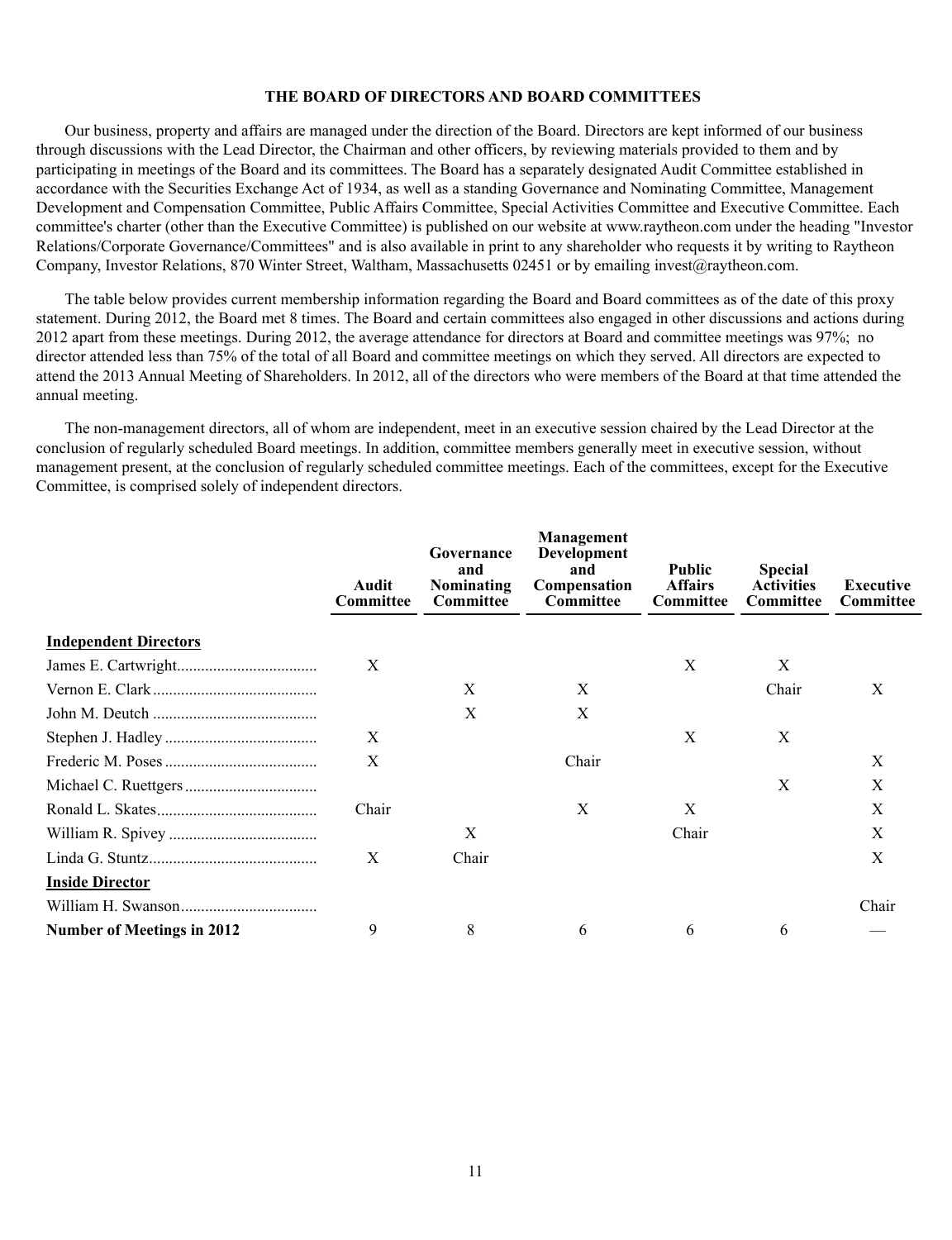## THE BOARD OF DIRECTORS AND BOARD COMMITTEES

Our business, property and affairs are managed under the direction of the Board. Directors are kept informed of our business through discussions with the Lead Director, the Chairman and other officers, by reviewing materials provided to them and by participating in meetings of the Board and its committees. The Board has a separately designated Audit Committee established in accordance with the Securities Exchange Act of 1934, as well as a standing Governance and Nominating Committee, Management Development and Compensation Committee, Public Affairs Committee, Special Activities Committee and Executive Committee. Each committee's charter (other than the Executive Committee) is published on our website at www.raytheon.com under the heading "Investor Relations/Corporate Governance/Committees" and is also available in print to any shareholder who requests it by writing to Raytheon Company, Investor Relations, 870 Winter Street, Waltham, Massachusetts 02451 or by emailing invest@raytheon.com.

The table below provides current membership information regarding the Board and Board committees as of the date of this proxy statement. During 2012, the Board met 8 times. The Board and certain committees also engaged in other discussions and actions during 2012 apart from these meetings. During 2012, the average attendance for directors at Board and committee meetings was 97%; no director attended less than 75% of the total of all Board and committee meetings on which they served. All directors are expected to attend the 2013 Annual Meeting of Shareholders. In 2012, all of the directors who were members of the Board at that time attended the annual meeting.

The non-management directors, all of whom are independent, meet in an executive session chaired by the Lead Director at the conclusion of regularly scheduled Board meetings. In addition, committee members generally meet in executive session, without management present, at the conclusion of regularly scheduled committee meetings. Each of the committees, except for the Executive Committee, is comprised solely of independent directors.

| | Audit Committee | Governance and Nominating Committee | Management Development and Compensation Committee | Public Affairs Committee | Special Activities Committee | Executive Committee |
|---|---|---|---|---|---|---|
| **Independent Directors** | | | | | | |
| James E. Cartwright | X | | | X | X | |
| Vernon E. Clark | | X | X | | Chair | X |
| John M. Deutch | | X | X | | | |
| Stephen J. Hadley | X | | | X | X | |
| Frederic M. Poses | X | | Chair | | | X |
| Michael C. Ruettgers | | | | | X | X |
| Ronald L. Skates | Chair | | X | X | | X |
| William R. Spivey | | X | | Chair | | X |
| Linda G. Stuntz | X | Chair | | | | X |
| **Inside Director** | | | | | | |
| William H. Swanson | | | | | | Chair |
| **Number of Meetings in 2012** | 9 | 8 | 6 | 6 | 6 | — |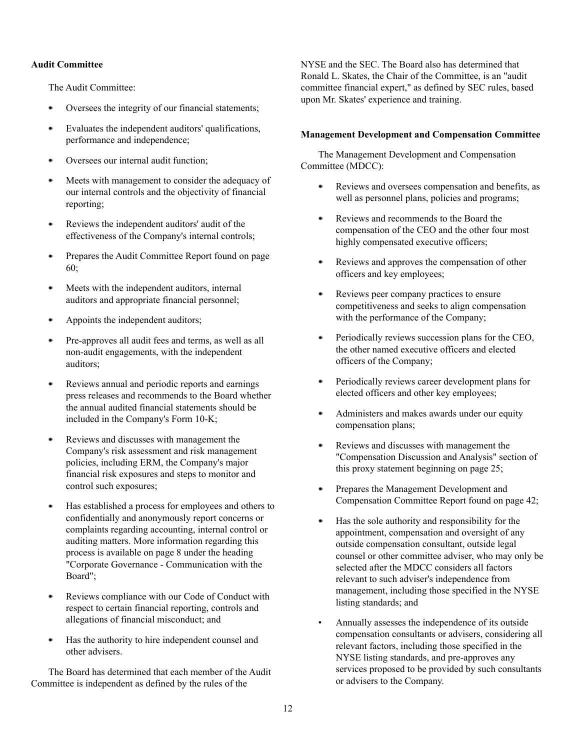**Audit Committee**

The Audit Committee:

- Oversees the integrity of our financial statements;
- Evaluates the independent auditors' qualifications, performance and independence;
- Oversees our internal audit function;
- Meets with management to consider the adequacy of our internal controls and the objectivity of financial reporting;
- Reviews the independent auditors' audit of the effectiveness of the Company's internal controls;
- Prepares the Audit Committee Report found on page 60;
- Meets with the independent auditors, internal auditors and appropriate financial personnel;
- Appoints the independent auditors;
- Pre-approves all audit fees and terms, as well as all non-audit engagements, with the independent auditors;
- Reviews annual and periodic reports and earnings press releases and recommends to the Board whether the annual audited financial statements should be included in the Company's Form 10-K;
- Reviews and discusses with management the Company's risk assessment and risk management policies, including ERM, the Company's major financial risk exposures and steps to monitor and control such exposures;
- Has established a process for employees and others to confidentially and anonymously report concerns or complaints regarding accounting, internal control or auditing matters. More information regarding this process is available on page 8 under the heading "Corporate Governance - Communication with the Board";
- Reviews compliance with our Code of Conduct with respect to certain financial reporting, controls and allegations of financial misconduct; and
- Has the authority to hire independent counsel and other advisers.

The Board has determined that each member of the Audit Committee is independent as defined by the rules of the NYSE and the SEC. The Board also has determined that Ronald L. Skates, the Chair of the Committee, is an "audit committee financial expert," as defined by SEC rules, based upon Mr. Skates' experience and training.

**Management Development and Compensation Committee**

The Management Development and Compensation Committee (MDCC):

- Reviews and oversees compensation and benefits, as well as personnel plans, policies and programs;
- Reviews and recommends to the Board the compensation of the CEO and the other four most highly compensated executive officers;
- Reviews and approves the compensation of other officers and key employees;
- Reviews peer company practices to ensure competitiveness and seeks to align compensation with the performance of the Company;
- Periodically reviews succession plans for the CEO, the other named executive officers and elected officers of the Company;
- Periodically reviews career development plans for elected officers and other key employees;
- Administers and makes awards under our equity compensation plans;
- Reviews and discusses with management the "Compensation Discussion and Analysis" section of this proxy statement beginning on page 25;
- Prepares the Management Development and Compensation Committee Report found on page 42;
- Has the sole authority and responsibility for the appointment, compensation and oversight of any outside compensation consultant, outside legal counsel or other committee adviser, who may only be selected after the MDCC considers all factors relevant to such adviser's independence from management, including those specified in the NYSE listing standards; and
- Annually assesses the independence of its outside compensation consultants or advisers, considering all relevant factors, including those specified in the NYSE listing standards, and pre-approves any services proposed to be provided by such consultants or advisers to the Company.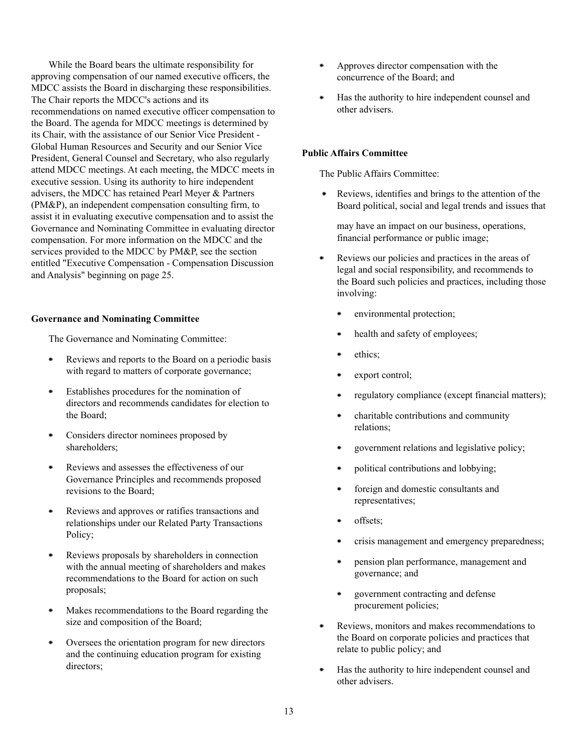While the Board bears the ultimate responsibility for approving compensation of our named executive officers, the MDCC assists the Board in discharging these responsibilities. The Chair reports the MDCC's actions and its recommendations on named executive officer compensation to the Board. The agenda for MDCC meetings is determined by its Chair, with the assistance of our Senior Vice President - Global Human Resources and Security and our Senior Vice President, General Counsel and Secretary, who also regularly attend MDCC meetings. At each meeting, the MDCC meets in executive session. Using its authority to hire independent advisers, the MDCC has retained Pearl Meyer & Partners (PM&P), an independent compensation consulting firm, to assist it in evaluating executive compensation and to assist the Governance and Nominating Committee in evaluating director compensation. For more information on the MDCC and the services provided to the MDCC by PM&P, see the section entitled "Executive Compensation - Compensation Discussion and Analysis" beginning on page 25.

**Governance and Nominating Committee**

The Governance and Nominating Committee:

- Reviews and reports to the Board on a periodic basis with regard to matters of corporate governance;
- Establishes procedures for the nomination of directors and recommends candidates for election to the Board;
- Considers director nominees proposed by shareholders;
- Reviews and assesses the effectiveness of our Governance Principles and recommends proposed revisions to the Board;
- Reviews and approves or ratifies transactions and relationships under our Related Party Transactions Policy;
- Reviews proposals by shareholders in connection with the annual meeting of shareholders and makes recommendations to the Board for action on such proposals;
- Makes recommendations to the Board regarding the size and composition of the Board;
- Oversees the orientation program for new directors and the continuing education program for existing directors;
- Approves director compensation with the concurrence of the Board; and
- Has the authority to hire independent counsel and other advisers.

**Public Affairs Committee**

The Public Affairs Committee:

- Reviews, identifies and brings to the attention of the Board political, social and legal trends and issues that may have an impact on our business, operations, financial performance or public image;
- Reviews our policies and practices in the areas of legal and social responsibility, and recommends to the Board such policies and practices, including those involving:
  - environmental protection;
  - health and safety of employees;
  - ethics;
  - export control;
  - regulatory compliance (except financial matters);
  - charitable contributions and community relations;
  - government relations and legislative policy;
  - political contributions and lobbying;
  - foreign and domestic consultants and representatives;
  - offsets;
  - crisis management and emergency preparedness;
  - pension plan performance, management and governance; and
  - government contracting and defense procurement policies;
- Reviews, monitors and makes recommendations to the Board on corporate policies and practices that relate to public policy; and
- Has the authority to hire independent counsel and other advisers.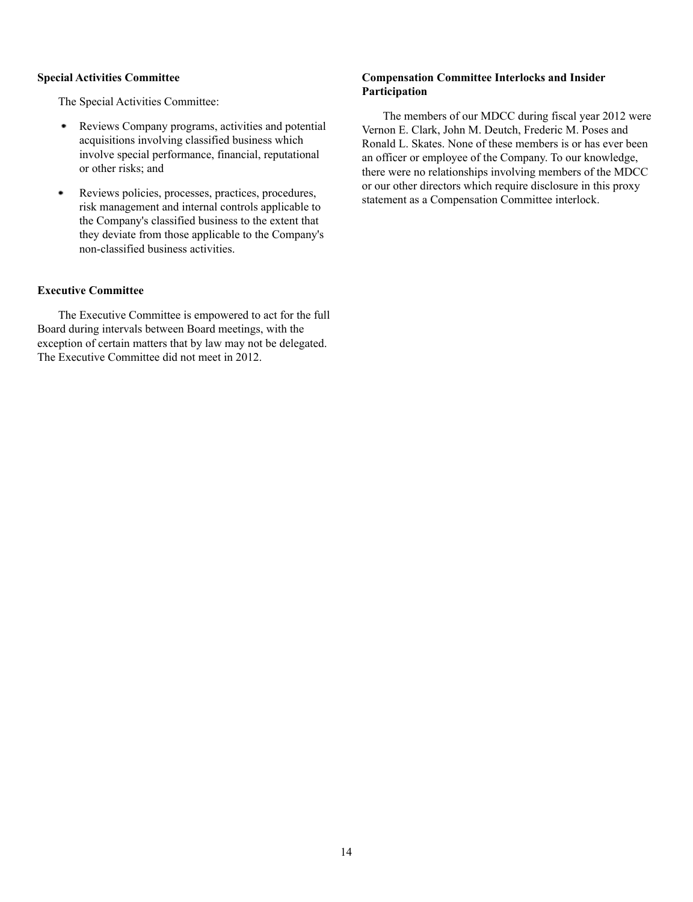### Special Activities Committee

The Special Activities Committee:

- Reviews Company programs, activities and potential acquisitions involving classified business which involve special performance, financial, reputational or other risks; and
- Reviews policies, processes, practices, procedures, risk management and internal controls applicable to the Company's classified business to the extent that they deviate from those applicable to the Company's non-classified business activities.

### Executive Committee

The Executive Committee is empowered to act for the full Board during intervals between Board meetings, with the exception of certain matters that by law may not be delegated. The Executive Committee did not meet in 2012.

### Compensation Committee Interlocks and Insider Participation

The members of our MDCC during fiscal year 2012 were Vernon E. Clark, John M. Deutch, Frederic M. Poses and Ronald L. Skates. None of these members is or has ever been an officer or employee of the Company. To our knowledge, there were no relationships involving members of the MDCC or our other directors which require disclosure in this proxy statement as a Compensation Committee interlock.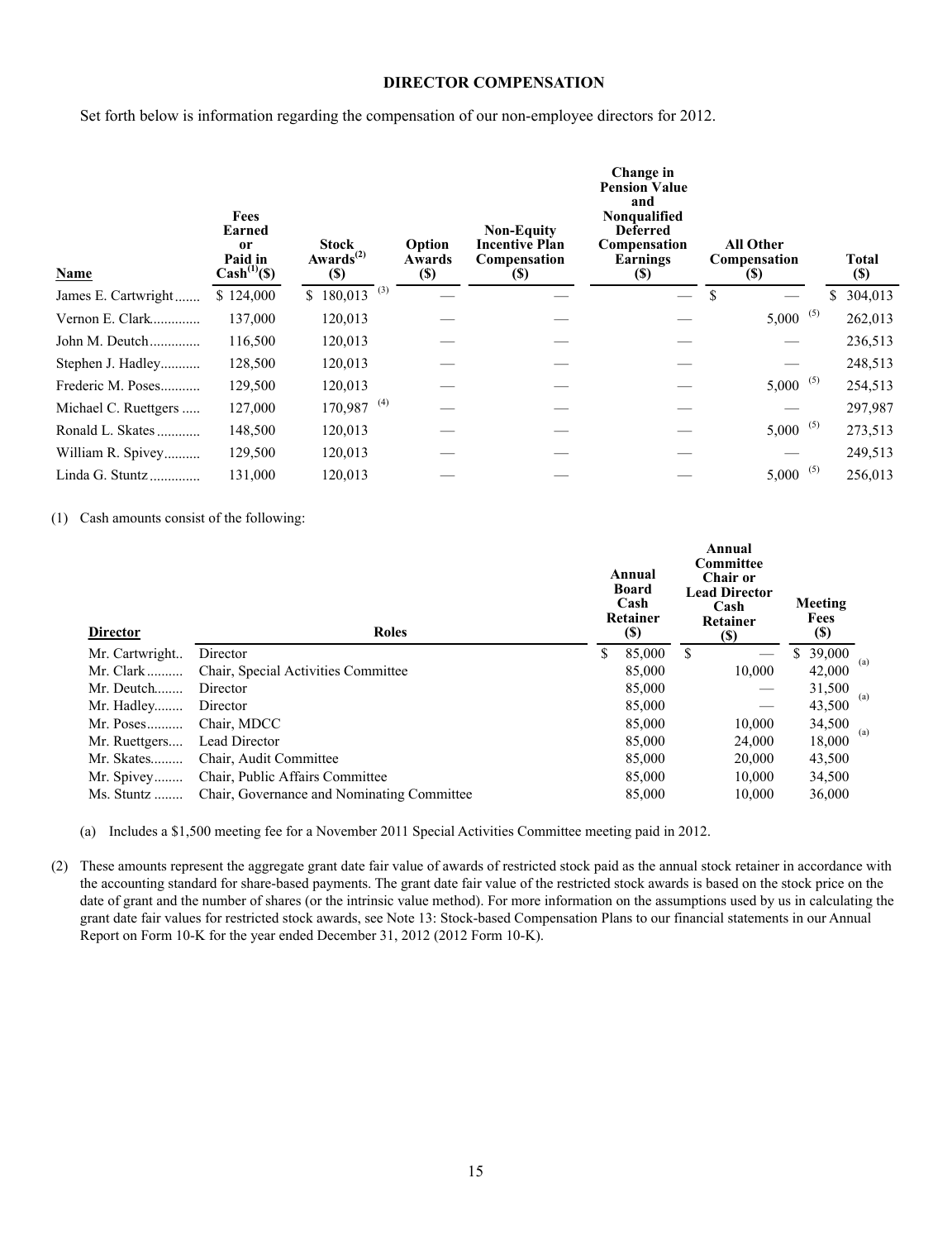## DIRECTOR COMPENSATION

Set forth below is information regarding the compensation of our non-employee directors for 2012.

| Name | Fees Earned or Paid in Cash[(1)]($) | Stock Awards[(2)] ($) | Option Awards ($) | Non-Equity Incentive Plan Compensation ($) | Change in Pension Value and Nonqualified Deferred Compensation Earnings ($) | All Other Compensation ($) | Total ($) |
|---|---|---|---|---|---|---|---|
| James E. Cartwright | $ 124,000 | $ 180,013 [(3)] | — | — | — | $ — | $ 304,013 |
| Vernon E. Clark | 137,000 | 120,013 | — | — | — | 5,000 [(5)] | 262,013 |
| John M. Deutch | 116,500 | 120,013 | — | — | — | — | 236,513 |
| Stephen J. Hadley | 128,500 | 120,013 | — | — | — | — | 248,513 |
| Frederic M. Poses | 129,500 | 120,013 | — | — | — | 5,000 [(5)] | 254,513 |
| Michael C. Ruettgers | 127,000 | 170,987 [(4)] | — | — | — | — | 297,987 |
| Ronald L. Skates | 148,500 | 120,013 | — | — | — | 5,000 [(5)] | 273,513 |
| William R. Spivey | 129,500 | 120,013 | — | — | — | — | 249,513 |
| Linda G. Stuntz | 131,000 | 120,013 | — | — | — | 5,000 [(5)] | 256,013 |

(1) Cash amounts consist of the following:

| Director | Roles | Annual Board Cash Retainer ($) | Annual Committee Chair or Lead Director Cash Retainer ($) | Meeting Fees ($) |
|---|---|---|---|---|
| Mr. Cartwright | Director | $ 85,000 | $ — | $ 39,000 |
| Mr. Clark | Chair, Special Activities Committee | 85,000 | 10,000 | 42,000 [(a)] |
| Mr. Deutch | Director | 85,000 | — | 31,500 |
| Mr. Hadley | Director | 85,000 | — | 43,500 [(a)] |
| Mr. Poses | Chair, MDCC | 85,000 | 10,000 | 34,500 |
| Mr. Ruettgers | Lead Director | 85,000 | 24,000 | 18,000 [(a)] |
| Mr. Skates | Chair, Audit Committee | 85,000 | 20,000 | 43,500 |
| Mr. Spivey | Chair, Public Affairs Committee | 85,000 | 10,000 | 34,500 |
| Ms. Stuntz | Chair, Governance and Nominating Committee | 85,000 | 10,000 | 36,000 |

(a) Includes a $1,500 meeting fee for a November 2011 Special Activities Committee meeting paid in 2012.

(2) These amounts represent the aggregate grant date fair value of awards of restricted stock paid as the annual stock retainer in accordance with the accounting standard for share-based payments. The grant date fair value of the restricted stock awards is based on the stock price on the date of grant and the number of shares (or the intrinsic value method). For more information on the assumptions used by us in calculating the grant date fair values for restricted stock awards, see Note 13: Stock-based Compensation Plans to our financial statements in our Annual Report on Form 10-K for the year ended December 31, 2012 (2012 Form 10-K).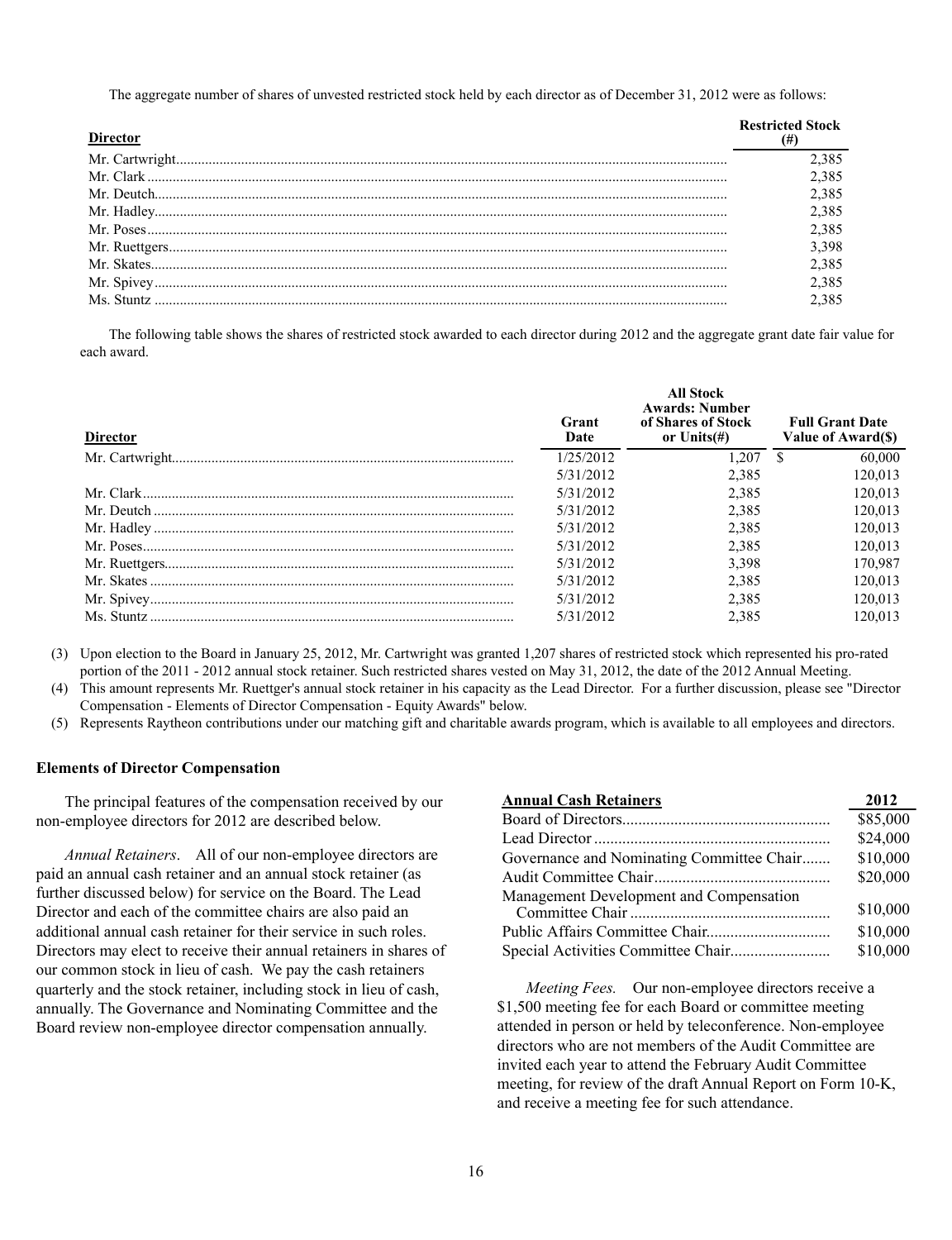The aggregate number of shares of unvested restricted stock held by each director as of December 31, 2012 were as follows:

| Director | Restricted Stock (#) |
|---|---|
| Mr. Cartwright | 2,385 |
| Mr. Clark | 2,385 |
| Mr. Deutch | 2,385 |
| Mr. Hadley | 2,385 |
| Mr. Poses | 2,385 |
| Mr. Ruettgers | 3,398 |
| Mr. Skates | 2,385 |
| Mr. Spivey | 2,385 |
| Ms. Stuntz | 2,385 |

The following table shows the shares of restricted stock awarded to each director during 2012 and the aggregate grant date fair value for each award.

| Director | Grant Date | All Stock Awards: Number of Shares of Stock or Units(#) | Full Grant Date Value of Award($) |
|---|---|---|---|
| Mr. Cartwright | 1/25/2012 | 1,207 | $ 60,000 |
| | 5/31/2012 | 2,385 | 120,013 |
| Mr. Clark | 5/31/2012 | 2,385 | 120,013 |
| Mr. Deutch | 5/31/2012 | 2,385 | 120,013 |
| Mr. Hadley | 5/31/2012 | 2,385 | 120,013 |
| Mr. Poses | 5/31/2012 | 2,385 | 120,013 |
| Mr. Ruettgers | 5/31/2012 | 3,398 | 170,987 |
| Mr. Skates | 5/31/2012 | 2,385 | 120,013 |
| Mr. Spivey | 5/31/2012 | 2,385 | 120,013 |
| Ms. Stuntz | 5/31/2012 | 2,385 | 120,013 |

(3) Upon election to the Board in January 25, 2012, Mr. Cartwright was granted 1,207 shares of restricted stock which represented his pro-rated portion of the 2011 - 2012 annual stock retainer. Such restricted shares vested on May 31, 2012, the date of the 2012 Annual Meeting.

(4) This amount represents Mr. Ruettger's annual stock retainer in his capacity as the Lead Director. For a further discussion, please see "Director Compensation - Elements of Director Compensation - Equity Awards" below.

(5) Represents Raytheon contributions under our matching gift and charitable awards program, which is available to all employees and directors.

### Elements of Director Compensation

The principal features of the compensation received by our non-employee directors for 2012 are described below.

*Annual Retainers*. All of our non-employee directors are paid an annual cash retainer and an annual stock retainer (as further discussed below) for service on the Board. The Lead Director and each of the committee chairs are also paid an additional annual cash retainer for their service in such roles. Directors may elect to receive their annual retainers in shares of our common stock in lieu of cash. We pay the cash retainers quarterly and the stock retainer, including stock in lieu of cash, annually. The Governance and Nominating Committee and the Board review non-employee director compensation annually.

| Annual Cash Retainers | 2012 |
|---|---|
| Board of Directors | $85,000 |
| Lead Director | $24,000 |
| Governance and Nominating Committee Chair | $10,000 |
| Audit Committee Chair | $20,000 |
| Management Development and Compensation Committee Chair | $10,000 |
| Public Affairs Committee Chair | $10,000 |
| Special Activities Committee Chair | $10,000 |

*Meeting Fees.* Our non-employee directors receive a $1,500 meeting fee for each Board or committee meeting attended in person or held by teleconference. Non-employee directors who are not members of the Audit Committee are invited each year to attend the February Audit Committee meeting, for review of the draft Annual Report on Form 10-K, and receive a meeting fee for such attendance.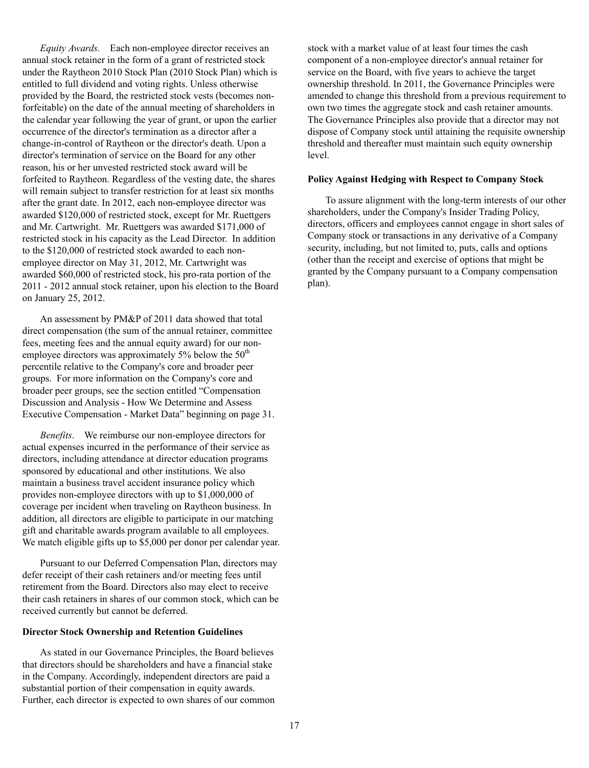*Equity Awards.* Each non-employee director receives an annual stock retainer in the form of a grant of restricted stock under the Raytheon 2010 Stock Plan (2010 Stock Plan) which is entitled to full dividend and voting rights. Unless otherwise provided by the Board, the restricted stock vests (becomes non-forfeitable) on the date of the annual meeting of shareholders in the calendar year following the year of grant, or upon the earlier occurrence of the director's termination as a director after a change-in-control of Raytheon or the director's death. Upon a director's termination of service on the Board for any other reason, his or her unvested restricted stock award will be forfeited to Raytheon. Regardless of the vesting date, the shares will remain subject to transfer restriction for at least six months after the grant date. In 2012, each non-employee director was awarded $120,000 of restricted stock, except for Mr. Ruettgers and Mr. Cartwright. Mr. Ruettgers was awarded $171,000 of restricted stock in his capacity as the Lead Director. In addition to the $120,000 of restricted stock awarded to each non-employee director on May 31, 2012, Mr. Cartwright was awarded $60,000 of restricted stock, his pro-rata portion of the 2011 - 2012 annual stock retainer, upon his election to the Board on January 25, 2012.

An assessment by PM&P of 2011 data showed that total direct compensation (the sum of the annual retainer, committee fees, meeting fees and the annual equity award) for our non-employee directors was approximately 5% below the $50^{th}$ percentile relative to the Company's core and broader peer groups. For more information on the Company's core and broader peer groups, see the section entitled "Compensation Discussion and Analysis - How We Determine and Assess Executive Compensation - Market Data" beginning on page 31.

*Benefits*. We reimburse our non-employee directors for actual expenses incurred in the performance of their service as directors, including attendance at director education programs sponsored by educational and other institutions. We also maintain a business travel accident insurance policy which provides non-employee directors with up to $1,000,000 of coverage per incident when traveling on Raytheon business. In addition, all directors are eligible to participate in our matching gift and charitable awards program available to all employees. We match eligible gifts up to $5,000 per donor per calendar year.

Pursuant to our Deferred Compensation Plan, directors may defer receipt of their cash retainers and/or meeting fees until retirement from the Board. Directors also may elect to receive their cash retainers in shares of our common stock, which can be received currently but cannot be deferred.

**Director Stock Ownership and Retention Guidelines**

As stated in our Governance Principles, the Board believes that directors should be shareholders and have a financial stake in the Company. Accordingly, independent directors are paid a substantial portion of their compensation in equity awards. Further, each director is expected to own shares of our common stock with a market value of at least four times the cash component of a non-employee director's annual retainer for service on the Board, with five years to achieve the target ownership threshold. In 2011, the Governance Principles were amended to change this threshold from a previous requirement to own two times the aggregate stock and cash retainer amounts. The Governance Principles also provide that a director may not dispose of Company stock until attaining the requisite ownership threshold and thereafter must maintain such equity ownership level.

**Policy Against Hedging with Respect to Company Stock**

To assure alignment with the long-term interests of our other shareholders, under the Company's Insider Trading Policy, directors, officers and employees cannot engage in short sales of Company stock or transactions in any derivative of a Company security, including, but not limited to, puts, calls and options (other than the receipt and exercise of options that might be granted by the Company pursuant to a Company compensation plan).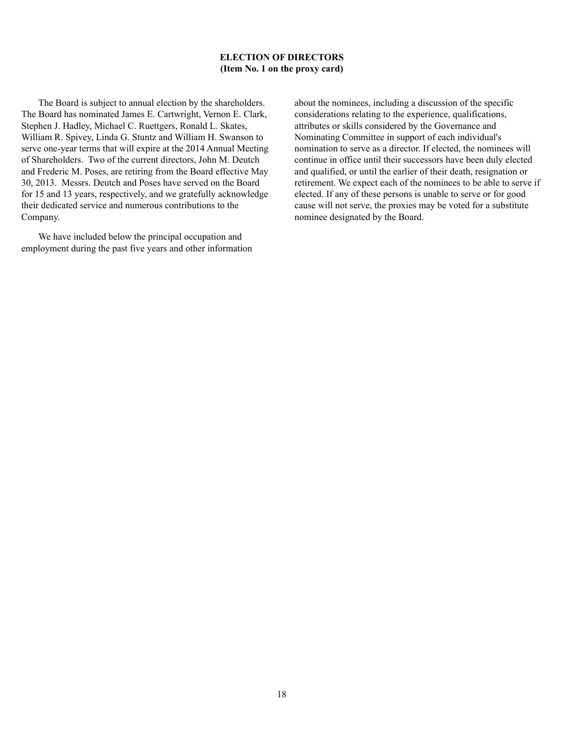## ELECTION OF DIRECTORS
## (Item No. 1 on the proxy card)

The Board is subject to annual election by the shareholders. The Board has nominated James E. Cartwright, Vernon E. Clark, Stephen J. Hadley, Michael C. Ruettgers, Ronald L. Skates, William R. Spivey, Linda G. Stuntz and William H. Swanson to serve one-year terms that will expire at the 2014 Annual Meeting of Shareholders. Two of the current directors, John M. Deutch and Frederic M. Poses, are retiring from the Board effective May 30, 2013. Messrs. Deutch and Poses have served on the Board for 15 and 13 years, respectively, and we gratefully acknowledge their dedicated service and numerous contributions to the Company.

We have included below the principal occupation and employment during the past five years and other information about the nominees, including a discussion of the specific considerations relating to the experience, qualifications, attributes or skills considered by the Governance and Nominating Committee in support of each individual's nomination to serve as a director. If elected, the nominees will continue in office until their successors have been duly elected and qualified, or until the earlier of their death, resignation or retirement. We expect each of the nominees to be able to serve if elected. If any of these persons is unable to serve or for good cause will not serve, the proxies may be voted for a substitute nominee designated by the Board.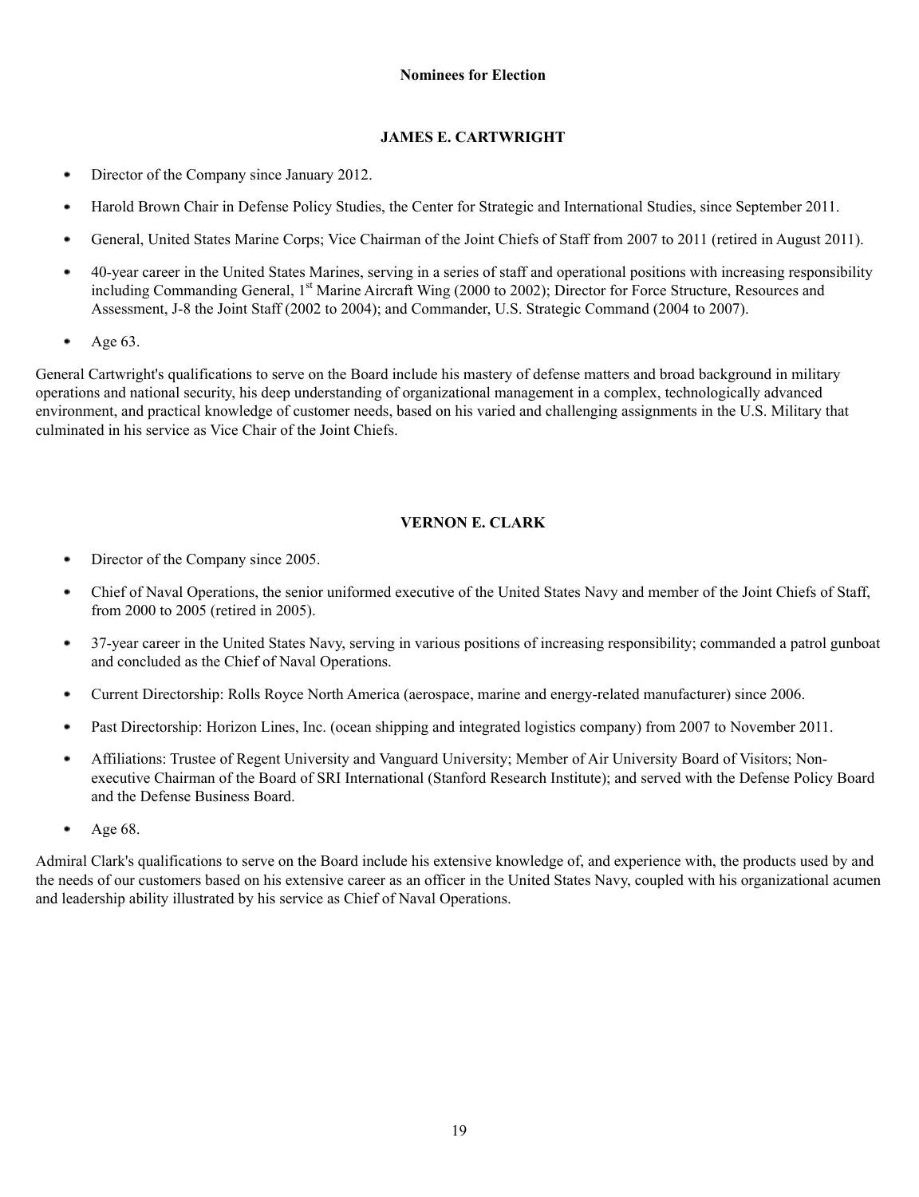**Nominees for Election**

### JAMES E. CARTWRIGHT

- Director of the Company since January 2012.
- Harold Brown Chair in Defense Policy Studies, the Center for Strategic and International Studies, since September 2011.
- General, United States Marine Corps; Vice Chairman of the Joint Chiefs of Staff from 2007 to 2011 (retired in August 2011).
- 40-year career in the United States Marines, serving in a series of staff and operational positions with increasing responsibility including Commanding General, 1st Marine Aircraft Wing (2000 to 2002); Director for Force Structure, Resources and Assessment, J-8 the Joint Staff (2002 to 2004); and Commander, U.S. Strategic Command (2004 to 2007).
- Age 63.

General Cartwright's qualifications to serve on the Board include his mastery of defense matters and broad background in military operations and national security, his deep understanding of organizational management in a complex, technologically advanced environment, and practical knowledge of customer needs, based on his varied and challenging assignments in the U.S. Military that culminated in his service as Vice Chair of the Joint Chiefs.

### VERNON E. CLARK

- Director of the Company since 2005.
- Chief of Naval Operations, the senior uniformed executive of the United States Navy and member of the Joint Chiefs of Staff, from 2000 to 2005 (retired in 2005).
- 37-year career in the United States Navy, serving in various positions of increasing responsibility; commanded a patrol gunboat and concluded as the Chief of Naval Operations.
- Current Directorship: Rolls Royce North America (aerospace, marine and energy-related manufacturer) since 2006.
- Past Directorship: Horizon Lines, Inc. (ocean shipping and integrated logistics company) from 2007 to November 2011.
- Affiliations: Trustee of Regent University and Vanguard University; Member of Air University Board of Visitors; Non-executive Chairman of the Board of SRI International (Stanford Research Institute); and served with the Defense Policy Board and the Defense Business Board.
- Age 68.

Admiral Clark's qualifications to serve on the Board include his extensive knowledge of, and experience with, the products used by and the needs of our customers based on his extensive career as an officer in the United States Navy, coupled with his organizational acumen and leadership ability illustrated by his service as Chief of Naval Operations.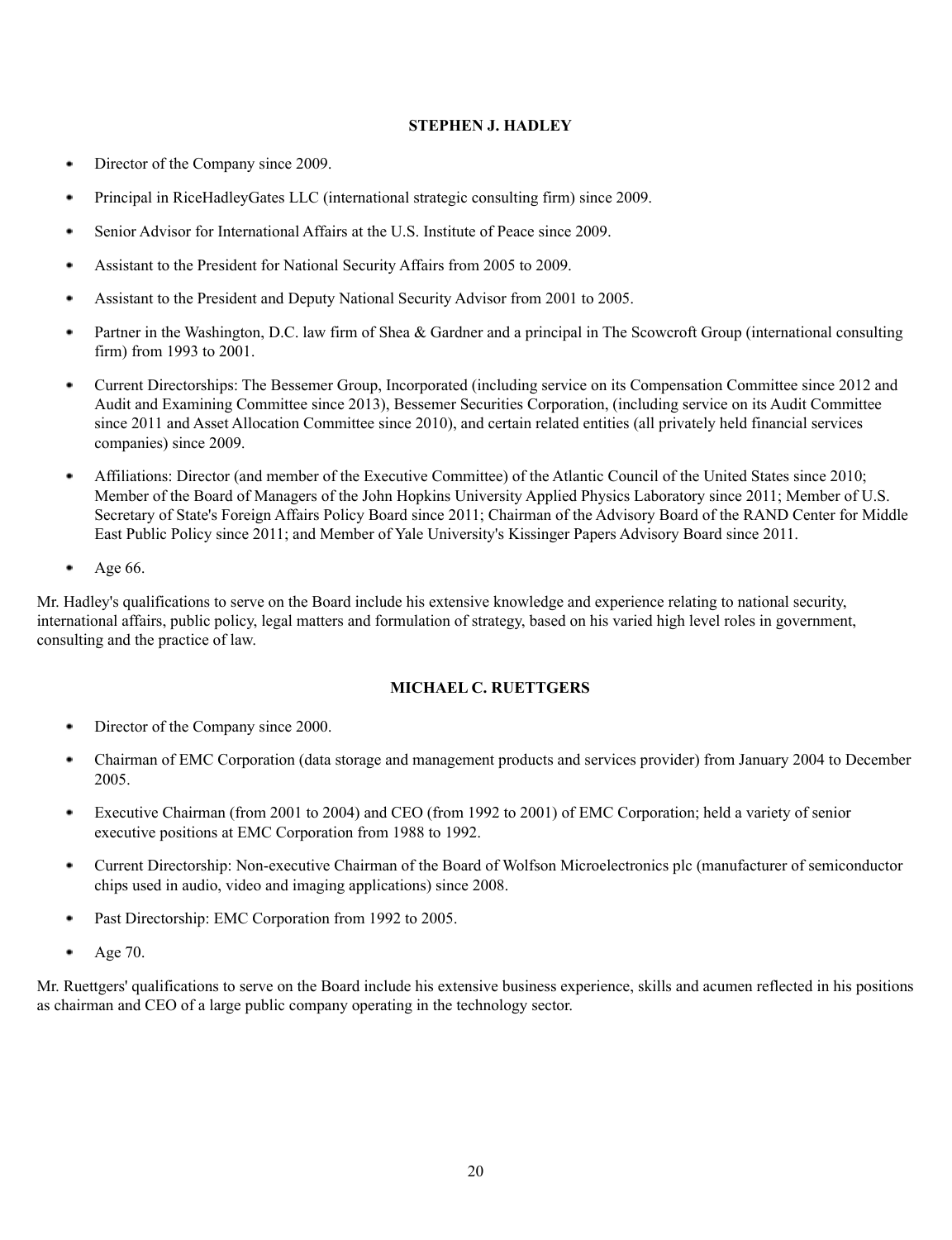**STEPHEN J. HADLEY**

- Director of the Company since 2009.
- Principal in RiceHadleyGates LLC (international strategic consulting firm) since 2009.
- Senior Advisor for International Affairs at the U.S. Institute of Peace since 2009.
- Assistant to the President for National Security Affairs from 2005 to 2009.
- Assistant to the President and Deputy National Security Advisor from 2001 to 2005.
- Partner in the Washington, D.C. law firm of Shea & Gardner and a principal in The Scowcroft Group (international consulting firm) from 1993 to 2001.
- Current Directorships: The Bessemer Group, Incorporated (including service on its Compensation Committee since 2012 and Audit and Examining Committee since 2013), Bessemer Securities Corporation, (including service on its Audit Committee since 2011 and Asset Allocation Committee since 2010), and certain related entities (all privately held financial services companies) since 2009.
- Affiliations: Director (and member of the Executive Committee) of the Atlantic Council of the United States since 2010; Member of the Board of Managers of the John Hopkins University Applied Physics Laboratory since 2011; Member of U.S. Secretary of State's Foreign Affairs Policy Board since 2011; Chairman of the Advisory Board of the RAND Center for Middle East Public Policy since 2011; and Member of Yale University's Kissinger Papers Advisory Board since 2011.
- Age 66.

Mr. Hadley's qualifications to serve on the Board include his extensive knowledge and experience relating to national security, international affairs, public policy, legal matters and formulation of strategy, based on his varied high level roles in government, consulting and the practice of law.

**MICHAEL C. RUETTGERS**

- Director of the Company since 2000.
- Chairman of EMC Corporation (data storage and management products and services provider) from January 2004 to December 2005.
- Executive Chairman (from 2001 to 2004) and CEO (from 1992 to 2001) of EMC Corporation; held a variety of senior executive positions at EMC Corporation from 1988 to 1992.
- Current Directorship: Non-executive Chairman of the Board of Wolfson Microelectronics plc (manufacturer of semiconductor chips used in audio, video and imaging applications) since 2008.
- Past Directorship: EMC Corporation from 1992 to 2005.
- Age 70.

Mr. Ruettgers' qualifications to serve on the Board include his extensive business experience, skills and acumen reflected in his positions as chairman and CEO of a large public company operating in the technology sector.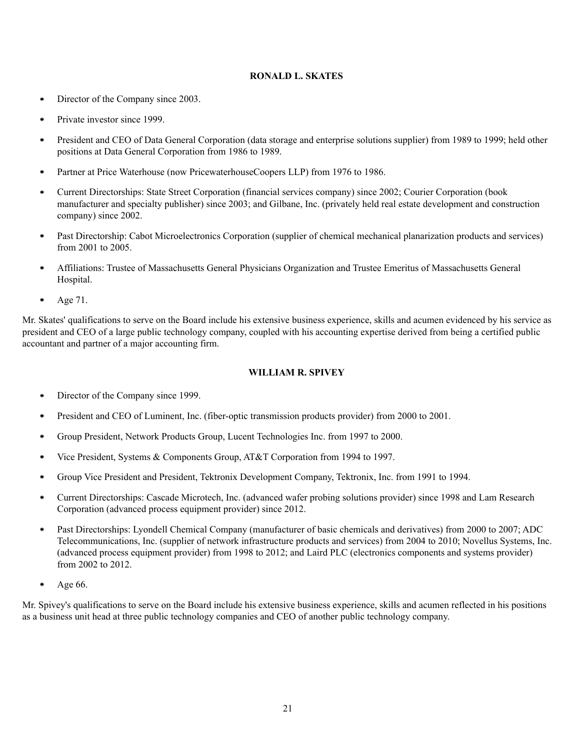### RONALD L. SKATES

- Director of the Company since 2003.
- Private investor since 1999.
- President and CEO of Data General Corporation (data storage and enterprise solutions supplier) from 1989 to 1999; held other positions at Data General Corporation from 1986 to 1989.
- Partner at Price Waterhouse (now PricewaterhouseCoopers LLP) from 1976 to 1986.
- Current Directorships: State Street Corporation (financial services company) since 2002; Courier Corporation (book manufacturer and specialty publisher) since 2003; and Gilbane, Inc. (privately held real estate development and construction company) since 2002.
- Past Directorship: Cabot Microelectronics Corporation (supplier of chemical mechanical planarization products and services) from 2001 to 2005.
- Affiliations: Trustee of Massachusetts General Physicians Organization and Trustee Emeritus of Massachusetts General Hospital.
- Age 71.

Mr. Skates' qualifications to serve on the Board include his extensive business experience, skills and acumen evidenced by his service as president and CEO of a large public technology company, coupled with his accounting expertise derived from being a certified public accountant and partner of a major accounting firm.

### WILLIAM R. SPIVEY

- Director of the Company since 1999.
- President and CEO of Luminent, Inc. (fiber-optic transmission products provider) from 2000 to 2001.
- Group President, Network Products Group, Lucent Technologies Inc. from 1997 to 2000.
- Vice President, Systems & Components Group, AT&T Corporation from 1994 to 1997.
- Group Vice President and President, Tektronix Development Company, Tektronix, Inc. from 1991 to 1994.
- Current Directorships: Cascade Microtech, Inc. (advanced wafer probing solutions provider) since 1998 and Lam Research Corporation (advanced process equipment provider) since 2012.
- Past Directorships: Lyondell Chemical Company (manufacturer of basic chemicals and derivatives) from 2000 to 2007; ADC Telecommunications, Inc. (supplier of network infrastructure products and services) from 2004 to 2010; Novellus Systems, Inc. (advanced process equipment provider) from 1998 to 2012; and Laird PLC (electronics components and systems provider) from 2002 to 2012.
- Age 66.

Mr. Spivey's qualifications to serve on the Board include his extensive business experience, skills and acumen reflected in his positions as a business unit head at three public technology companies and CEO of another public technology company.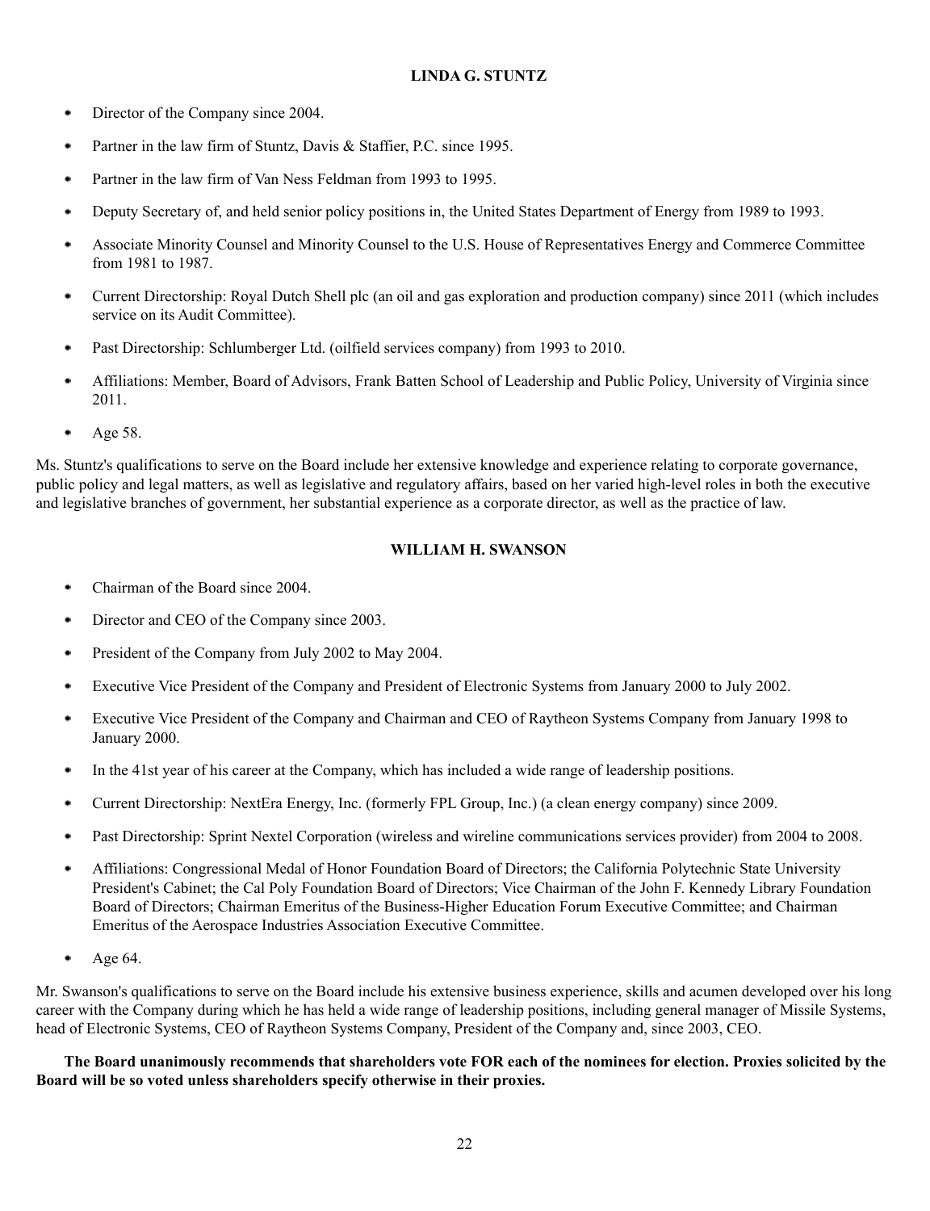### LINDA G. STUNTZ

- Director of the Company since 2004.
- Partner in the law firm of Stuntz, Davis & Staffier, P.C. since 1995.
- Partner in the law firm of Van Ness Feldman from 1993 to 1995.
- Deputy Secretary of, and held senior policy positions in, the United States Department of Energy from 1989 to 1993.
- Associate Minority Counsel and Minority Counsel to the U.S. House of Representatives Energy and Commerce Committee from 1981 to 1987.
- Current Directorship: Royal Dutch Shell plc (an oil and gas exploration and production company) since 2011 (which includes service on its Audit Committee).
- Past Directorship: Schlumberger Ltd. (oilfield services company) from 1993 to 2010.
- Affiliations: Member, Board of Advisors, Frank Batten School of Leadership and Public Policy, University of Virginia since 2011.
- Age 58.

Ms. Stuntz's qualifications to serve on the Board include her extensive knowledge and experience relating to corporate governance, public policy and legal matters, as well as legislative and regulatory affairs, based on her varied high-level roles in both the executive and legislative branches of government, her substantial experience as a corporate director, as well as the practice of law.

### WILLIAM H. SWANSON

- Chairman of the Board since 2004.
- Director and CEO of the Company since 2003.
- President of the Company from July 2002 to May 2004.
- Executive Vice President of the Company and President of Electronic Systems from January 2000 to July 2002.
- Executive Vice President of the Company and Chairman and CEO of Raytheon Systems Company from January 1998 to January 2000.
- In the 41st year of his career at the Company, which has included a wide range of leadership positions.
- Current Directorship: NextEra Energy, Inc. (formerly FPL Group, Inc.) (a clean energy company) since 2009.
- Past Directorship: Sprint Nextel Corporation (wireless and wireline communications services provider) from 2004 to 2008.
- Affiliations: Congressional Medal of Honor Foundation Board of Directors; the California Polytechnic State University President's Cabinet; the Cal Poly Foundation Board of Directors; Vice Chairman of the John F. Kennedy Library Foundation Board of Directors; Chairman Emeritus of the Business-Higher Education Forum Executive Committee; and Chairman Emeritus of the Aerospace Industries Association Executive Committee.
- Age 64.

Mr. Swanson's qualifications to serve on the Board include his extensive business experience, skills and acumen developed over his long career with the Company during which he has held a wide range of leadership positions, including general manager of Missile Systems, head of Electronic Systems, CEO of Raytheon Systems Company, President of the Company and, since 2003, CEO.

**The Board unanimously recommends that shareholders vote FOR each of the nominees for election. Proxies solicited by the Board will be so voted unless shareholders specify otherwise in their proxies.**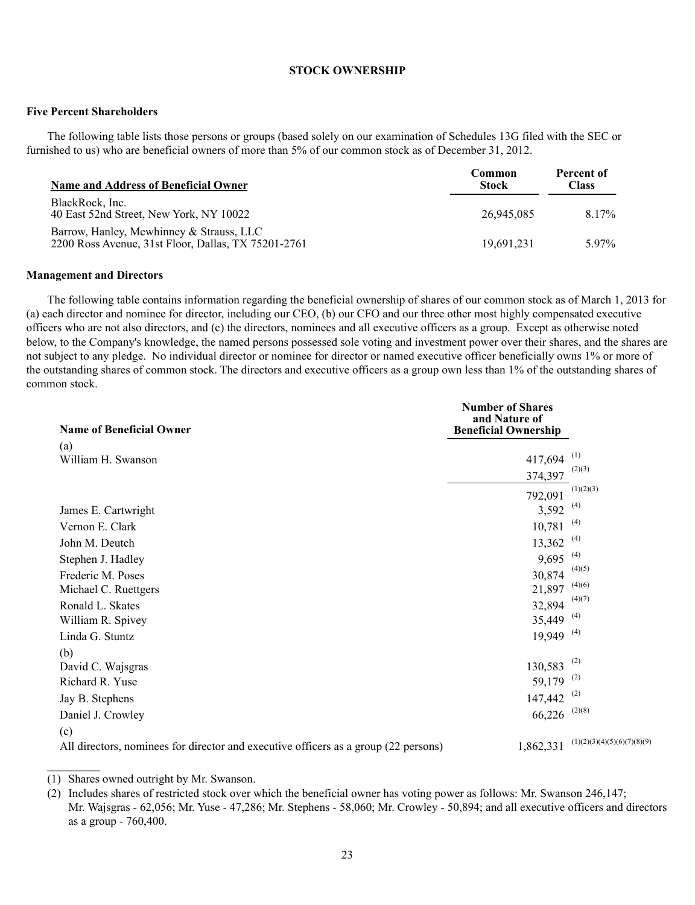## STOCK OWNERSHIP

### Five Percent Shareholders

The following table lists those persons or groups (based solely on our examination of Schedules 13G filed with the SEC or furnished to us) who are beneficial owners of more than 5% of our common stock as of December 31, 2012.

| Name and Address of Beneficial Owner | Common Stock | Percent of Class |
|---|---|---|
| BlackRock, Inc.<br>40 East 52nd Street, New York, NY 10022 | 26,945,085 | 8.17% |
| Barrow, Hanley, Mewhinney & Strauss, LLC<br>2200 Ross Avenue, 31st Floor, Dallas, TX 75201-2761 | 19,691,231 | 5.97% |

### Management and Directors

The following table contains information regarding the beneficial ownership of shares of our common stock as of March 1, 2013 for (a) each director and nominee for director, including our CEO, (b) our CFO and our three other most highly compensated executive officers who are not also directors, and (c) the directors, nominees and all executive officers as a group. Except as otherwise noted below, to the Company's knowledge, the named persons possessed sole voting and investment power over their shares, and the shares are not subject to any pledge. No individual director or nominee for director or named executive officer beneficially owns 1% or more of the outstanding shares of common stock. The directors and executive officers as a group own less than 1% of the outstanding shares of common stock.

| Name of Beneficial Owner | Number of Shares and Nature of Beneficial Ownership |
|---|---|
| (a) | |
| William H. Swanson | 417,694 (1) |
| | 374,397 (2)(3) |
| | 792,091 (1)(2)(3) |
| James E. Cartwright | 3,592 (4) |
| Vernon E. Clark | 10,781 (4) |
| John M. Deutch | 13,362 (4) |
| Stephen J. Hadley | 9,695 (4) |
| Frederic M. Poses | 30,874 (4)(5) |
| Michael C. Ruettgers | 21,897 (4)(6) |
| Ronald L. Skates | 32,894 (4)(7) |
| William R. Spivey | 35,449 (4) |
| Linda G. Stuntz | 19,949 (4) |
| (b) | |
| David C. Wajsgras | 130,583 (2) |
| Richard R. Yuse | 59,179 (2) |
| Jay B. Stephens | 147,442 (2) |
| Daniel J. Crowley | 66,226 (2)(8) |
| (c) | |
| All directors, nominees for director and executive officers as a group (22 persons) | 1,862,331 (1)(2)(3)(4)(5)(6)(7)(8)(9) |

(1) Shares owned outright by Mr. Swanson.

(2) Includes shares of restricted stock over which the beneficial owner has voting power as follows: Mr. Swanson 246,147; Mr. Wajsgras - 62,056; Mr. Yuse - 47,286; Mr. Stephens - 58,060; Mr. Crowley - 50,894; and all executive officers and directors as a group - 760,400.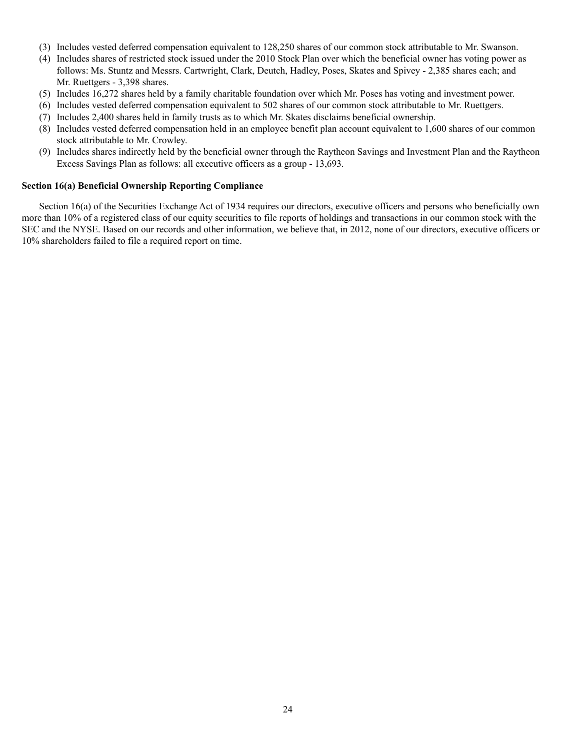(3) Includes vested deferred compensation equivalent to 128,250 shares of our common stock attributable to Mr. Swanson.
(4) Includes shares of restricted stock issued under the 2010 Stock Plan over which the beneficial owner has voting power as follows: Ms. Stuntz and Messrs. Cartwright, Clark, Deutch, Hadley, Poses, Skates and Spivey - 2,385 shares each; and Mr. Ruettgers - 3,398 shares.
(5) Includes 16,272 shares held by a family charitable foundation over which Mr. Poses has voting and investment power.
(6) Includes vested deferred compensation equivalent to 502 shares of our common stock attributable to Mr. Ruettgers.
(7) Includes 2,400 shares held in family trusts as to which Mr. Skates disclaims beneficial ownership.
(8) Includes vested deferred compensation held in an employee benefit plan account equivalent to 1,600 shares of our common stock attributable to Mr. Crowley.
(9) Includes shares indirectly held by the beneficial owner through the Raytheon Savings and Investment Plan and the Raytheon Excess Savings Plan as follows: all executive officers as a group - 13,693.

**Section 16(a) Beneficial Ownership Reporting Compliance**

Section 16(a) of the Securities Exchange Act of 1934 requires our directors, executive officers and persons who beneficially own more than 10% of a registered class of our equity securities to file reports of holdings and transactions in our common stock with the SEC and the NYSE. Based on our records and other information, we believe that, in 2012, none of our directors, executive officers or 10% shareholders failed to file a required report on time.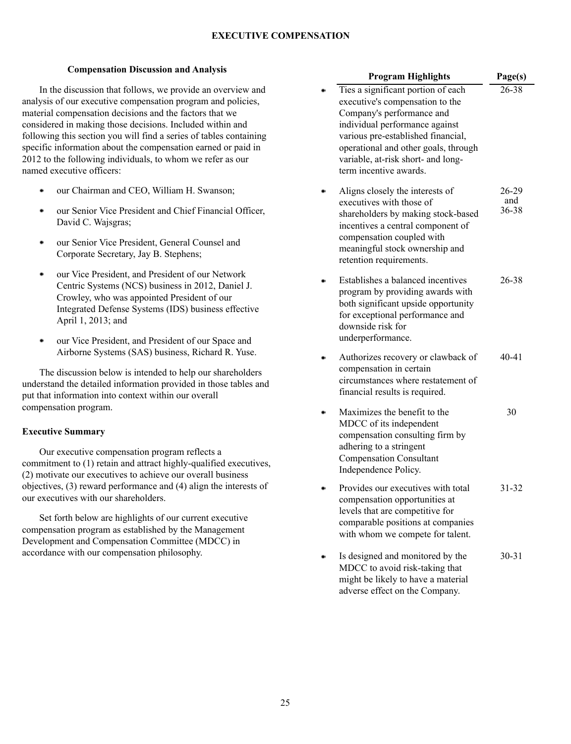## EXECUTIVE COMPENSATION

### Compensation Discussion and Analysis

In the discussion that follows, we provide an overview and analysis of our executive compensation program and policies, material compensation decisions and the factors that we considered in making those decisions. Included within and following this section you will find a series of tables containing specific information about the compensation earned or paid in 2012 to the following individuals, to whom we refer as our named executive officers:

- our Chairman and CEO, William H. Swanson;
- our Senior Vice President and Chief Financial Officer, David C. Wajsgras;
- our Senior Vice President, General Counsel and Corporate Secretary, Jay B. Stephens;
- our Vice President, and President of our Network Centric Systems (NCS) business in 2012, Daniel J. Crowley, who was appointed President of our Integrated Defense Systems (IDS) business effective April 1, 2013; and
- our Vice President, and President of our Space and Airborne Systems (SAS) business, Richard R. Yuse.

The discussion below is intended to help our shareholders understand the detailed information provided in those tables and put that information into context within our overall compensation program.

### Executive Summary

Our executive compensation program reflects a commitment to (1) retain and attract highly-qualified executives, (2) motivate our executives to achieve our overall business objectives, (3) reward performance and (4) align the interests of our executives with our shareholders.

Set forth below are highlights of our current executive compensation program as established by the Management Development and Compensation Committee (MDCC) in accordance with our compensation philosophy.

| Program Highlights | Page(s) |
|---|---|
| • Ties a significant portion of each executive's compensation to the Company's performance and individual performance against various pre-established financial, operational and other goals, through variable, at-risk short- and long-term incentive awards. | 26-38 |
| • Aligns closely the interests of executives with those of shareholders by making stock-based incentives a central component of compensation coupled with meaningful stock ownership and retention requirements. | 26-29 and 36-38 |
| • Establishes a balanced incentives program by providing awards with both significant upside opportunity for exceptional performance and downside risk for underperformance. | 26-38 |
| • Authorizes recovery or clawback of compensation in certain circumstances where restatement of financial results is required. | 40-41 |
| • Maximizes the benefit to the MDCC of its independent compensation consulting firm by adhering to a stringent Compensation Consultant Independence Policy. | 30 |
| • Provides our executives with total compensation opportunities at levels that are competitive for comparable positions at companies with whom we compete for talent. | 31-32 |
| • Is designed and monitored by the MDCC to avoid risk-taking that might be likely to have a material adverse effect on the Company. | 30-31 |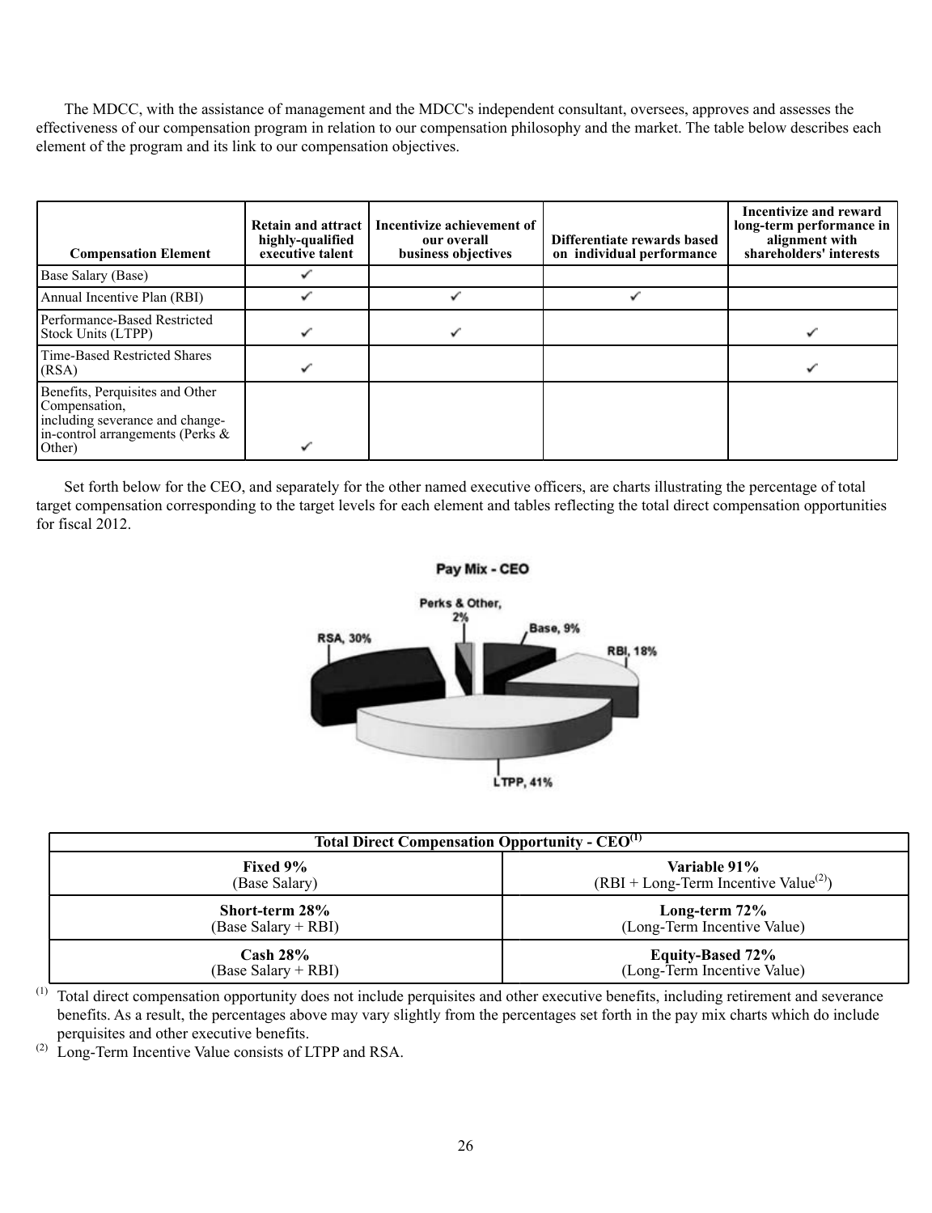The MDCC, with the assistance of management and the MDCC's independent consultant, oversees, approves and assesses the effectiveness of our compensation program in relation to our compensation philosophy and the market. The table below describes each element of the program and its link to our compensation objectives.

| Compensation Element | Retain and attract highly-qualified executive talent | Incentivize achievement of our overall business objectives | Differentiate rewards based on individual performance | Incentivize and reward long-term performance in alignment with shareholders' interests |
|---|---|---|---|---|
| Base Salary (Base) | ✓ | | | |
| Annual Incentive Plan (RBI) | ✓ | ✓ | ✓ | |
| Performance-Based Restricted Stock Units (LTPP) | ✓ | ✓ | | ✓ |
| Time-Based Restricted Shares (RSA) | ✓ | | | ✓ |
| Benefits, Perquisites and Other Compensation, including severance and change-in-control arrangements (Perks & Other) | ✓ | | | |

Set forth below for the CEO, and separately for the other named executive officers, are charts illustrating the percentage of total target compensation corresponding to the target levels for each element and tables reflecting the total direct compensation opportunities for fiscal 2012.

**Pay Mix - CEO**

Perks & Other, 2%; Base, 9%; RBI, 18%; LTPP, 41%; RSA, 30%

| Total Direct Compensation Opportunity - CEO[(1)] | |
|---|---|
| **Fixed 9%**<br>(Base Salary) | **Variable 91%**<br>(RBI + Long-Term Incentive Value[(2)]) |
| **Short-term 28%**<br>(Base Salary + RBI) | **Long-term 72%**<br>(Long-Term Incentive Value) |
| **Cash 28%**<br>(Base Salary + RBI) | **Equity-Based 72%**<br>(Long-Term Incentive Value) |

(1) Total direct compensation opportunity does not include perquisites and other executive benefits, including retirement and severance benefits. As a result, the percentages above may vary slightly from the percentages set forth in the pay mix charts which do include perquisites and other executive benefits.

(2) Long-Term Incentive Value consists of LTPP and RSA.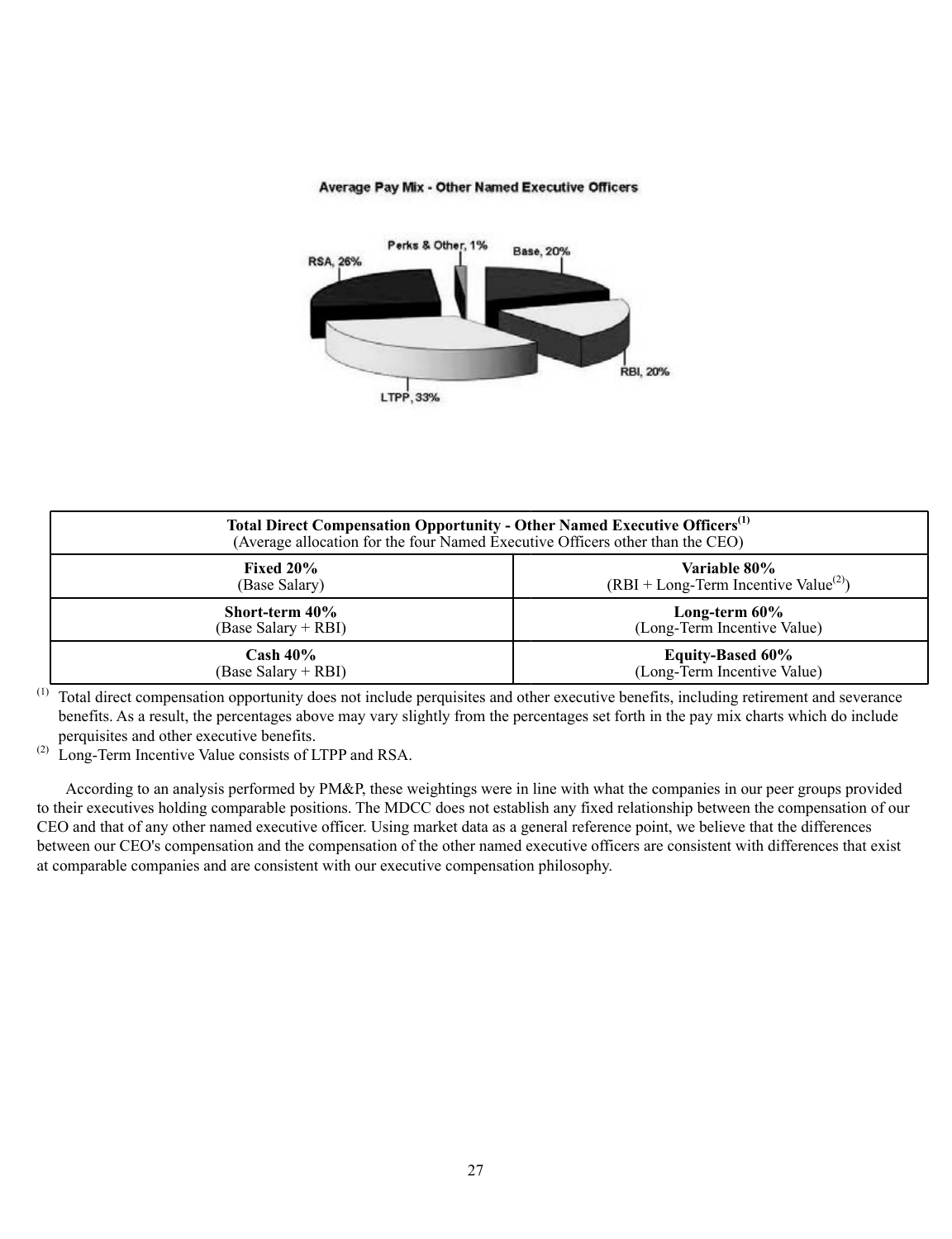**Average Pay Mix - Other Named Executive Officers**

| Component | Percentage |
|---|---|
| Base | 20% |
| RBI | 20% |
| LTPP | 33% |
| RSA | 26% |
| Perks & Other | 1% |

| Total Direct Compensation Opportunity - Other Named Executive Officers[(1)] (Average allocation for the four Named Executive Officers other than the CEO) | |
|---|---|
| **Fixed 20%** (Base Salary) | **Variable 80%** (RBI + Long-Term Incentive Value[(2)]) |
| **Short-term 40%** (Base Salary + RBI) | **Long-term 60%** (Long-Term Incentive Value) |
| **Cash 40%** (Base Salary + RBI) | **Equity-Based 60%** (Long-Term Incentive Value) |

(1) Total direct compensation opportunity does not include perquisites and other executive benefits, including retirement and severance benefits. As a result, the percentages above may vary slightly from the percentages set forth in the pay mix charts which do include perquisites and other executive benefits.

(2) Long-Term Incentive Value consists of LTPP and RSA.

According to an analysis performed by PM&P, these weightings were in line with what the companies in our peer groups provided to their executives holding comparable positions. The MDCC does not establish any fixed relationship between the compensation of our CEO and that of any other named executive officer. Using market data as a general reference point, we believe that the differences between our CEO's compensation and the compensation of the other named executive officers are consistent with differences that exist at comparable companies and are consistent with our executive compensation philosophy.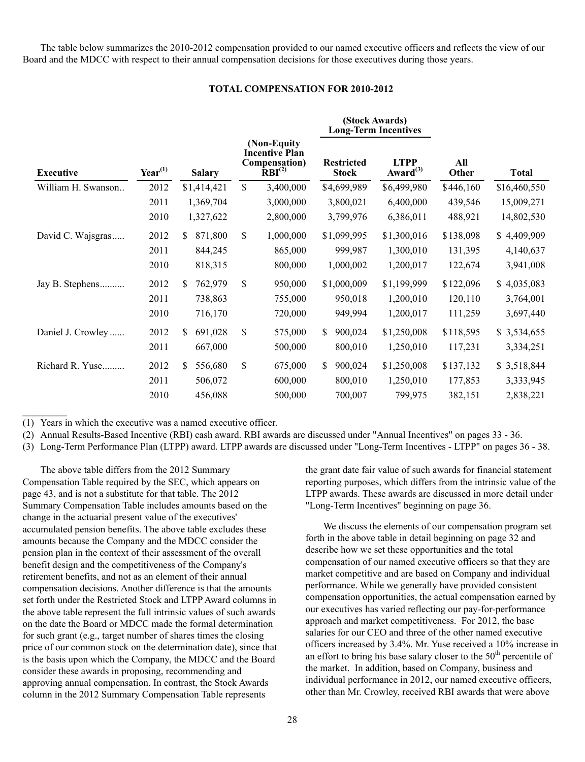The table below summarizes the 2010-2012 compensation provided to our named executive officers and reflects the view of our Board and the MDCC with respect to their annual compensation decisions for those executives during those years.

**TOTAL COMPENSATION FOR 2010-2012**

| Executive | Year[(1)] | Salary | (Non-Equity Incentive Plan Compensation) RBI[(2)] | (Stock Awards) Long-Term Incentives Restricted Stock | (Stock Awards) Long-Term Incentives LTPP Award[(3)] | All Other | Total |
|---|---|---|---|---|---|---|---|
| William H. Swanson.. | 2012 | $1,414,421 | $ 3,400,000 | $4,699,989 | $6,499,980 | $446,160 | $16,460,550 |
| | 2011 | 1,369,704 | 3,000,000 | 3,800,021 | 6,400,000 | 439,546 | 15,009,271 |
| | 2010 | 1,327,622 | 2,800,000 | 3,799,976 | 6,386,011 | 488,921 | 14,802,530 |
| David C. Wajsgras..... | 2012 | $ 871,800 | $ 1,000,000 | $1,099,995 | $1,300,016 | $138,098 | $ 4,409,909 |
| | 2011 | 844,245 | 865,000 | 999,987 | 1,300,010 | 131,395 | 4,140,637 |
| | 2010 | 818,315 | 800,000 | 1,000,002 | 1,200,017 | 122,674 | 3,941,008 |
| Jay B. Stephens.......... | 2012 | $ 762,979 | $ 950,000 | $1,000,009 | $1,199,999 | $122,096 | $ 4,035,083 |
| | 2011 | 738,863 | 755,000 | 950,018 | 1,200,010 | 120,110 | 3,764,001 |
| | 2010 | 716,170 | 720,000 | 949,994 | 1,200,017 | 111,259 | 3,697,440 |
| Daniel J. Crowley ...... | 2012 | $ 691,028 | $ 575,000 | $ 900,024 | $1,250,008 | $118,595 | $ 3,534,655 |
| | 2011 | 667,000 | 500,000 | 800,010 | 1,250,010 | 117,231 | 3,334,251 |
| Richard R. Yuse......... | 2012 | $ 556,680 | $ 675,000 | $ 900,024 | $1,250,008 | $137,132 | $ 3,518,844 |
| | 2011 | 506,072 | 600,000 | 800,010 | 1,250,010 | 177,853 | 3,333,945 |
| | 2010 | 456,088 | 500,000 | 700,007 | 799,975 | 382,151 | 2,838,221 |

(1) Years in which the executive was a named executive officer.

(2) Annual Results-Based Incentive (RBI) cash award. RBI awards are discussed under "Annual Incentives" on pages 33 - 36.

(3) Long-Term Performance Plan (LTPP) award. LTPP awards are discussed under "Long-Term Incentives - LTPP" on pages 36 - 38.

The above table differs from the 2012 Summary Compensation Table required by the SEC, which appears on page 43, and is not a substitute for that table. The 2012 Summary Compensation Table includes amounts based on the change in the actuarial present value of the executives' accumulated pension benefits. The above table excludes these amounts because the Company and the MDCC consider the pension plan in the context of their assessment of the overall benefit design and the competitiveness of the Company's retirement benefits, and not as an element of their annual compensation decisions. Another difference is that the amounts set forth under the Restricted Stock and LTPP Award columns in the above table represent the full intrinsic values of such awards on the date the Board or MDCC made the formal determination for such grant (e.g., target number of shares times the closing price of our common stock on the determination date), since that is the basis upon which the Company, the MDCC and the Board consider these awards in proposing, recommending and approving annual compensation. In contrast, the Stock Awards column in the 2012 Summary Compensation Table represents the grant date fair value of such awards for financial statement reporting purposes, which differs from the intrinsic value of the LTPP awards. These awards are discussed in more detail under "Long-Term Incentives" beginning on page 36.

We discuss the elements of our compensation program set forth in the above table in detail beginning on page 32 and describe how we set these opportunities and the total compensation of our named executive officers so that they are market competitive and are based on Company and individual performance. While we generally have provided consistent compensation opportunities, the actual compensation earned by our executives has varied reflecting our pay-for-performance approach and market competitiveness. For 2012, the base salaries for our CEO and three of the other named executive officers increased by 3.4%. Mr. Yuse received a 10% increase in an effort to bring his base salary closer to the 50th percentile of the market. In addition, based on Company, business and individual performance in 2012, our named executive officers, other than Mr. Crowley, received RBI awards that were above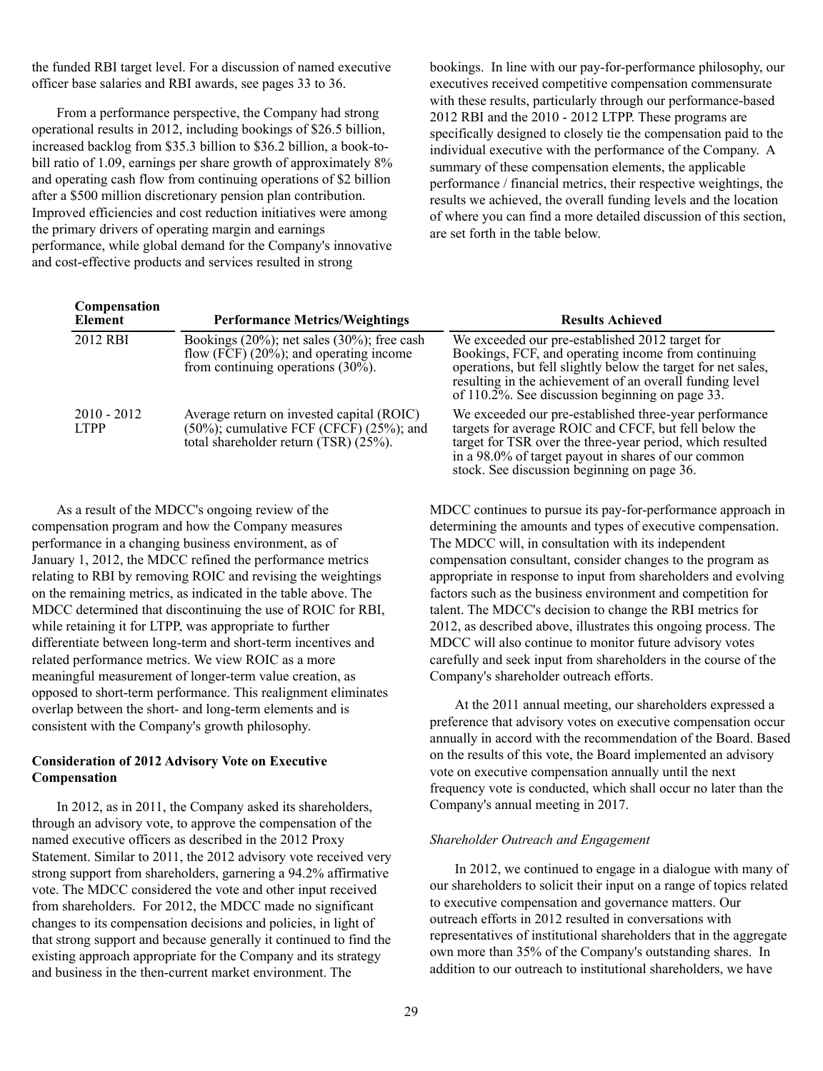the funded RBI target level. For a discussion of named executive officer base salaries and RBI awards, see pages 33 to 36.

From a performance perspective, the Company had strong operational results in 2012, including bookings of $26.5 billion, increased backlog from $35.3 billion to $36.2 billion, a book-to-bill ratio of 1.09, earnings per share growth of approximately 8% and operating cash flow from continuing operations of $2 billion after a $500 million discretionary pension plan contribution. Improved efficiencies and cost reduction initiatives were among the primary drivers of operating margin and earnings performance, while global demand for the Company's innovative and cost-effective products and services resulted in strong bookings. In line with our pay-for-performance philosophy, our executives received competitive compensation commensurate with these results, particularly through our performance-based 2012 RBI and the 2010 - 2012 LTPP. These programs are specifically designed to closely tie the compensation paid to the individual executive with the performance of the Company. A summary of these compensation elements, the applicable performance / financial metrics, their respective weightings, the results we achieved, the overall funding levels and the location of where you can find a more detailed discussion of this section, are set forth in the table below.

| Compensation Element | Performance Metrics/Weightings | Results Achieved |
|---|---|---|
| 2012 RBI | Bookings (20%); net sales (30%); free cash flow (FCF) (20%); and operating income from continuing operations (30%). | We exceeded our pre-established 2012 target for Bookings, FCF, and operating income from continuing operations, but fell slightly below the target for net sales, resulting in the achievement of an overall funding level of 110.2%. See discussion beginning on page 33. |
| 2010 - 2012 LTPP | Average return on invested capital (ROIC) (50%); cumulative FCF (CFCF) (25%); and total shareholder return (TSR) (25%). | We exceeded our pre-established three-year performance targets for average ROIC and CFCF, but fell below the target for TSR over the three-year period, which resulted in a 98.0% of target payout in shares of our common stock. See discussion beginning on page 36. |

As a result of the MDCC's ongoing review of the compensation program and how the Company measures performance in a changing business environment, as of January 1, 2012, the MDCC refined the performance metrics relating to RBI by removing ROIC and revising the weightings on the remaining metrics, as indicated in the table above. The MDCC determined that discontinuing the use of ROIC for RBI, while retaining it for LTPP, was appropriate to further differentiate between long-term and short-term incentives and related performance metrics. We view ROIC as a more meaningful measurement of longer-term value creation, as opposed to short-term performance. This realignment eliminates overlap between the short- and long-term elements and is consistent with the Company's growth philosophy.

**Consideration of 2012 Advisory Vote on Executive Compensation**

In 2012, as in 2011, the Company asked its shareholders, through an advisory vote, to approve the compensation of the named executive officers as described in the 2012 Proxy Statement. Similar to 2011, the 2012 advisory vote received very strong support from shareholders, garnering a 94.2% affirmative vote. The MDCC considered the vote and other input received from shareholders. For 2012, the MDCC made no significant changes to its compensation decisions and policies, in light of that strong support and because generally it continued to find the existing approach appropriate for the Company and its strategy and business in the then-current market environment. The MDCC continues to pursue its pay-for-performance approach in determining the amounts and types of executive compensation. The MDCC will, in consultation with its independent compensation consultant, consider changes to the program as appropriate in response to input from shareholders and evolving factors such as the business environment and competition for talent. The MDCC's decision to change the RBI metrics for 2012, as described above, illustrates this ongoing process. The MDCC will also continue to monitor future advisory votes carefully and seek input from shareholders in the course of the Company's shareholder outreach efforts.

At the 2011 annual meeting, our shareholders expressed a preference that advisory votes on executive compensation occur annually in accord with the recommendation of the Board. Based on the results of this vote, the Board implemented an advisory vote on executive compensation annually until the next frequency vote is conducted, which shall occur no later than the Company's annual meeting in 2017.

*Shareholder Outreach and Engagement*

In 2012, we continued to engage in a dialogue with many of our shareholders to solicit their input on a range of topics related to executive compensation and governance matters. Our outreach efforts in 2012 resulted in conversations with representatives of institutional shareholders that in the aggregate own more than 35% of the Company's outstanding shares. In addition to our outreach to institutional shareholders, we have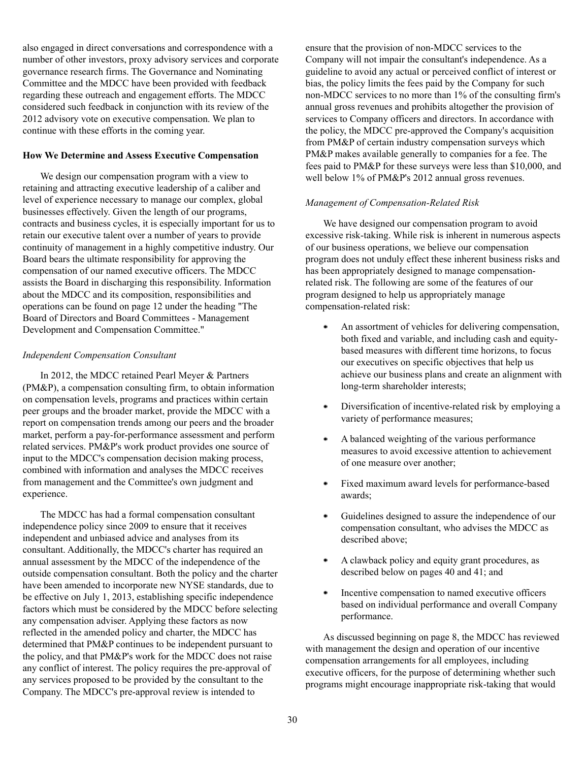also engaged in direct conversations and correspondence with a number of other investors, proxy advisory services and corporate governance research firms. The Governance and Nominating Committee and the MDCC have been provided with feedback regarding these outreach and engagement efforts. The MDCC considered such feedback in conjunction with its review of the 2012 advisory vote on executive compensation. We plan to continue with these efforts in the coming year.

**How We Determine and Assess Executive Compensation**

We design our compensation program with a view to retaining and attracting executive leadership of a caliber and level of experience necessary to manage our complex, global businesses effectively. Given the length of our programs, contracts and business cycles, it is especially important for us to retain our executive talent over a number of years to provide continuity of management in a highly competitive industry. Our Board bears the ultimate responsibility for approving the compensation of our named executive officers. The MDCC assists the Board in discharging this responsibility. Information about the MDCC and its composition, responsibilities and operations can be found on page 12 under the heading "The Board of Directors and Board Committees - Management Development and Compensation Committee."

*Independent Compensation Consultant*

In 2012, the MDCC retained Pearl Meyer & Partners (PM&P), a compensation consulting firm, to obtain information on compensation levels, programs and practices within certain peer groups and the broader market, provide the MDCC with a report on compensation trends among our peers and the broader market, perform a pay-for-performance assessment and perform related services. PM&P's work product provides one source of input to the MDCC's compensation decision making process, combined with information and analyses the MDCC receives from management and the Committee's own judgment and experience.

The MDCC has had a formal compensation consultant independence policy since 2009 to ensure that it receives independent and unbiased advice and analyses from its consultant. Additionally, the MDCC's charter has required an annual assessment by the MDCC of the independence of the outside compensation consultant. Both the policy and the charter have been amended to incorporate new NYSE standards, due to be effective on July 1, 2013, establishing specific independence factors which must be considered by the MDCC before selecting any compensation adviser. Applying these factors as now reflected in the amended policy and charter, the MDCC has determined that PM&P continues to be independent pursuant to the policy, and that PM&P's work for the MDCC does not raise any conflict of interest. The policy requires the pre-approval of any services proposed to be provided by the consultant to the Company. The MDCC's pre-approval review is intended to ensure that the provision of non-MDCC services to the Company will not impair the consultant's independence. As a guideline to avoid any actual or perceived conflict of interest or bias, the policy limits the fees paid by the Company for such non-MDCC services to no more than 1% of the consulting firm's annual gross revenues and prohibits altogether the provision of services to Company officers and directors. In accordance with the policy, the MDCC pre-approved the Company's acquisition from PM&P of certain industry compensation surveys which PM&P makes available generally to companies for a fee. The fees paid to PM&P for these surveys were less than $10,000, and well below 1% of PM&P's 2012 annual gross revenues.

*Management of Compensation-Related Risk*

We have designed our compensation program to avoid excessive risk-taking. While risk is inherent in numerous aspects of our business operations, we believe our compensation program does not unduly effect these inherent business risks and has been appropriately designed to manage compensation-related risk. The following are some of the features of our program designed to help us appropriately manage compensation-related risk:

- An assortment of vehicles for delivering compensation, both fixed and variable, and including cash and equity-based measures with different time horizons, to focus our executives on specific objectives that help us achieve our business plans and create an alignment with long-term shareholder interests;
- Diversification of incentive-related risk by employing a variety of performance measures;
- A balanced weighting of the various performance measures to avoid excessive attention to achievement of one measure over another;
- Fixed maximum award levels for performance-based awards;
- Guidelines designed to assure the independence of our compensation consultant, who advises the MDCC as described above;
- A clawback policy and equity grant procedures, as described below on pages 40 and 41; and
- Incentive compensation to named executive officers based on individual performance and overall Company performance.

As discussed beginning on page 8, the MDCC has reviewed with management the design and operation of our incentive compensation arrangements for all employees, including executive officers, for the purpose of determining whether such programs might encourage inappropriate risk-taking that would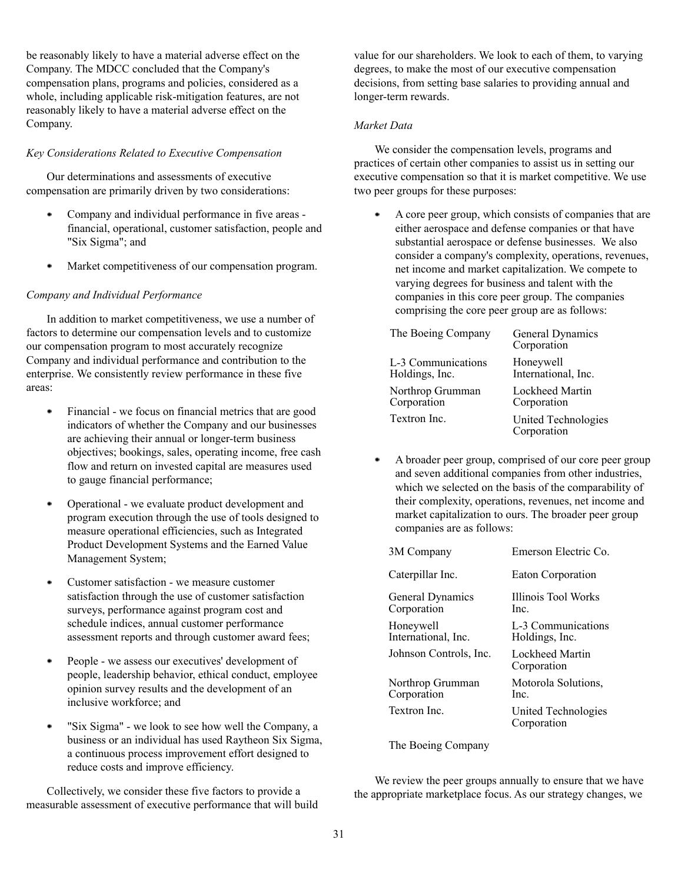be reasonably likely to have a material adverse effect on the Company. The MDCC concluded that the Company's compensation plans, programs and policies, considered as a whole, including applicable risk-mitigation features, are not reasonably likely to have a material adverse effect on the Company.

*Key Considerations Related to Executive Compensation*

Our determinations and assessments of executive compensation are primarily driven by two considerations:

- Company and individual performance in five areas - financial, operational, customer satisfaction, people and "Six Sigma"; and
- Market competitiveness of our compensation program.

*Company and Individual Performance*

In addition to market competitiveness, we use a number of factors to determine our compensation levels and to customize our compensation program to most accurately recognize Company and individual performance and contribution to the enterprise. We consistently review performance in these five areas:

- Financial - we focus on financial metrics that are good indicators of whether the Company and our businesses are achieving their annual or longer-term business objectives; bookings, sales, operating income, free cash flow and return on invested capital are measures used to gauge financial performance;
- Operational - we evaluate product development and program execution through the use of tools designed to measure operational efficiencies, such as Integrated Product Development Systems and the Earned Value Management System;
- Customer satisfaction - we measure customer satisfaction through the use of customer satisfaction surveys, performance against program cost and schedule indices, annual customer performance assessment reports and through customer award fees;
- People - we assess our executives' development of people, leadership behavior, ethical conduct, employee opinion survey results and the development of an inclusive workforce; and
- "Six Sigma" - we look to see how well the Company, a business or an individual has used Raytheon Six Sigma, a continuous process improvement effort designed to reduce costs and improve efficiency.

Collectively, we consider these five factors to provide a measurable assessment of executive performance that will build value for our shareholders. We look to each of them, to varying degrees, to make the most of our executive compensation decisions, from setting base salaries to providing annual and longer-term rewards.

*Market Data*

We consider the compensation levels, programs and practices of certain other companies to assist us in setting our executive compensation so that it is market competitive. We use two peer groups for these purposes:

- A core peer group, which consists of companies that are either aerospace and defense companies or that have substantial aerospace or defense businesses. We also consider a company's complexity, operations, revenues, net income and market capitalization. We compete to varying degrees for business and talent with the companies in this core peer group. The companies comprising the core peer group are as follows:

| | |
|---|---|
| The Boeing Company | General Dynamics Corporation |
| L-3 Communications Holdings, Inc. | Honeywell International, Inc. |
| Northrop Grumman Corporation | Lockheed Martin Corporation |
| Textron Inc. | United Technologies Corporation |

- A broader peer group, comprised of our core peer group and seven additional companies from other industries, which we selected on the basis of the comparability of their complexity, operations, revenues, net income and market capitalization to ours. The broader peer group companies are as follows:

| | |
|---|---|
| 3M Company | Emerson Electric Co. |
| Caterpillar Inc. | Eaton Corporation |
| General Dynamics Corporation | Illinois Tool Works Inc. |
| Honeywell International, Inc. | L-3 Communications Holdings, Inc. |
| Johnson Controls, Inc. | Lockheed Martin Corporation |
| Northrop Grumman Corporation | Motorola Solutions, Inc. |
| Textron Inc. | United Technologies Corporation |
| The Boeing Company | |

We review the peer groups annually to ensure that we have the appropriate marketplace focus. As our strategy changes, we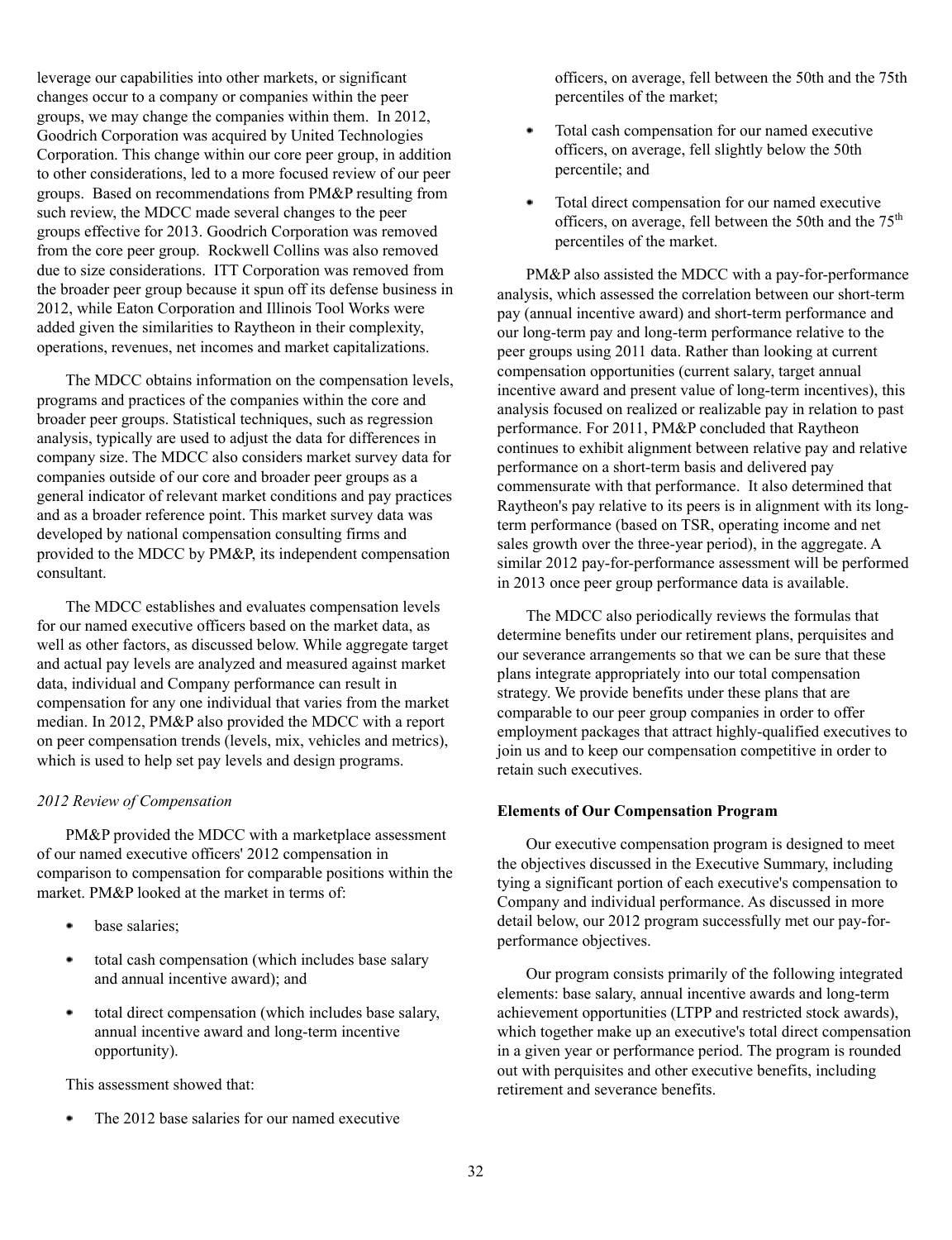leverage our capabilities into other markets, or significant changes occur to a company or companies within the peer groups, we may change the companies within them. In 2012, Goodrich Corporation was acquired by United Technologies Corporation. This change within our core peer group, in addition to other considerations, led to a more focused review of our peer groups. Based on recommendations from PM&P resulting from such review, the MDCC made several changes to the peer groups effective for 2013. Goodrich Corporation was removed from the core peer group. Rockwell Collins was also removed due to size considerations. ITT Corporation was removed from the broader peer group because it spun off its defense business in 2012, while Eaton Corporation and Illinois Tool Works were added given the similarities to Raytheon in their complexity, operations, revenues, net incomes and market capitalizations.

The MDCC obtains information on the compensation levels, programs and practices of the companies within the core and broader peer groups. Statistical techniques, such as regression analysis, typically are used to adjust the data for differences in company size. The MDCC also considers market survey data for companies outside of our core and broader peer groups as a general indicator of relevant market conditions and pay practices and as a broader reference point. This market survey data was developed by national compensation consulting firms and provided to the MDCC by PM&P, its independent compensation consultant.

The MDCC establishes and evaluates compensation levels for our named executive officers based on the market data, as well as other factors, as discussed below. While aggregate target and actual pay levels are analyzed and measured against market data, individual and Company performance can result in compensation for any one individual that varies from the market median. In 2012, PM&P also provided the MDCC with a report on peer compensation trends (levels, mix, vehicles and metrics), which is used to help set pay levels and design programs.

*2012 Review of Compensation*

PM&P provided the MDCC with a marketplace assessment of our named executive officers' 2012 compensation in comparison to compensation for comparable positions within the market. PM&P looked at the market in terms of:

- base salaries;
- total cash compensation (which includes base salary and annual incentive award); and
- total direct compensation (which includes base salary, annual incentive award and long-term incentive opportunity).

This assessment showed that:

- The 2012 base salaries for our named executive officers, on average, fell between the 50th and the 75th percentiles of the market;
- Total cash compensation for our named executive officers, on average, fell slightly below the 50th percentile; and
- Total direct compensation for our named executive officers, on average, fell between the 50th and the 75th percentiles of the market.

PM&P also assisted the MDCC with a pay-for-performance analysis, which assessed the correlation between our short-term pay (annual incentive award) and short-term performance and our long-term pay and long-term performance relative to the peer groups using 2011 data. Rather than looking at current compensation opportunities (current salary, target annual incentive award and present value of long-term incentives), this analysis focused on realized or realizable pay in relation to past performance. For 2011, PM&P concluded that Raytheon continues to exhibit alignment between relative pay and relative performance on a short-term basis and delivered pay commensurate with that performance. It also determined that Raytheon's pay relative to its peers is in alignment with its long-term performance (based on TSR, operating income and net sales growth over the three-year period), in the aggregate. A similar 2012 pay-for-performance assessment will be performed in 2013 once peer group performance data is available.

The MDCC also periodically reviews the formulas that determine benefits under our retirement plans, perquisites and our severance arrangements so that we can be sure that these plans integrate appropriately into our total compensation strategy. We provide benefits under these plans that are comparable to our peer group companies in order to offer employment packages that attract highly-qualified executives to join us and to keep our compensation competitive in order to retain such executives.

**Elements of Our Compensation Program**

Our executive compensation program is designed to meet the objectives discussed in the Executive Summary, including tying a significant portion of each executive's compensation to Company and individual performance. As discussed in more detail below, our 2012 program successfully met our pay-for-performance objectives.

Our program consists primarily of the following integrated elements: base salary, annual incentive awards and long-term achievement opportunities (LTPP and restricted stock awards), which together make up an executive's total direct compensation in a given year or performance period. The program is rounded out with perquisites and other executive benefits, including retirement and severance benefits.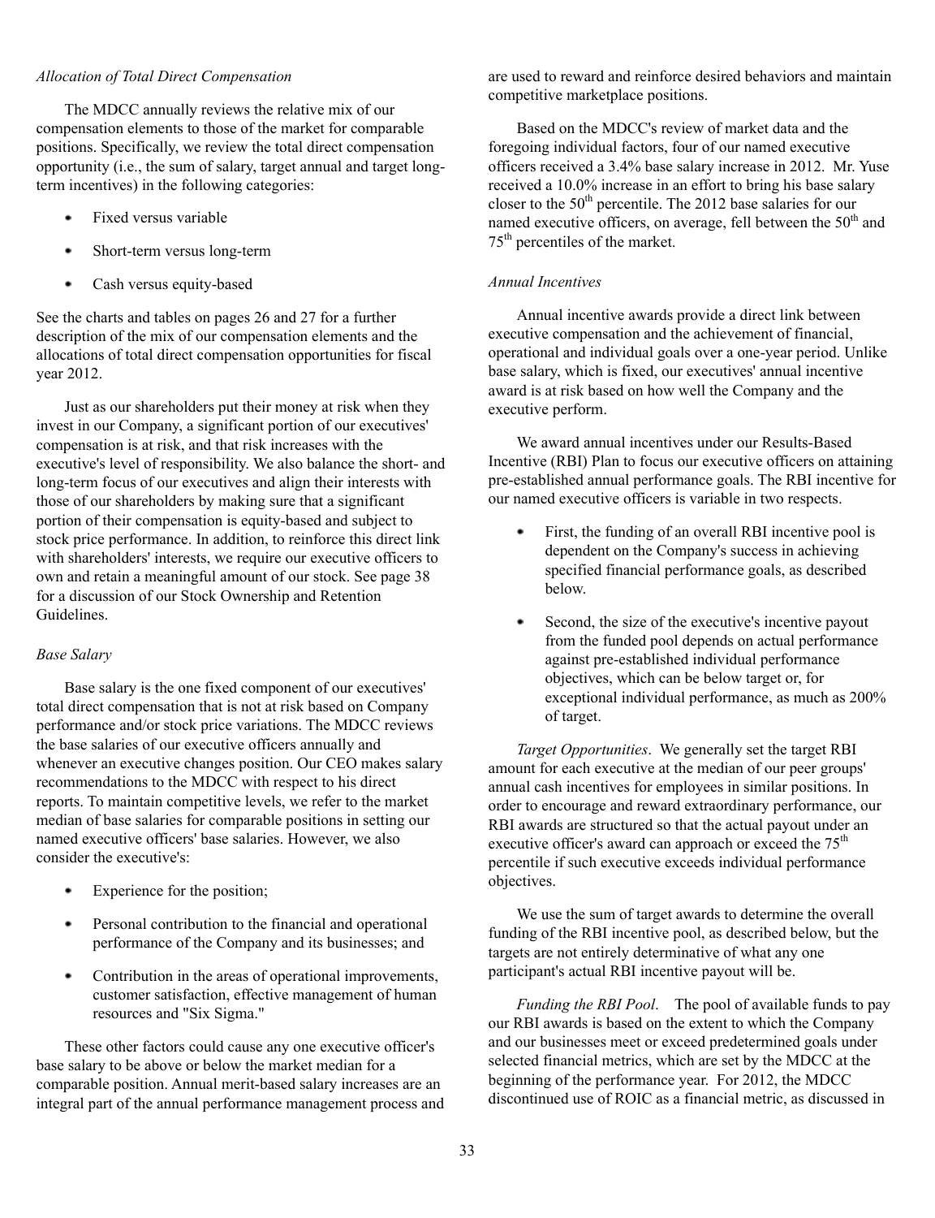*Allocation of Total Direct Compensation*

The MDCC annually reviews the relative mix of our compensation elements to those of the market for comparable positions. Specifically, we review the total direct compensation opportunity (i.e., the sum of salary, target annual and target long-term incentives) in the following categories:

- Fixed versus variable
- Short-term versus long-term
- Cash versus equity-based

See the charts and tables on pages 26 and 27 for a further description of the mix of our compensation elements and the allocations of total direct compensation opportunities for fiscal year 2012.

Just as our shareholders put their money at risk when they invest in our Company, a significant portion of our executives' compensation is at risk, and that risk increases with the executive's level of responsibility. We also balance the short- and long-term focus of our executives and align their interests with those of our shareholders by making sure that a significant portion of their compensation is equity-based and subject to stock price performance. In addition, to reinforce this direct link with shareholders' interests, we require our executive officers to own and retain a meaningful amount of our stock. See page 38 for a discussion of our Stock Ownership and Retention Guidelines.

*Base Salary*

Base salary is the one fixed component of our executives' total direct compensation that is not at risk based on Company performance and/or stock price variations. The MDCC reviews the base salaries of our executive officers annually and whenever an executive changes position. Our CEO makes salary recommendations to the MDCC with respect to his direct reports. To maintain competitive levels, we refer to the market median of base salaries for comparable positions in setting our named executive officers' base salaries. However, we also consider the executive's:

- Experience for the position;
- Personal contribution to the financial and operational performance of the Company and its businesses; and
- Contribution in the areas of operational improvements, customer satisfaction, effective management of human resources and "Six Sigma."

These other factors could cause any one executive officer's base salary to be above or below the market median for a comparable position. Annual merit-based salary increases are an integral part of the annual performance management process and are used to reward and reinforce desired behaviors and maintain competitive marketplace positions.

Based on the MDCC's review of market data and the foregoing individual factors, four of our named executive officers received a 3.4% base salary increase in 2012. Mr. Yuse received a 10.0% increase in an effort to bring his base salary closer to the 50th percentile. The 2012 base salaries for our named executive officers, on average, fell between the 50th and 75th percentiles of the market.

*Annual Incentives*

Annual incentive awards provide a direct link between executive compensation and the achievement of financial, operational and individual goals over a one-year period. Unlike base salary, which is fixed, our executives' annual incentive award is at risk based on how well the Company and the executive perform.

We award annual incentives under our Results-Based Incentive (RBI) Plan to focus our executive officers on attaining pre-established annual performance goals. The RBI incentive for our named executive officers is variable in two respects.

- First, the funding of an overall RBI incentive pool is dependent on the Company's success in achieving specified financial performance goals, as described below.
- Second, the size of the executive's incentive payout from the funded pool depends on actual performance against pre-established individual performance objectives, which can be below target or, for exceptional individual performance, as much as 200% of target.

*Target Opportunities*. We generally set the target RBI amount for each executive at the median of our peer groups' annual cash incentives for employees in similar positions. In order to encourage and reward extraordinary performance, our RBI awards are structured so that the actual payout under an executive officer's award can approach or exceed the 75th percentile if such executive exceeds individual performance objectives.

We use the sum of target awards to determine the overall funding of the RBI incentive pool, as described below, but the targets are not entirely determinative of what any one participant's actual RBI incentive payout will be.

*Funding the RBI Pool*. The pool of available funds to pay our RBI awards is based on the extent to which the Company and our businesses meet or exceed predetermined goals under selected financial metrics, which are set by the MDCC at the beginning of the performance year. For 2012, the MDCC discontinued use of ROIC as a financial metric, as discussed in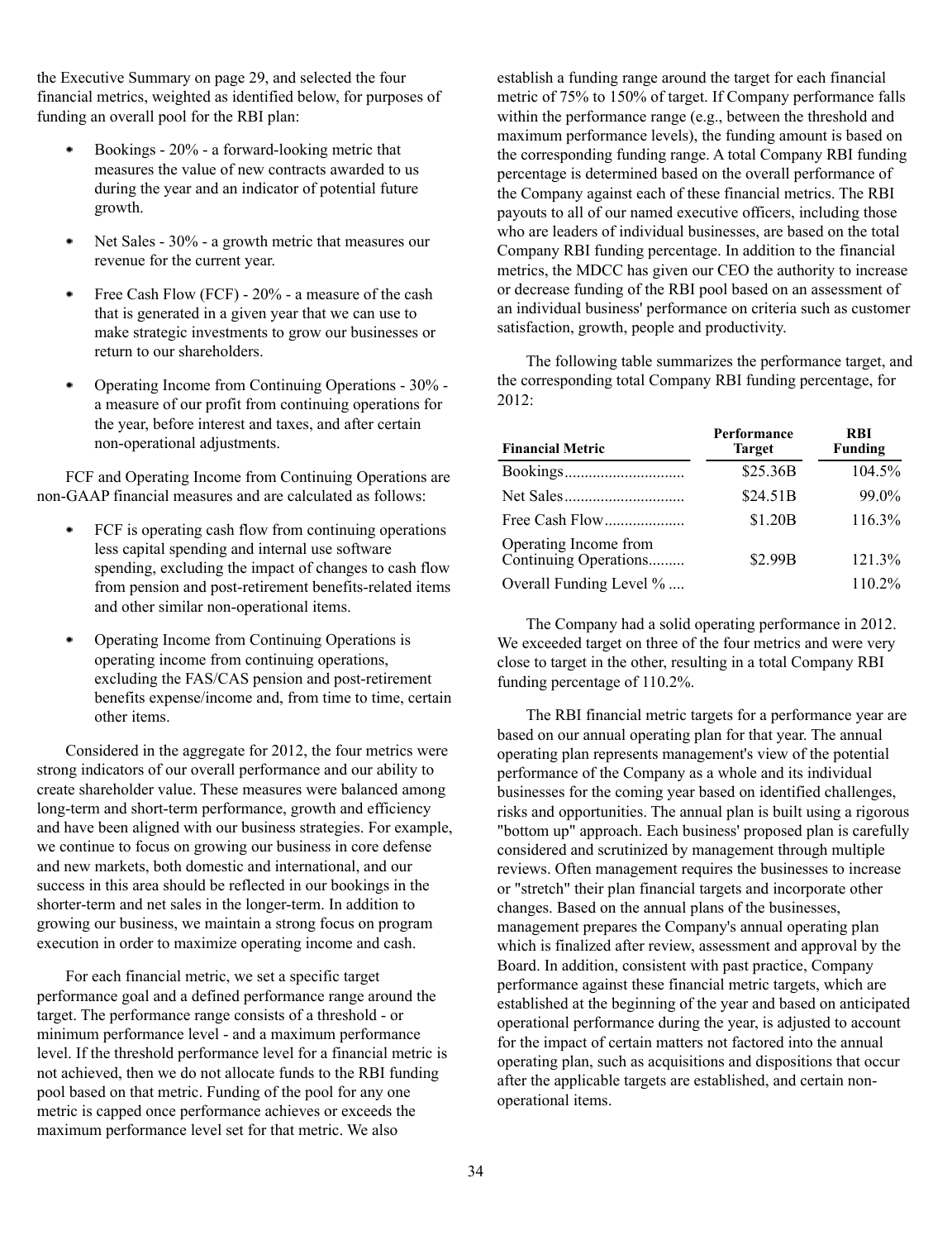the Executive Summary on page 29, and selected the four financial metrics, weighted as identified below, for purposes of funding an overall pool for the RBI plan:

- Bookings - 20% - a forward-looking metric that measures the value of new contracts awarded to us during the year and an indicator of potential future growth.
- Net Sales - 30% - a growth metric that measures our revenue for the current year.
- Free Cash Flow (FCF) - 20% - a measure of the cash that is generated in a given year that we can use to make strategic investments to grow our businesses or return to our shareholders.
- Operating Income from Continuing Operations - 30% - a measure of our profit from continuing operations for the year, before interest and taxes, and after certain non-operational adjustments.

FCF and Operating Income from Continuing Operations are non-GAAP financial measures and are calculated as follows:

- FCF is operating cash flow from continuing operations less capital spending and internal use software spending, excluding the impact of changes to cash flow from pension and post-retirement benefits-related items and other similar non-operational items.
- Operating Income from Continuing Operations is operating income from continuing operations, excluding the FAS/CAS pension and post-retirement benefits expense/income and, from time to time, certain other items.

Considered in the aggregate for 2012, the four metrics were strong indicators of our overall performance and our ability to create shareholder value. These measures were balanced among long-term and short-term performance, growth and efficiency and have been aligned with our business strategies. For example, we continue to focus on growing our business in core defense and new markets, both domestic and international, and our success in this area should be reflected in our bookings in the shorter-term and net sales in the longer-term. In addition to growing our business, we maintain a strong focus on program execution in order to maximize operating income and cash.

For each financial metric, we set a specific target performance goal and a defined performance range around the target. The performance range consists of a threshold - or minimum performance level - and a maximum performance level. If the threshold performance level for a financial metric is not achieved, then we do not allocate funds to the RBI funding pool based on that metric. Funding of the pool for any one metric is capped once performance achieves or exceeds the maximum performance level set for that metric. We also establish a funding range around the target for each financial metric of 75% to 150% of target. If Company performance falls within the performance range (e.g., between the threshold and maximum performance levels), the funding amount is based on the corresponding funding range. A total Company RBI funding percentage is determined based on the overall performance of the Company against each of these financial metrics. The RBI payouts to all of our named executive officers, including those who are leaders of individual businesses, are based on the total Company RBI funding percentage. In addition to the financial metrics, the MDCC has given our CEO the authority to increase or decrease funding of the RBI pool based on an assessment of an individual business' performance on criteria such as customer satisfaction, growth, people and productivity.

The following table summarizes the performance target, and the corresponding total Company RBI funding percentage, for 2012:

| Financial Metric | Performance Target | RBI Funding |
|---|---|---|
| Bookings | $25.36B | 104.5% |
| Net Sales | $24.51B | 99.0% |
| Free Cash Flow | $1.20B | 116.3% |
| Operating Income from Continuing Operations | $2.99B | 121.3% |
| Overall Funding Level % | | 110.2% |

The Company had a solid operating performance in 2012. We exceeded target on three of the four metrics and were very close to target in the other, resulting in a total Company RBI funding percentage of 110.2%.

The RBI financial metric targets for a performance year are based on our annual operating plan for that year. The annual operating plan represents management's view of the potential performance of the Company as a whole and its individual businesses for the coming year based on identified challenges, risks and opportunities. The annual plan is built using a rigorous "bottom up" approach. Each business' proposed plan is carefully considered and scrutinized by management through multiple reviews. Often management requires the businesses to increase or "stretch" their plan financial targets and incorporate other changes. Based on the annual plans of the businesses, management prepares the Company's annual operating plan which is finalized after review, assessment and approval by the Board. In addition, consistent with past practice, Company performance against these financial metric targets, which are established at the beginning of the year and based on anticipated operational performance during the year, is adjusted to account for the impact of certain matters not factored into the annual operating plan, such as acquisitions and dispositions that occur after the applicable targets are established, and certain non-operational items.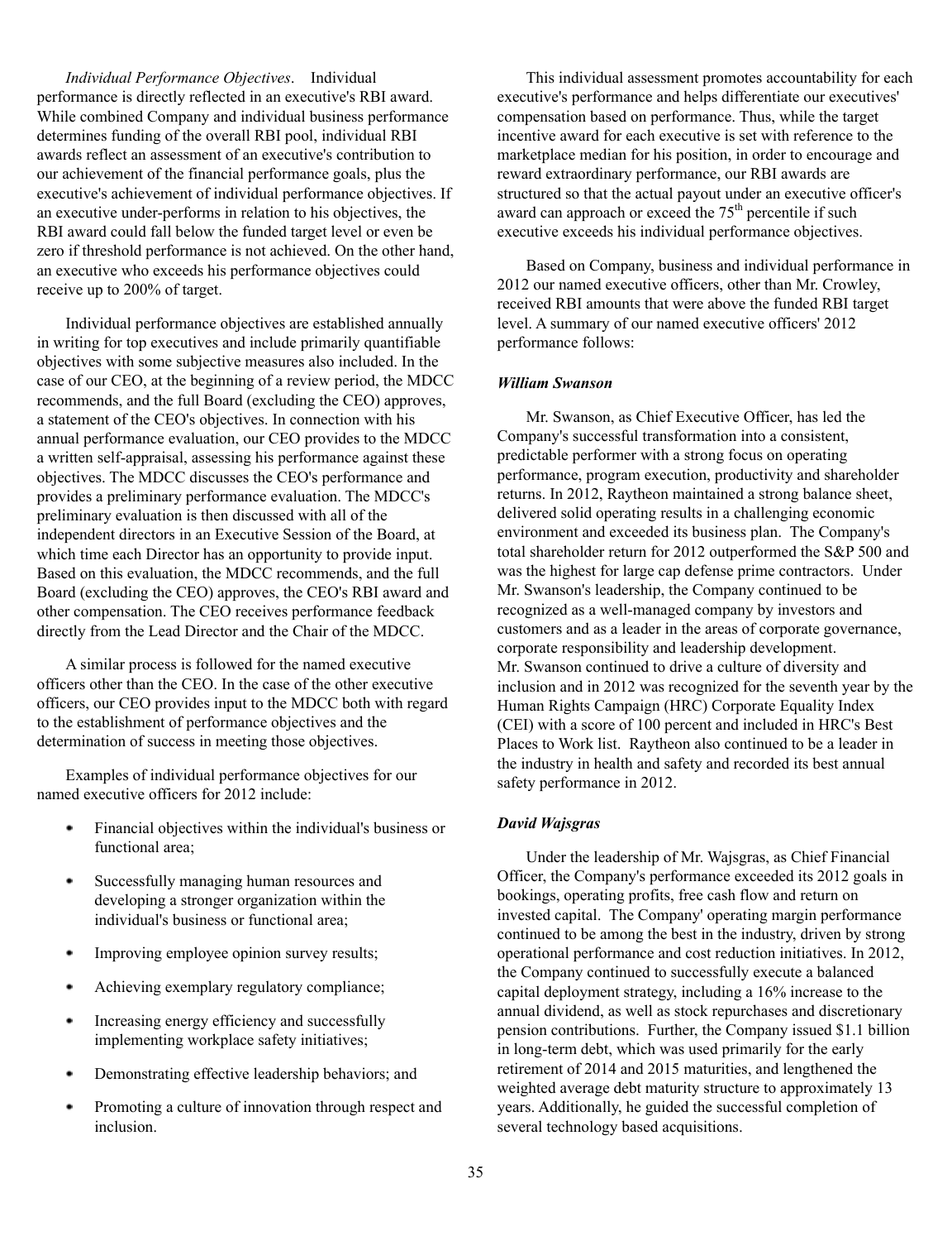*Individual Performance Objectives*. Individual performance is directly reflected in an executive's RBI award. While combined Company and individual business performance determines funding of the overall RBI pool, individual RBI awards reflect an assessment of an executive's contribution to our achievement of the financial performance goals, plus the executive's achievement of individual performance objectives. If an executive under-performs in relation to his objectives, the RBI award could fall below the funded target level or even be zero if threshold performance is not achieved. On the other hand, an executive who exceeds his performance objectives could receive up to 200% of target.

Individual performance objectives are established annually in writing for top executives and include primarily quantifiable objectives with some subjective measures also included. In the case of our CEO, at the beginning of a review period, the MDCC recommends, and the full Board (excluding the CEO) approves, a statement of the CEO's objectives. In connection with his annual performance evaluation, our CEO provides to the MDCC a written self-appraisal, assessing his performance against these objectives. The MDCC discusses the CEO's performance and provides a preliminary performance evaluation. The MDCC's preliminary evaluation is then discussed with all of the independent directors in an Executive Session of the Board, at which time each Director has an opportunity to provide input. Based on this evaluation, the MDCC recommends, and the full Board (excluding the CEO) approves, the CEO's RBI award and other compensation. The CEO receives performance feedback directly from the Lead Director and the Chair of the MDCC.

A similar process is followed for the named executive officers other than the CEO. In the case of the other executive officers, our CEO provides input to the MDCC both with regard to the establishment of performance objectives and the determination of success in meeting those objectives.

Examples of individual performance objectives for our named executive officers for 2012 include:

- Financial objectives within the individual's business or functional area;
- Successfully managing human resources and developing a stronger organization within the individual's business or functional area;
- Improving employee opinion survey results;
- Achieving exemplary regulatory compliance;
- Increasing energy efficiency and successfully implementing workplace safety initiatives;
- Demonstrating effective leadership behaviors; and
- Promoting a culture of innovation through respect and inclusion.

This individual assessment promotes accountability for each executive's performance and helps differentiate our executives' compensation based on performance. Thus, while the target incentive award for each executive is set with reference to the marketplace median for his position, in order to encourage and reward extraordinary performance, our RBI awards are structured so that the actual payout under an executive officer's award can approach or exceed the 75th percentile if such executive exceeds his individual performance objectives.

Based on Company, business and individual performance in 2012 our named executive officers, other than Mr. Crowley, received RBI amounts that were above the funded RBI target level. A summary of our named executive officers' 2012 performance follows:

***William Swanson***

Mr. Swanson, as Chief Executive Officer, has led the Company's successful transformation into a consistent, predictable performer with a strong focus on operating performance, program execution, productivity and shareholder returns. In 2012, Raytheon maintained a strong balance sheet, delivered solid operating results in a challenging economic environment and exceeded its business plan. The Company's total shareholder return for 2012 outperformed the S&P 500 and was the highest for large cap defense prime contractors. Under Mr. Swanson's leadership, the Company continued to be recognized as a well-managed company by investors and customers and as a leader in the areas of corporate governance, corporate responsibility and leadership development. Mr. Swanson continued to drive a culture of diversity and inclusion and in 2012 was recognized for the seventh year by the Human Rights Campaign (HRC) Corporate Equality Index (CEI) with a score of 100 percent and included in HRC's Best Places to Work list. Raytheon also continued to be a leader in the industry in health and safety and recorded its best annual safety performance in 2012.

***David Wajsgras***

Under the leadership of Mr. Wajsgras, as Chief Financial Officer, the Company's performance exceeded its 2012 goals in bookings, operating profits, free cash flow and return on invested capital. The Company' operating margin performance continued to be among the best in the industry, driven by strong operational performance and cost reduction initiatives. In 2012, the Company continued to successfully execute a balanced capital deployment strategy, including a 16% increase to the annual dividend, as well as stock repurchases and discretionary pension contributions. Further, the Company issued $1.1 billion in long-term debt, which was used primarily for the early retirement of 2014 and 2015 maturities, and lengthened the weighted average debt maturity structure to approximately 13 years. Additionally, he guided the successful completion of several technology based acquisitions.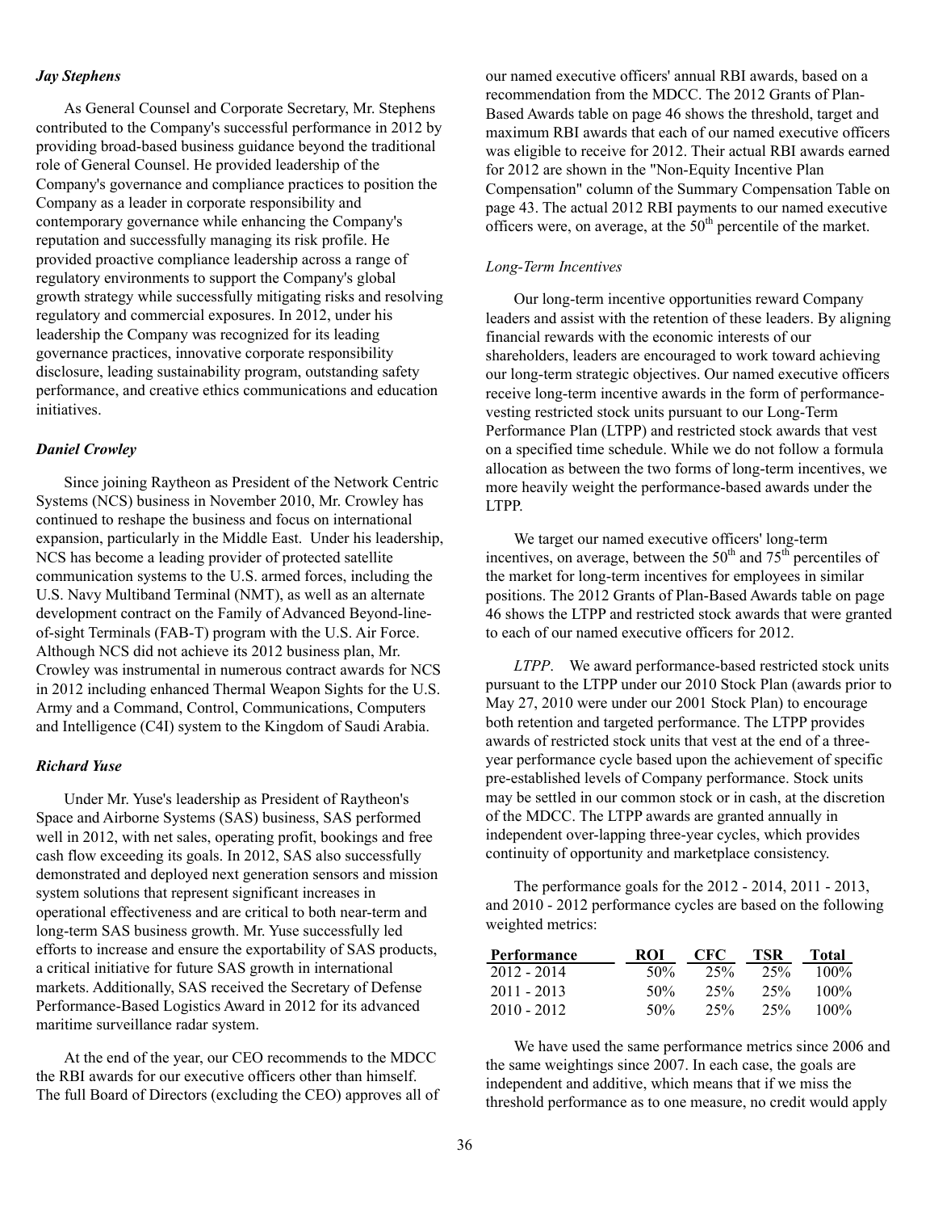***Jay Stephens***

As General Counsel and Corporate Secretary, Mr. Stephens contributed to the Company's successful performance in 2012 by providing broad-based business guidance beyond the traditional role of General Counsel. He provided leadership of the Company's governance and compliance practices to position the Company as a leader in corporate responsibility and contemporary governance while enhancing the Company's reputation and successfully managing its risk profile. He provided proactive compliance leadership across a range of regulatory environments to support the Company's global growth strategy while successfully mitigating risks and resolving regulatory and commercial exposures. In 2012, under his leadership the Company was recognized for its leading governance practices, innovative corporate responsibility disclosure, leading sustainability program, outstanding safety performance, and creative ethics communications and education initiatives.

***Daniel Crowley***

Since joining Raytheon as President of the Network Centric Systems (NCS) business in November 2010, Mr. Crowley has continued to reshape the business and focus on international expansion, particularly in the Middle East. Under his leadership, NCS has become a leading provider of protected satellite communication systems to the U.S. armed forces, including the U.S. Navy Multiband Terminal (NMT), as well as an alternate development contract on the Family of Advanced Beyond-line-of-sight Terminals (FAB-T) program with the U.S. Air Force. Although NCS did not achieve its 2012 business plan, Mr. Crowley was instrumental in numerous contract awards for NCS in 2012 including enhanced Thermal Weapon Sights for the U.S. Army and a Command, Control, Communications, Computers and Intelligence (C4I) system to the Kingdom of Saudi Arabia.

***Richard Yuse***

Under Mr. Yuse's leadership as President of Raytheon's Space and Airborne Systems (SAS) business, SAS performed well in 2012, with net sales, operating profit, bookings and free cash flow exceeding its goals. In 2012, SAS also successfully demonstrated and deployed next generation sensors and mission system solutions that represent significant increases in operational effectiveness and are critical to both near-term and long-term SAS business growth. Mr. Yuse successfully led efforts to increase and ensure the exportability of SAS products, a critical initiative for future SAS growth in international markets. Additionally, SAS received the Secretary of Defense Performance-Based Logistics Award in 2012 for its advanced maritime surveillance radar system.

At the end of the year, our CEO recommends to the MDCC the RBI awards for our executive officers other than himself. The full Board of Directors (excluding the CEO) approves all of our named executive officers' annual RBI awards, based on a recommendation from the MDCC. The 2012 Grants of Plan-Based Awards table on page 46 shows the threshold, target and maximum RBI awards that each of our named executive officers was eligible to receive for 2012. Their actual RBI awards earned for 2012 are shown in the "Non-Equity Incentive Plan Compensation" column of the Summary Compensation Table on page 43. The actual 2012 RBI payments to our named executive officers were, on average, at the 50th percentile of the market.

*Long-Term Incentives*

Our long-term incentive opportunities reward Company leaders and assist with the retention of these leaders. By aligning financial rewards with the economic interests of our shareholders, leaders are encouraged to work toward achieving our long-term strategic objectives. Our named executive officers receive long-term incentive awards in the form of performance-vesting restricted stock units pursuant to our Long-Term Performance Plan (LTPP) and restricted stock awards that vest on a specified time schedule. While we do not follow a formula allocation as between the two forms of long-term incentives, we more heavily weight the performance-based awards under the LTPP.

We target our named executive officers' long-term incentives, on average, between the 50th and 75th percentiles of the market for long-term incentives for employees in similar positions. The 2012 Grants of Plan-Based Awards table on page 46 shows the LTPP and restricted stock awards that were granted to each of our named executive officers for 2012.

*LTPP*. We award performance-based restricted stock units pursuant to the LTPP under our 2010 Stock Plan (awards prior to May 27, 2010 were under our 2001 Stock Plan) to encourage both retention and targeted performance. The LTPP provides awards of restricted stock units that vest at the end of a three-year performance cycle based upon the achievement of specific pre-established levels of Company performance. Stock units may be settled in our common stock or in cash, at the discretion of the MDCC. The LTPP awards are granted annually in independent over-lapping three-year cycles, which provides continuity of opportunity and marketplace consistency.

The performance goals for the 2012 - 2014, 2011 - 2013, and 2010 - 2012 performance cycles are based on the following weighted metrics:

| Performance | ROI | CFC | TSR | Total |
|---|---|---|---|---|
| 2012 - 2014 | 50% | 25% | 25% | 100% |
| 2011 - 2013 | 50% | 25% | 25% | 100% |
| 2010 - 2012 | 50% | 25% | 25% | 100% |

We have used the same performance metrics since 2006 and the same weightings since 2007. In each case, the goals are independent and additive, which means that if we miss the threshold performance as to one measure, no credit would apply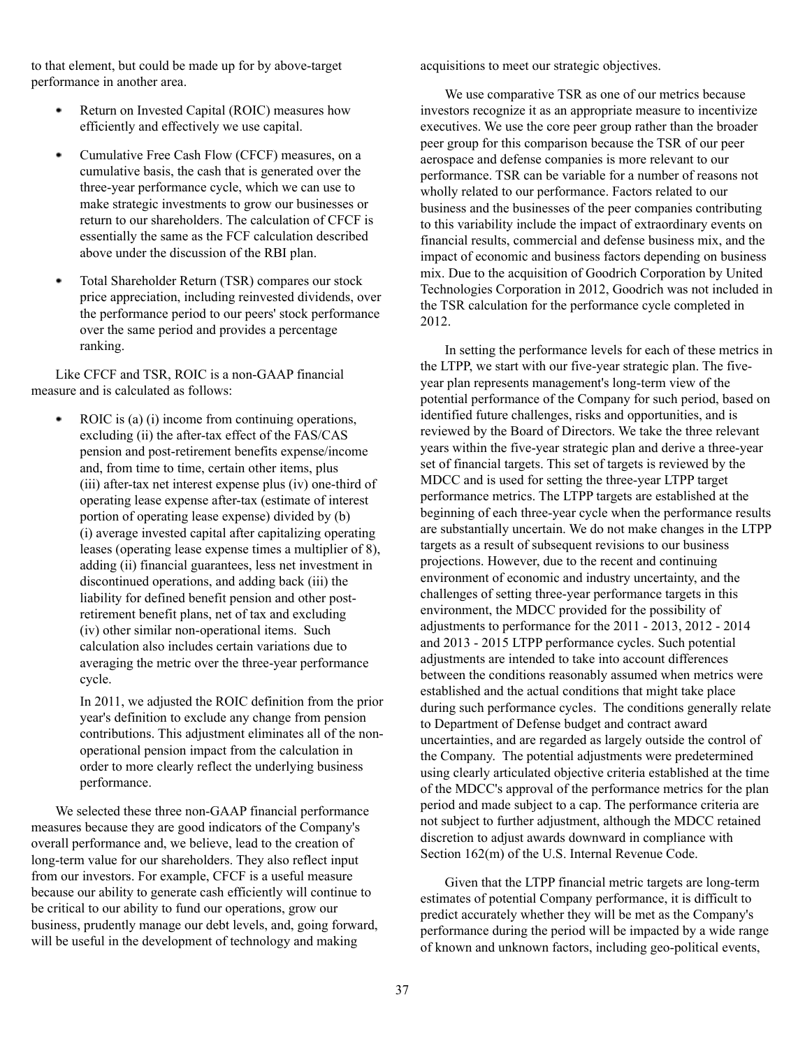to that element, but could be made up for by above-target performance in another area.

- Return on Invested Capital (ROIC) measures how efficiently and effectively we use capital.
- Cumulative Free Cash Flow (CFCF) measures, on a cumulative basis, the cash that is generated over the three-year performance cycle, which we can use to make strategic investments to grow our businesses or return to our shareholders. The calculation of CFCF is essentially the same as the FCF calculation described above under the discussion of the RBI plan.
- Total Shareholder Return (TSR) compares our stock price appreciation, including reinvested dividends, over the performance period to our peers' stock performance over the same period and provides a percentage ranking.

Like CFCF and TSR, ROIC is a non-GAAP financial measure and is calculated as follows:

- ROIC is (a) (i) income from continuing operations, excluding (ii) the after-tax effect of the FAS/CAS pension and post-retirement benefits expense/income and, from time to time, certain other items, plus (iii) after-tax net interest expense plus (iv) one-third of operating lease expense after-tax (estimate of interest portion of operating lease expense) divided by (b) (i) average invested capital after capitalizing operating leases (operating lease expense times a multiplier of 8), adding (ii) financial guarantees, less net investment in discontinued operations, and adding back (iii) the liability for defined benefit pension and other post-retirement benefit plans, net of tax and excluding (iv) other similar non-operational items. Such calculation also includes certain variations due to averaging the metric over the three-year performance cycle.

  In 2011, we adjusted the ROIC definition from the prior year's definition to exclude any change from pension contributions. This adjustment eliminates all of the non-operational pension impact from the calculation in order to more clearly reflect the underlying business performance.

We selected these three non-GAAP financial performance measures because they are good indicators of the Company's overall performance and, we believe, lead to the creation of long-term value for our shareholders. They also reflect input from our investors. For example, CFCF is a useful measure because our ability to generate cash efficiently will continue to be critical to our ability to fund our operations, grow our business, prudently manage our debt levels, and, going forward, will be useful in the development of technology and making acquisitions to meet our strategic objectives.

We use comparative TSR as one of our metrics because investors recognize it as an appropriate measure to incentivize executives. We use the core peer group rather than the broader peer group for this comparison because the TSR of our peer aerospace and defense companies is more relevant to our performance. TSR can be variable for a number of reasons not wholly related to our performance. Factors related to our business and the businesses of the peer companies contributing to this variability include the impact of extraordinary events on financial results, commercial and defense business mix, and the impact of economic and business factors depending on business mix. Due to the acquisition of Goodrich Corporation by United Technologies Corporation in 2012, Goodrich was not included in the TSR calculation for the performance cycle completed in 2012.

In setting the performance levels for each of these metrics in the LTPP, we start with our five-year strategic plan. The five-year plan represents management's long-term view of the potential performance of the Company for such period, based on identified future challenges, risks and opportunities, and is reviewed by the Board of Directors. We take the three relevant years within the five-year strategic plan and derive a three-year set of financial targets. This set of targets is reviewed by the MDCC and is used for setting the three-year LTPP target performance metrics. The LTPP targets are established at the beginning of each three-year cycle when the performance results are substantially uncertain. We do not make changes in the LTPP targets as a result of subsequent revisions to our business projections. However, due to the recent and continuing environment of economic and industry uncertainty, and the challenges of setting three-year performance targets in this environment, the MDCC provided for the possibility of adjustments to performance for the 2011 - 2013, 2012 - 2014 and 2013 - 2015 LTPP performance cycles. Such potential adjustments are intended to take into account differences between the conditions reasonably assumed when metrics were established and the actual conditions that might take place during such performance cycles. The conditions generally relate to Department of Defense budget and contract award uncertainties, and are regarded as largely outside the control of the Company. The potential adjustments were predetermined using clearly articulated objective criteria established at the time of the MDCC's approval of the performance metrics for the plan period and made subject to a cap. The performance criteria are not subject to further adjustment, although the MDCC retained discretion to adjust awards downward in compliance with Section 162(m) of the U.S. Internal Revenue Code.

Given that the LTPP financial metric targets are long-term estimates of potential Company performance, it is difficult to predict accurately whether they will be met as the Company's performance during the period will be impacted by a wide range of known and unknown factors, including geo-political events,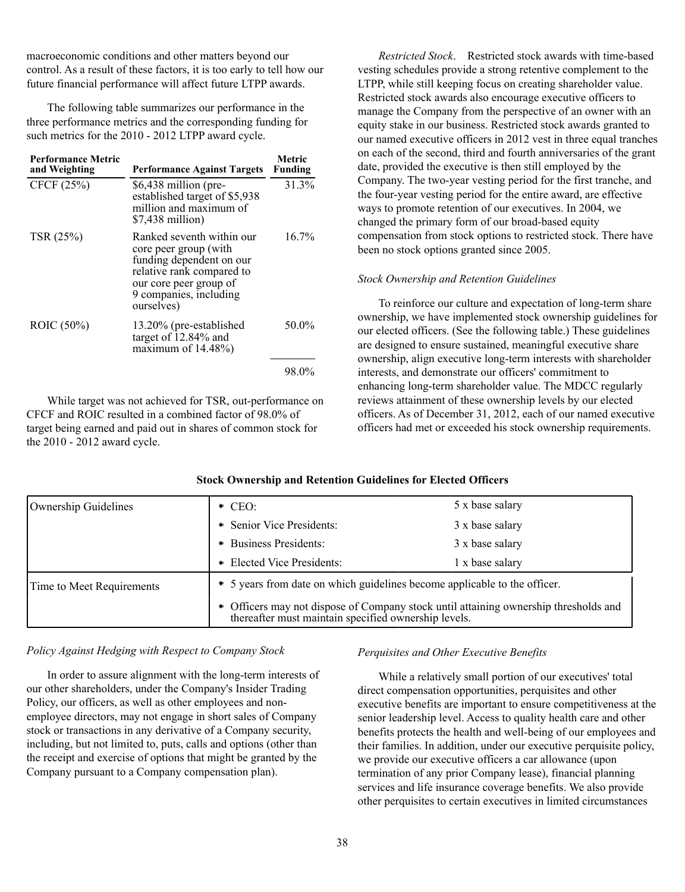macroeconomic conditions and other matters beyond our control. As a result of these factors, it is too early to tell how our future financial performance will affect future LTPP awards.

The following table summarizes our performance in the three performance metrics and the corresponding funding for such metrics for the 2010 - 2012 LTPP award cycle.

| Performance Metric and Weighting | Performance Against Targets | Metric Funding |
|---|---|---|
| CFCF (25%) | $6,438 million (pre-established target of $5,938 million and maximum of $7,438 million) | 31.3% |
| TSR (25%) | Ranked seventh within our core peer group (with funding dependent on our relative rank compared to our core peer group of 9 companies, including ourselves) | 16.7% |
| ROIC (50%) | 13.20% (pre-established target of 12.84% and maximum of 14.48%) | 50.0% |
| | | 98.0% |

While target was not achieved for TSR, out-performance on CFCF and ROIC resulted in a combined factor of 98.0% of target being earned and paid out in shares of common stock for the 2010 - 2012 award cycle.

*Restricted Stock*. Restricted stock awards with time-based vesting schedules provide a strong retentive complement to the LTPP, while still keeping focus on creating shareholder value. Restricted stock awards also encourage executive officers to manage the Company from the perspective of an owner with an equity stake in our business. Restricted stock awards granted to our named executive officers in 2012 vest in three equal tranches on each of the second, third and fourth anniversaries of the grant date, provided the executive is then still employed by the Company. The two-year vesting period for the first tranche, and the four-year vesting period for the entire award, are effective ways to promote retention of our executives. In 2004, we changed the primary form of our broad-based equity compensation from stock options to restricted stock. There have been no stock options granted since 2005.

*Stock Ownership and Retention Guidelines*

To reinforce our culture and expectation of long-term share ownership, we have implemented stock ownership guidelines for our elected officers. (See the following table.) These guidelines are designed to ensure sustained, meaningful executive share ownership, align executive long-term interests with shareholder interests, and demonstrate our officers' commitment to enhancing long-term shareholder value. The MDCC regularly reviews attainment of these ownership levels by our elected officers. As of December 31, 2012, each of our named executive officers had met or exceeded his stock ownership requirements.

**Stock Ownership and Retention Guidelines for Elected Officers**

| | | |
|---|---|---|
| Ownership Guidelines | • CEO: | 5 x base salary |
| | • Senior Vice Presidents: | 3 x base salary |
| | • Business Presidents: | 3 x base salary |
| | • Elected Vice Presidents: | 1 x base salary |
| Time to Meet Requirements | • 5 years from date on which guidelines become applicable to the officer. | |
| | • Officers may not dispose of Company stock until attaining ownership thresholds and thereafter must maintain specified ownership levels. | |

*Policy Against Hedging with Respect to Company Stock*

In order to assure alignment with the long-term interests of our other shareholders, under the Company's Insider Trading Policy, our officers, as well as other employees and non-employee directors, may not engage in short sales of Company stock or transactions in any derivative of a Company security, including, but not limited to, puts, calls and options (other than the receipt and exercise of options that might be granted by the Company pursuant to a Company compensation plan).

*Perquisites and Other Executive Benefits*

While a relatively small portion of our executives' total direct compensation opportunities, perquisites and other executive benefits are important to ensure competitiveness at the senior leadership level. Access to quality health care and other benefits protects the health and well-being of our employees and their families. In addition, under our executive perquisite policy, we provide our executive officers a car allowance (upon termination of any prior Company lease), financial planning services and life insurance coverage benefits. We also provide other perquisites to certain executives in limited circumstances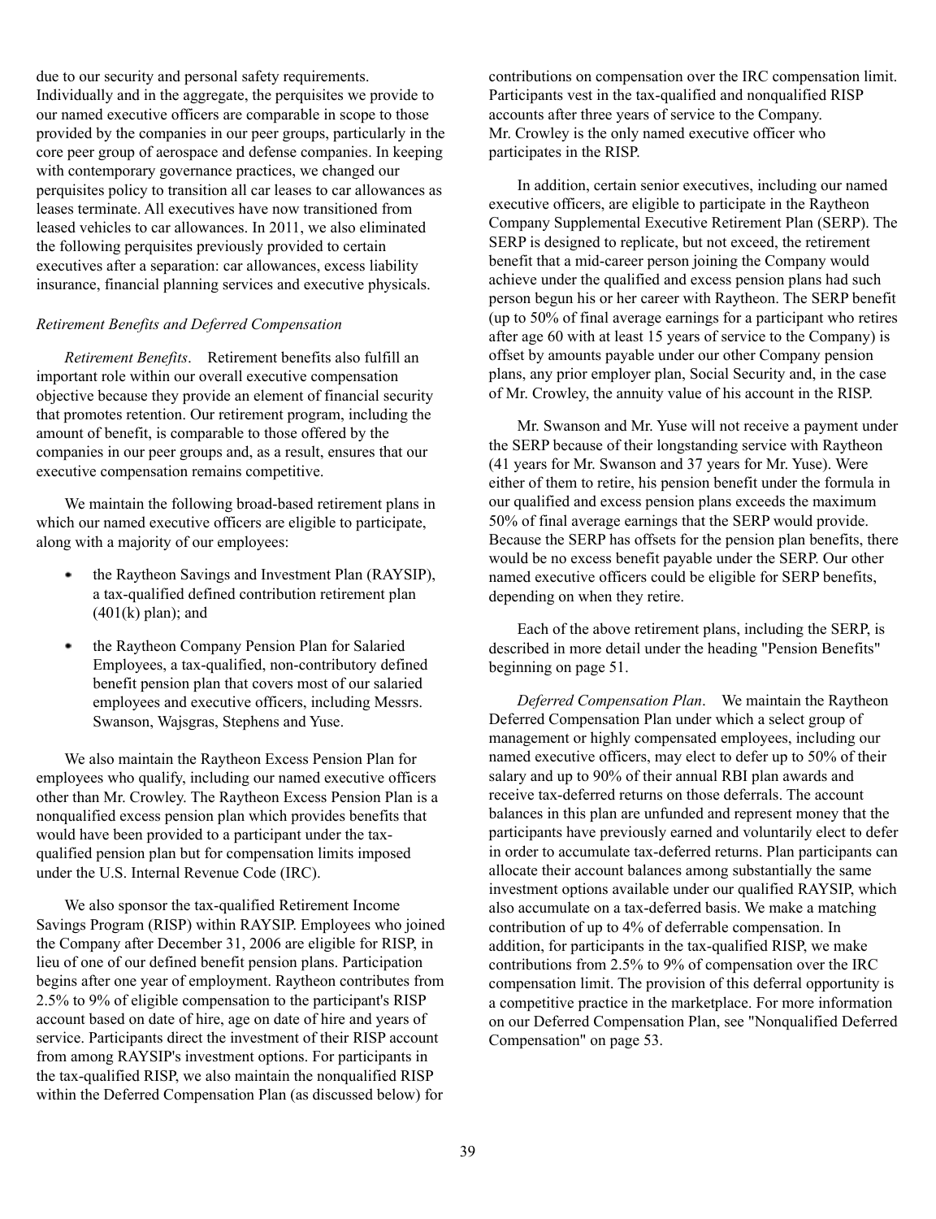due to our security and personal safety requirements. Individually and in the aggregate, the perquisites we provide to our named executive officers are comparable in scope to those provided by the companies in our peer groups, particularly in the core peer group of aerospace and defense companies. In keeping with contemporary governance practices, we changed our perquisites policy to transition all car leases to car allowances as leases terminate. All executives have now transitioned from leased vehicles to car allowances. In 2011, we also eliminated the following perquisites previously provided to certain executives after a separation: car allowances, excess liability insurance, financial planning services and executive physicals.

*Retirement Benefits and Deferred Compensation*

*Retirement Benefits*. Retirement benefits also fulfill an important role within our overall executive compensation objective because they provide an element of financial security that promotes retention. Our retirement program, including the amount of benefit, is comparable to those offered by the companies in our peer groups and, as a result, ensures that our executive compensation remains competitive.

We maintain the following broad-based retirement plans in which our named executive officers are eligible to participate, along with a majority of our employees:

- the Raytheon Savings and Investment Plan (RAYSIP), a tax-qualified defined contribution retirement plan (401(k) plan); and
- the Raytheon Company Pension Plan for Salaried Employees, a tax-qualified, non-contributory defined benefit pension plan that covers most of our salaried employees and executive officers, including Messrs. Swanson, Wajsgras, Stephens and Yuse.

We also maintain the Raytheon Excess Pension Plan for employees who qualify, including our named executive officers other than Mr. Crowley. The Raytheon Excess Pension Plan is a nonqualified excess pension plan which provides benefits that would have been provided to a participant under the tax-qualified pension plan but for compensation limits imposed under the U.S. Internal Revenue Code (IRC).

We also sponsor the tax-qualified Retirement Income Savings Program (RISP) within RAYSIP. Employees who joined the Company after December 31, 2006 are eligible for RISP, in lieu of one of our defined benefit pension plans. Participation begins after one year of employment. Raytheon contributes from 2.5% to 9% of eligible compensation to the participant's RISP account based on date of hire, age on date of hire and years of service. Participants direct the investment of their RISP account from among RAYSIP's investment options. For participants in the tax-qualified RISP, we also maintain the nonqualified RISP within the Deferred Compensation Plan (as discussed below) for contributions on compensation over the IRC compensation limit. Participants vest in the tax-qualified and nonqualified RISP accounts after three years of service to the Company. Mr. Crowley is the only named executive officer who participates in the RISP.

In addition, certain senior executives, including our named executive officers, are eligible to participate in the Raytheon Company Supplemental Executive Retirement Plan (SERP). The SERP is designed to replicate, but not exceed, the retirement benefit that a mid-career person joining the Company would achieve under the qualified and excess pension plans had such person begun his or her career with Raytheon. The SERP benefit (up to 50% of final average earnings for a participant who retires after age 60 with at least 15 years of service to the Company) is offset by amounts payable under our other Company pension plans, any prior employer plan, Social Security and, in the case of Mr. Crowley, the annuity value of his account in the RISP.

Mr. Swanson and Mr. Yuse will not receive a payment under the SERP because of their longstanding service with Raytheon (41 years for Mr. Swanson and 37 years for Mr. Yuse). Were either of them to retire, his pension benefit under the formula in our qualified and excess pension plans exceeds the maximum 50% of final average earnings that the SERP would provide. Because the SERP has offsets for the pension plan benefits, there would be no excess benefit payable under the SERP. Our other named executive officers could be eligible for SERP benefits, depending on when they retire.

Each of the above retirement plans, including the SERP, is described in more detail under the heading "Pension Benefits" beginning on page 51.

*Deferred Compensation Plan*. We maintain the Raytheon Deferred Compensation Plan under which a select group of management or highly compensated employees, including our named executive officers, may elect to defer up to 50% of their salary and up to 90% of their annual RBI plan awards and receive tax-deferred returns on those deferrals. The account balances in this plan are unfunded and represent money that the participants have previously earned and voluntarily elect to defer in order to accumulate tax-deferred returns. Plan participants can allocate their account balances among substantially the same investment options available under our qualified RAYSIP, which also accumulate on a tax-deferred basis. We make a matching contribution of up to 4% of deferrable compensation. In addition, for participants in the tax-qualified RISP, we make contributions from 2.5% to 9% of compensation over the IRC compensation limit. The provision of this deferral opportunity is a competitive practice in the marketplace. For more information on our Deferred Compensation Plan, see "Nonqualified Deferred Compensation" on page 53.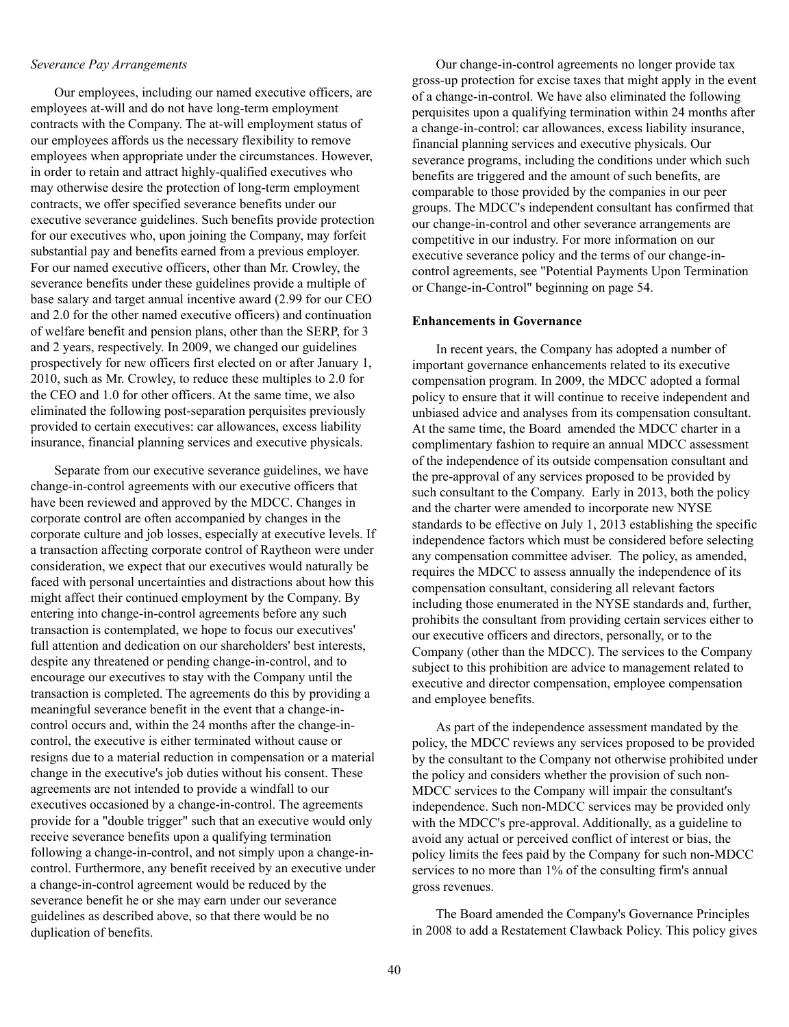*Severance Pay Arrangements*

Our employees, including our named executive officers, are employees at-will and do not have long-term employment contracts with the Company. The at-will employment status of our employees affords us the necessary flexibility to remove employees when appropriate under the circumstances. However, in order to retain and attract highly-qualified executives who may otherwise desire the protection of long-term employment contracts, we offer specified severance benefits under our executive severance guidelines. Such benefits provide protection for our executives who, upon joining the Company, may forfeit substantial pay and benefits earned from a previous employer. For our named executive officers, other than Mr. Crowley, the severance benefits under these guidelines provide a multiple of base salary and target annual incentive award (2.99 for our CEO and 2.0 for the other named executive officers) and continuation of welfare benefit and pension plans, other than the SERP, for 3 and 2 years, respectively. In 2009, we changed our guidelines prospectively for new officers first elected on or after January 1, 2010, such as Mr. Crowley, to reduce these multiples to 2.0 for the CEO and 1.0 for other officers. At the same time, we also eliminated the following post-separation perquisites previously provided to certain executives: car allowances, excess liability insurance, financial planning services and executive physicals.

Separate from our executive severance guidelines, we have change-in-control agreements with our executive officers that have been reviewed and approved by the MDCC. Changes in corporate control are often accompanied by changes in the corporate culture and job losses, especially at executive levels. If a transaction affecting corporate control of Raytheon were under consideration, we expect that our executives would naturally be faced with personal uncertainties and distractions about how this might affect their continued employment by the Company. By entering into change-in-control agreements before any such transaction is contemplated, we hope to focus our executives' full attention and dedication on our shareholders' best interests, despite any threatened or pending change-in-control, and to encourage our executives to stay with the Company until the transaction is completed. The agreements do this by providing a meaningful severance benefit in the event that a change-in-control occurs and, within the 24 months after the change-in-control, the executive is either terminated without cause or resigns due to a material reduction in compensation or a material change in the executive's job duties without his consent. These agreements are not intended to provide a windfall to our executives occasioned by a change-in-control. The agreements provide for a "double trigger" such that an executive would only receive severance benefits upon a qualifying termination following a change-in-control, and not simply upon a change-in-control. Furthermore, any benefit received by an executive under a change-in-control agreement would be reduced by the severance benefit he or she may earn under our severance guidelines as described above, so that there would be no duplication of benefits.

Our change-in-control agreements no longer provide tax gross-up protection for excise taxes that might apply in the event of a change-in-control. We have also eliminated the following perquisites upon a qualifying termination within 24 months after a change-in-control: car allowances, excess liability insurance, financial planning services and executive physicals. Our severance programs, including the conditions under which such benefits are triggered and the amount of such benefits, are comparable to those provided by the companies in our peer groups. The MDCC's independent consultant has confirmed that our change-in-control and other severance arrangements are competitive in our industry. For more information on our executive severance policy and the terms of our change-in-control agreements, see "Potential Payments Upon Termination or Change-in-Control" beginning on page 54.

**Enhancements in Governance**

In recent years, the Company has adopted a number of important governance enhancements related to its executive compensation program. In 2009, the MDCC adopted a formal policy to ensure that it will continue to receive independent and unbiased advice and analyses from its compensation consultant. At the same time, the Board amended the MDCC charter in a complimentary fashion to require an annual MDCC assessment of the independence of its outside compensation consultant and the pre-approval of any services proposed to be provided by such consultant to the Company. Early in 2013, both the policy and the charter were amended to incorporate new NYSE standards to be effective on July 1, 2013 establishing the specific independence factors which must be considered before selecting any compensation committee adviser. The policy, as amended, requires the MDCC to assess annually the independence of its compensation consultant, considering all relevant factors including those enumerated in the NYSE standards and, further, prohibits the consultant from providing certain services either to our executive officers and directors, personally, or to the Company (other than the MDCC). The services to the Company subject to this prohibition are advice to management related to executive and director compensation, employee compensation and employee benefits.

As part of the independence assessment mandated by the policy, the MDCC reviews any services proposed to be provided by the consultant to the Company not otherwise prohibited under the policy and considers whether the provision of such non-MDCC services to the Company will impair the consultant's independence. Such non-MDCC services may be provided only with the MDCC's pre-approval. Additionally, as a guideline to avoid any actual or perceived conflict of interest or bias, the policy limits the fees paid by the Company for such non-MDCC services to no more than 1% of the consulting firm's annual gross revenues.

The Board amended the Company's Governance Principles in 2008 to add a Restatement Clawback Policy. This policy gives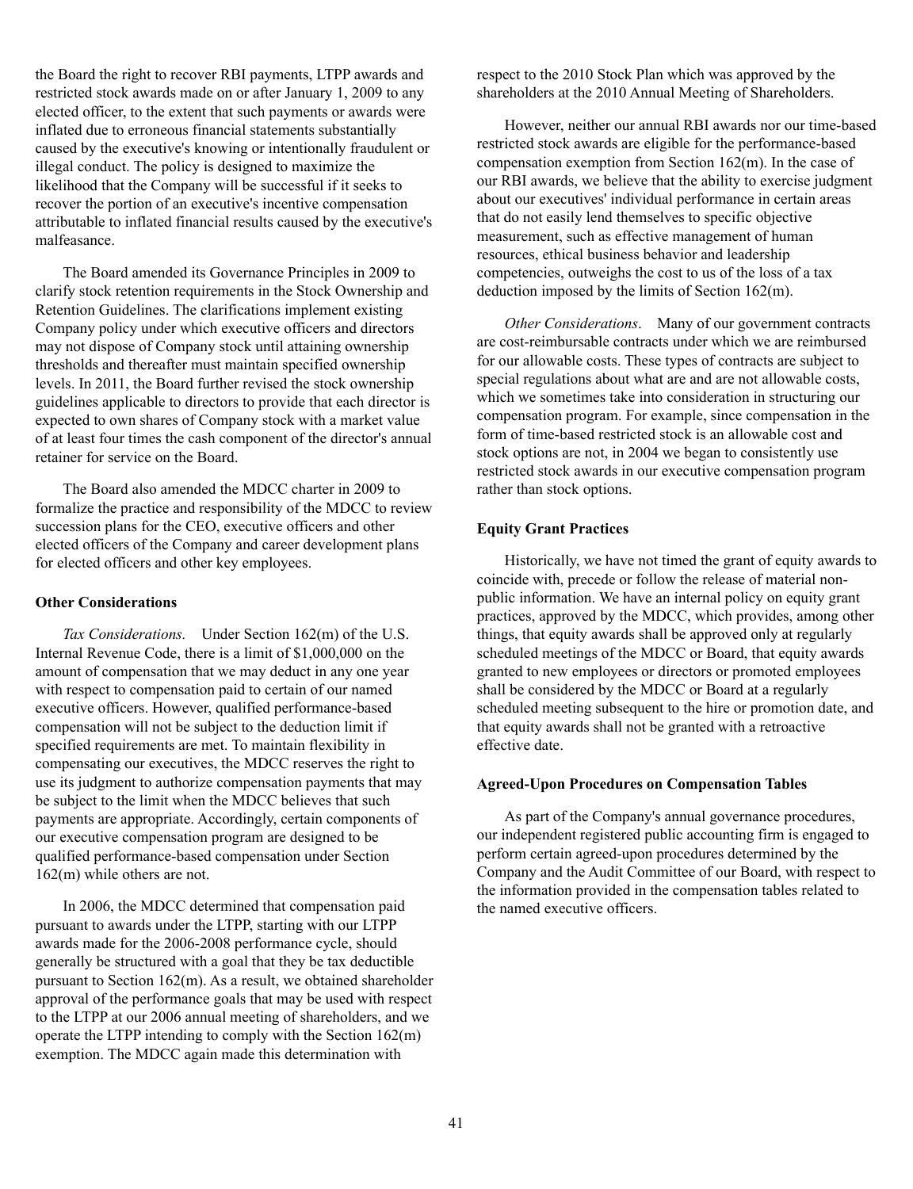the Board the right to recover RBI payments, LTPP awards and restricted stock awards made on or after January 1, 2009 to any elected officer, to the extent that such payments or awards were inflated due to erroneous financial statements substantially caused by the executive's knowing or intentionally fraudulent or illegal conduct. The policy is designed to maximize the likelihood that the Company will be successful if it seeks to recover the portion of an executive's incentive compensation attributable to inflated financial results caused by the executive's malfeasance.

The Board amended its Governance Principles in 2009 to clarify stock retention requirements in the Stock Ownership and Retention Guidelines. The clarifications implement existing Company policy under which executive officers and directors may not dispose of Company stock until attaining ownership thresholds and thereafter must maintain specified ownership levels. In 2011, the Board further revised the stock ownership guidelines applicable to directors to provide that each director is expected to own shares of Company stock with a market value of at least four times the cash component of the director's annual retainer for service on the Board.

The Board also amended the MDCC charter in 2009 to formalize the practice and responsibility of the MDCC to review succession plans for the CEO, executive officers and other elected officers of the Company and career development plans for elected officers and other key employees.

**Other Considerations**

*Tax Considerations.* Under Section 162(m) of the U.S. Internal Revenue Code, there is a limit of $1,000,000 on the amount of compensation that we may deduct in any one year with respect to compensation paid to certain of our named executive officers. However, qualified performance-based compensation will not be subject to the deduction limit if specified requirements are met. To maintain flexibility in compensating our executives, the MDCC reserves the right to use its judgment to authorize compensation payments that may be subject to the limit when the MDCC believes that such payments are appropriate. Accordingly, certain components of our executive compensation program are designed to be qualified performance-based compensation under Section 162(m) while others are not.

In 2006, the MDCC determined that compensation paid pursuant to awards under the LTPP, starting with our LTPP awards made for the 2006-2008 performance cycle, should generally be structured with a goal that they be tax deductible pursuant to Section 162(m). As a result, we obtained shareholder approval of the performance goals that may be used with respect to the LTPP at our 2006 annual meeting of shareholders, and we operate the LTPP intending to comply with the Section 162(m) exemption. The MDCC again made this determination with respect to the 2010 Stock Plan which was approved by the shareholders at the 2010 Annual Meeting of Shareholders.

However, neither our annual RBI awards nor our time-based restricted stock awards are eligible for the performance-based compensation exemption from Section 162(m). In the case of our RBI awards, we believe that the ability to exercise judgment about our executives' individual performance in certain areas that do not easily lend themselves to specific objective measurement, such as effective management of human resources, ethical business behavior and leadership competencies, outweighs the cost to us of the loss of a tax deduction imposed by the limits of Section 162(m).

*Other Considerations.* Many of our government contracts are cost-reimbursable contracts under which we are reimbursed for our allowable costs. These types of contracts are subject to special regulations about what are and are not allowable costs, which we sometimes take into consideration in structuring our compensation program. For example, since compensation in the form of time-based restricted stock is an allowable cost and stock options are not, in 2004 we began to consistently use restricted stock awards in our executive compensation program rather than stock options.

**Equity Grant Practices**

Historically, we have not timed the grant of equity awards to coincide with, precede or follow the release of material non-public information. We have an internal policy on equity grant practices, approved by the MDCC, which provides, among other things, that equity awards shall be approved only at regularly scheduled meetings of the MDCC or Board, that equity awards granted to new employees or directors or promoted employees shall be considered by the MDCC or Board at a regularly scheduled meeting subsequent to the hire or promotion date, and that equity awards shall not be granted with a retroactive effective date.

**Agreed-Upon Procedures on Compensation Tables**

As part of the Company's annual governance procedures, our independent registered public accounting firm is engaged to perform certain agreed-upon procedures determined by the Company and the Audit Committee of our Board, with respect to the information provided in the compensation tables related to the named executive officers.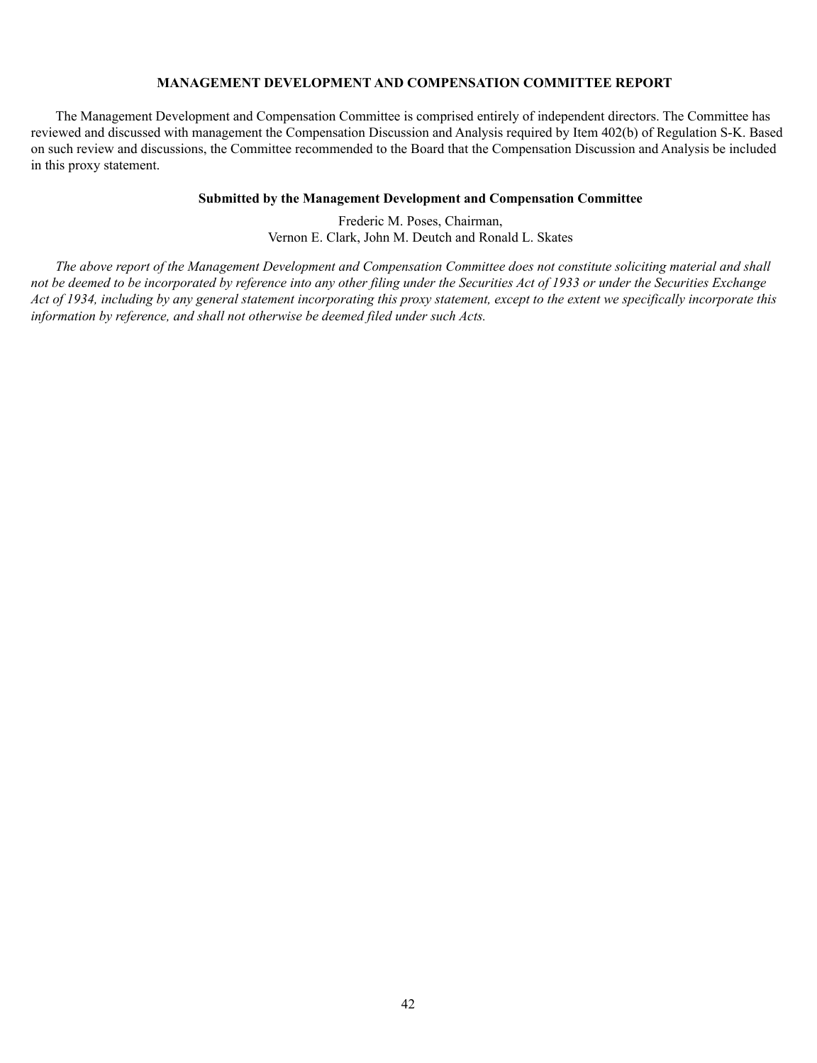## MANAGEMENT DEVELOPMENT AND COMPENSATION COMMITTEE REPORT

The Management Development and Compensation Committee is comprised entirely of independent directors. The Committee has reviewed and discussed with management the Compensation Discussion and Analysis required by Item 402(b) of Regulation S-K. Based on such review and discussions, the Committee recommended to the Board that the Compensation Discussion and Analysis be included in this proxy statement.

**Submitted by the Management Development and Compensation Committee**

Frederic M. Poses, Chairman,
Vernon E. Clark, John M. Deutch and Ronald L. Skates

*The above report of the Management Development and Compensation Committee does not constitute soliciting material and shall not be deemed to be incorporated by reference into any other filing under the Securities Act of 1933 or under the Securities Exchange Act of 1934, including by any general statement incorporating this proxy statement, except to the extent we specifically incorporate this information by reference, and shall not otherwise be deemed filed under such Acts.*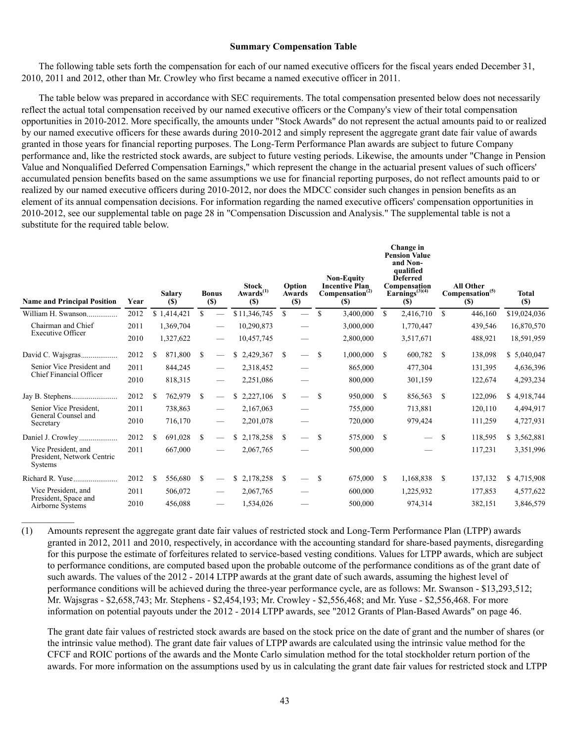## Summary Compensation Table

The following table sets forth the compensation for each of our named executive officers for the fiscal years ended December 31, 2010, 2011 and 2012, other than Mr. Crowley who first became a named executive officer in 2011.

The table below was prepared in accordance with SEC requirements. The total compensation presented below does not necessarily reflect the actual total compensation received by our named executive officers or the Company's view of their total compensation opportunities in 2010-2012. More specifically, the amounts under "Stock Awards" do not represent the actual amounts paid to or realized by our named executive officers for these awards during 2010-2012 and simply represent the aggregate grant date fair value of awards granted in those years for financial reporting purposes. The Long-Term Performance Plan awards are subject to future Company performance and, like the restricted stock awards, are subject to future vesting periods. Likewise, the amounts under "Change in Pension Value and Nonqualified Deferred Compensation Earnings," which represent the change in the actuarial present values of such officers' accumulated pension benefits based on the same assumptions we use for financial reporting purposes, do not reflect amounts paid to or realized by our named executive officers during 2010-2012, nor does the MDCC consider such changes in pension benefits as an element of its annual compensation decisions. For information regarding the named executive officers' compensation opportunities in 2010-2012, see our supplemental table on page 28 in "Compensation Discussion and Analysis." The supplemental table is not a substitute for the required table below.

| Name and Principal Position | Year | Salary ($) | Bonus ($) | Stock Awards[1] ($) | Option Awards ($) | Non-Equity Incentive Plan Compensation[2] ($) | Change in Pension Value and Non-qualified Deferred Compensation Earnings[3][4] ($) | All Other Compensation[5] ($) | Total ($) |
|---|---|---|---|---|---|---|---|---|---|
| William H. Swanson | 2012 | $ 1,414,421 | $ — | $ 11,346,745 | $ — | $ 3,400,000 | $ 2,416,710 | $ 446,160 | $ 19,024,036 |
| Chairman and Chief Executive Officer | 2011 | 1,369,704 | — | 10,290,873 | — | 3,000,000 | 1,770,447 | 439,546 | 16,870,570 |
| | 2010 | 1,327,622 | — | 10,457,745 | — | 2,800,000 | 3,517,671 | 488,921 | 18,591,959 |
| David C. Wajsgras | 2012 | $ 871,800 | $ — | $ 2,429,367 | $ — | $ 1,000,000 | $ 600,782 | $ 138,098 | $ 5,040,047 |
| Senior Vice President and Chief Financial Officer | 2011 | 844,245 | — | 2,318,452 | — | 865,000 | 477,304 | 131,395 | 4,636,396 |
| | 2010 | 818,315 | — | 2,251,086 | — | 800,000 | 301,159 | 122,674 | 4,293,234 |
| Jay B. Stephens | 2012 | $ 762,979 | $ — | $ 2,227,106 | $ — | $ 950,000 | $ 856,563 | $ 122,096 | $ 4,918,744 |
| Senior Vice President, General Counsel and Secretary | 2011 | 738,863 | — | 2,167,063 | — | 755,000 | 713,881 | 120,110 | 4,494,917 |
| | 2010 | 716,170 | — | 2,201,078 | — | 720,000 | 979,424 | 111,259 | 4,727,931 |
| Daniel J. Crowley | 2012 | $ 691,028 | $ — | $ 2,178,258 | $ — | $ 575,000 | $ — | $ 118,595 | $ 3,562,881 |
| Vice President, and President, Network Centric Systems | 2011 | 667,000 | — | 2,067,765 | — | 500,000 | — | 117,231 | 3,351,996 |
| Richard R. Yuse | 2012 | $ 556,680 | $ — | $ 2,178,258 | $ — | $ 675,000 | $ 1,168,838 | $ 137,132 | $ 4,715,908 |
| Vice President, and President, Space and Airborne Systems | 2011 | 506,072 | — | 2,067,765 | — | 600,000 | 1,225,932 | 177,853 | 4,577,622 |
| | 2010 | 456,088 | — | 1,534,026 | — | 500,000 | 974,314 | 382,151 | 3,846,579 |

(1) Amounts represent the aggregate grant date fair values of restricted stock and Long-Term Performance Plan (LTPP) awards granted in 2012, 2011 and 2010, respectively, in accordance with the accounting standard for share-based payments, disregarding for this purpose the estimate of forfeitures related to service-based vesting conditions. Values for LTPP awards, which are subject to performance conditions, are computed based upon the probable outcome of the performance conditions as of the grant date of such awards. The values of the 2012 - 2014 LTPP awards at the grant date of such awards, assuming the highest level of performance conditions will be achieved during the three-year performance cycle, are as follows: Mr. Swanson - $13,293,512; Mr. Wajsgras - $2,658,743; Mr. Stephens - $2,454,193; Mr. Crowley - $2,556,468; and Mr. Yuse - $2,556,468. For more information on potential payouts under the 2012 - 2014 LTPP awards, see "2012 Grants of Plan-Based Awards" on page 46.

The grant date fair values of restricted stock awards are based on the stock price on the date of grant and the number of shares (or the intrinsic value method). The grant date fair values of LTPP awards are calculated using the intrinsic value method for the CFCF and ROIC portions of the awards and the Monte Carlo simulation method for the total stockholder return portion of the awards. For more information on the assumptions used by us in calculating the grant date fair values for restricted stock and LTPP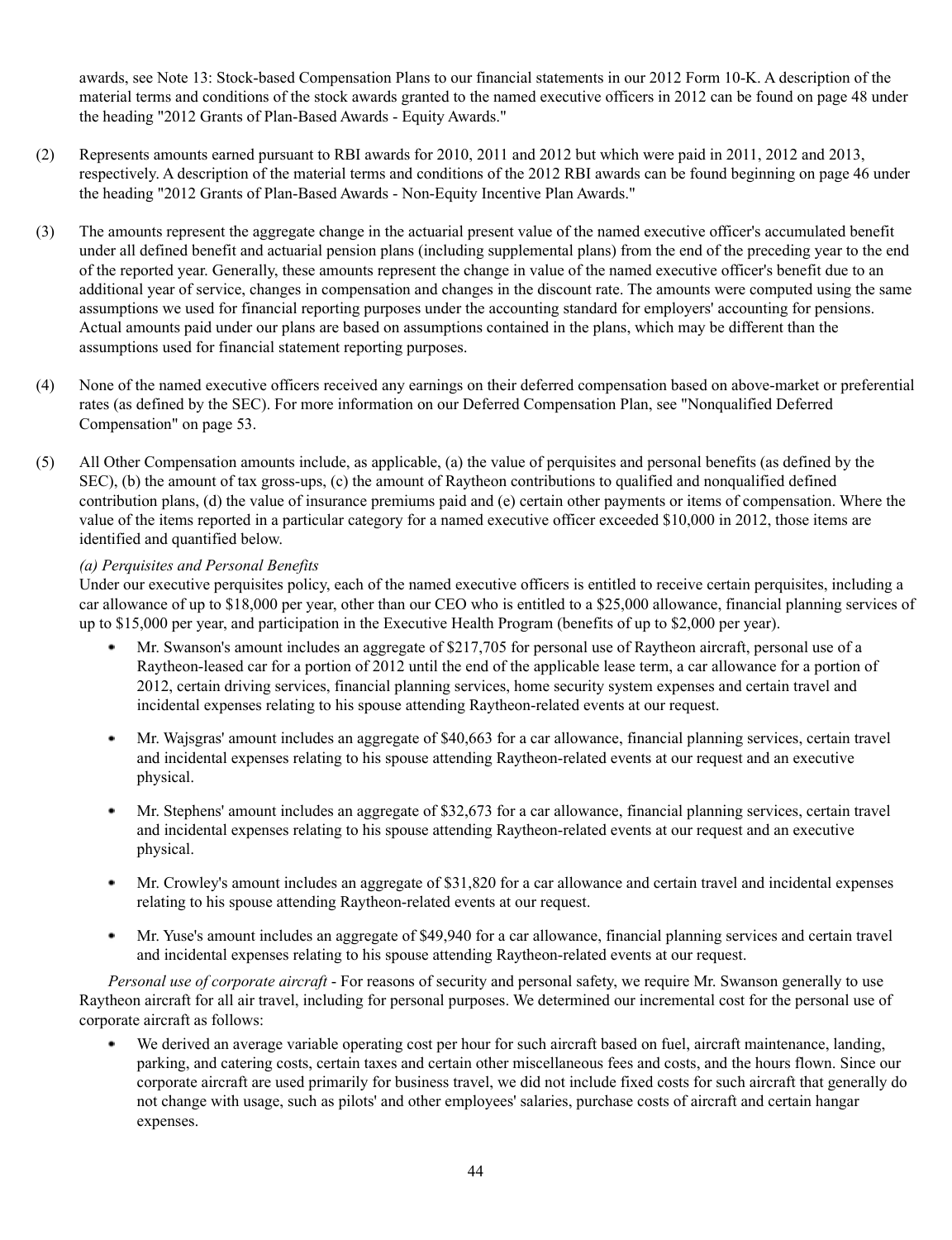awards, see Note 13: Stock-based Compensation Plans to our financial statements in our 2012 Form 10-K. A description of the material terms and conditions of the stock awards granted to the named executive officers in 2012 can be found on page 48 under the heading "2012 Grants of Plan-Based Awards - Equity Awards."

(2) Represents amounts earned pursuant to RBI awards for 2010, 2011 and 2012 but which were paid in 2011, 2012 and 2013, respectively. A description of the material terms and conditions of the 2012 RBI awards can be found beginning on page 46 under the heading "2012 Grants of Plan-Based Awards - Non-Equity Incentive Plan Awards."

(3) The amounts represent the aggregate change in the actuarial present value of the named executive officer's accumulated benefit under all defined benefit and actuarial pension plans (including supplemental plans) from the end of the preceding year to the end of the reported year. Generally, these amounts represent the change in value of the named executive officer's benefit due to an additional year of service, changes in compensation and changes in the discount rate. The amounts were computed using the same assumptions we used for financial reporting purposes under the accounting standard for employers' accounting for pensions. Actual amounts paid under our plans are based on assumptions contained in the plans, which may be different than the assumptions used for financial statement reporting purposes.

(4) None of the named executive officers received any earnings on their deferred compensation based on above-market or preferential rates (as defined by the SEC). For more information on our Deferred Compensation Plan, see "Nonqualified Deferred Compensation" on page 53.

(5) All Other Compensation amounts include, as applicable, (a) the value of perquisites and personal benefits (as defined by the SEC), (b) the amount of tax gross-ups, (c) the amount of Raytheon contributions to qualified and nonqualified defined contribution plans, (d) the value of insurance premiums paid and (e) certain other payments or items of compensation. Where the value of the items reported in a particular category for a named executive officer exceeded $10,000 in 2012, those items are identified and quantified below.

*(a) Perquisites and Personal Benefits*

Under our executive perquisites policy, each of the named executive officers is entitled to receive certain perquisites, including a car allowance of up to $18,000 per year, other than our CEO who is entitled to a $25,000 allowance, financial planning services of up to $15,000 per year, and participation in the Executive Health Program (benefits of up to $2,000 per year).

- Mr. Swanson's amount includes an aggregate of $217,705 for personal use of Raytheon aircraft, personal use of a Raytheon-leased car for a portion of 2012 until the end of the applicable lease term, a car allowance for a portion of 2012, certain driving services, financial planning services, home security system expenses and certain travel and incidental expenses relating to his spouse attending Raytheon-related events at our request.
- Mr. Wajsgras' amount includes an aggregate of $40,663 for a car allowance, financial planning services, certain travel and incidental expenses relating to his spouse attending Raytheon-related events at our request and an executive physical.
- Mr. Stephens' amount includes an aggregate of $32,673 for a car allowance, financial planning services, certain travel and incidental expenses relating to his spouse attending Raytheon-related events at our request and an executive physical.
- Mr. Crowley's amount includes an aggregate of $31,820 for a car allowance and certain travel and incidental expenses relating to his spouse attending Raytheon-related events at our request.
- Mr. Yuse's amount includes an aggregate of $49,940 for a car allowance, financial planning services and certain travel and incidental expenses relating to his spouse attending Raytheon-related events at our request.

*Personal use of corporate aircraft* - For reasons of security and personal safety, we require Mr. Swanson generally to use Raytheon aircraft for all air travel, including for personal purposes. We determined our incremental cost for the personal use of corporate aircraft as follows:

- We derived an average variable operating cost per hour for such aircraft based on fuel, aircraft maintenance, landing, parking, and catering costs, certain taxes and certain other miscellaneous fees and costs, and the hours flown. Since our corporate aircraft are used primarily for business travel, we did not include fixed costs for such aircraft that generally do not change with usage, such as pilots' and other employees' salaries, purchase costs of aircraft and certain hangar expenses.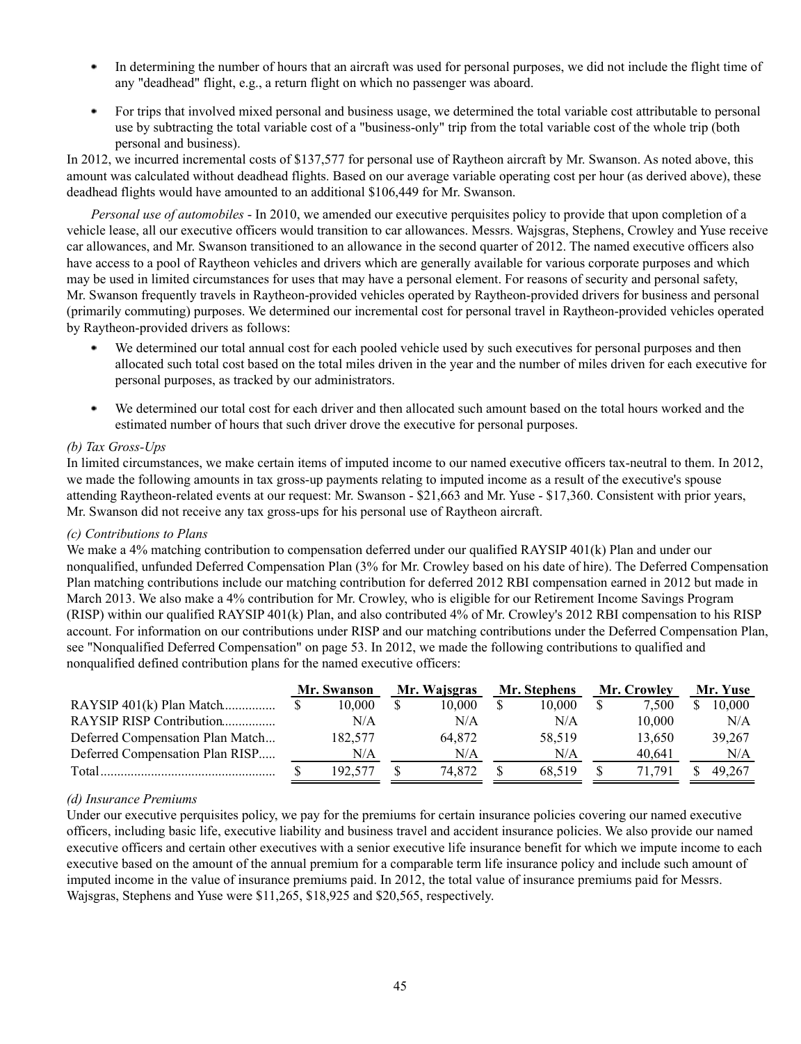- In determining the number of hours that an aircraft was used for personal purposes, we did not include the flight time of any "deadhead" flight, e.g., a return flight on which no passenger was aboard.

- For trips that involved mixed personal and business usage, we determined the total variable cost attributable to personal use by subtracting the total variable cost of a "business-only" trip from the total variable cost of the whole trip (both personal and business).

In 2012, we incurred incremental costs of $137,577 for personal use of Raytheon aircraft by Mr. Swanson. As noted above, this amount was calculated without deadhead flights. Based on our average variable operating cost per hour (as derived above), these deadhead flights would have amounted to an additional $106,449 for Mr. Swanson.

*Personal use of automobiles* - In 2010, we amended our executive perquisites policy to provide that upon completion of a vehicle lease, all our executive officers would transition to car allowances. Messrs. Wajsgras, Stephens, Crowley and Yuse receive car allowances, and Mr. Swanson transitioned to an allowance in the second quarter of 2012. The named executive officers also have access to a pool of Raytheon vehicles and drivers which are generally available for various corporate purposes and which may be used in limited circumstances for uses that may have a personal element. For reasons of security and personal safety, Mr. Swanson frequently travels in Raytheon-provided vehicles operated by Raytheon-provided drivers for business and personal (primarily commuting) purposes. We determined our incremental cost for personal travel in Raytheon-provided vehicles operated by Raytheon-provided drivers as follows:

- We determined our total annual cost for each pooled vehicle used by such executives for personal purposes and then allocated such total cost based on the total miles driven in the year and the number of miles driven for each executive for personal purposes, as tracked by our administrators.

- We determined our total cost for each driver and then allocated such amount based on the total hours worked and the estimated number of hours that such driver drove the executive for personal purposes.

*(b) Tax Gross-Ups*

In limited circumstances, we make certain items of imputed income to our named executive officers tax-neutral to them. In 2012, we made the following amounts in tax gross-up payments relating to imputed income as a result of the executive's spouse attending Raytheon-related events at our request: Mr. Swanson - $21,663 and Mr. Yuse - $17,360. Consistent with prior years, Mr. Swanson did not receive any tax gross-ups for his personal use of Raytheon aircraft.

*(c) Contributions to Plans*

We make a 4% matching contribution to compensation deferred under our qualified RAYSIP 401(k) Plan and under our nonqualified, unfunded Deferred Compensation Plan (3% for Mr. Crowley based on his date of hire). The Deferred Compensation Plan matching contributions include our matching contribution for deferred 2012 RBI compensation earned in 2012 but made in March 2013. We also make a 4% contribution for Mr. Crowley, who is eligible for our Retirement Income Savings Program (RISP) within our qualified RAYSIP 401(k) Plan, and also contributed 4% of Mr. Crowley's 2012 RBI compensation to his RISP account. For information on our contributions under RISP and our matching contributions under the Deferred Compensation Plan, see "Nonqualified Deferred Compensation" on page 53. In 2012, we made the following contributions to qualified and nonqualified defined contribution plans for the named executive officers:

| | Mr. Swanson | Mr. Wajsgras | Mr. Stephens | Mr. Crowley | Mr. Yuse |
|---|---|---|---|---|---|
| RAYSIP 401(k) Plan Match | $ 10,000 | $ 10,000 | $ 10,000 | $ 7,500 | $ 10,000 |
| RAYSIP RISP Contribution | N/A | N/A | N/A | 10,000 | N/A |
| Deferred Compensation Plan Match | 182,577 | 64,872 | 58,519 | 13,650 | 39,267 |
| Deferred Compensation Plan RISP | N/A | N/A | N/A | 40,641 | N/A |
| Total | $ 192,577 | $ 74,872 | $ 68,519 | $ 71,791 | $ 49,267 |

*(d) Insurance Premiums*

Under our executive perquisites policy, we pay for the premiums for certain insurance policies covering our named executive officers, including basic life, executive liability and business travel and accident insurance policies. We also provide our named executive officers and certain other executives with a senior executive life insurance benefit for which we impute income to each executive based on the amount of the annual premium for a comparable term life insurance policy and include such amount of imputed income in the value of insurance premiums paid. In 2012, the total value of insurance premiums paid for Messrs. Wajsgras, Stephens and Yuse were $11,265, $18,925 and $20,565, respectively.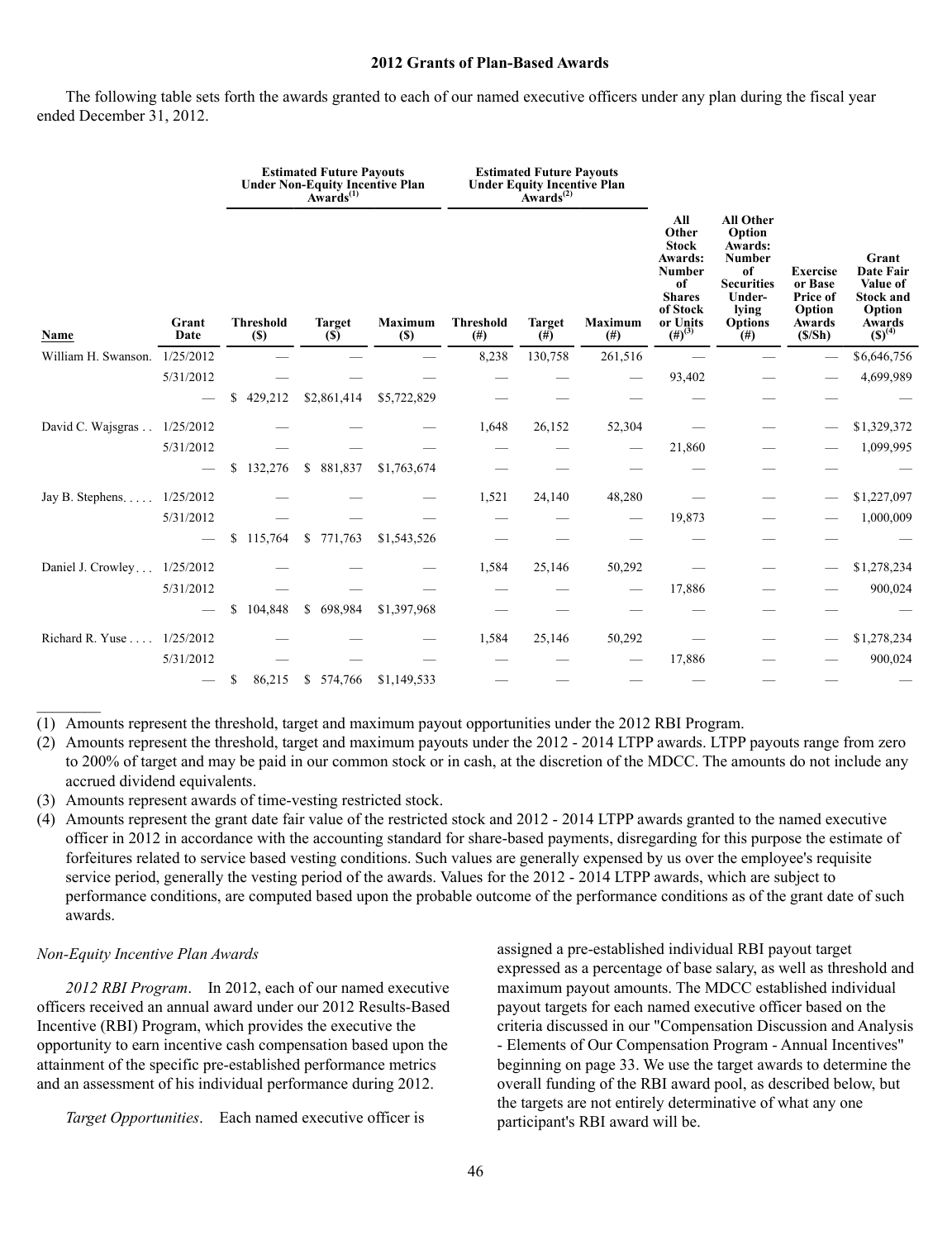### 2012 Grants of Plan-Based Awards

The following table sets forth the awards granted to each of our named executive officers under any plan during the fiscal year ended December 31, 2012.

| Name | Grant Date | Estimated Future Payouts Under Non-Equity Incentive Plan Awards[(1)] | | | Estimated Future Payouts Under Equity Incentive Plan Awards[(2)] | | | All Other Stock Awards: Number of Shares of Stock or Units (#)[(3)] | All Other Option Awards: Number of Securities Under-lying Options (#) | Exercise or Base Price of Option Awards ($/Sh) | Grant Date Fair Value of Stock and Option Awards ($)[(4)] |
|---|---|---|---|---|---|---|---|---|---|---|---|
| | | Threshold ($) | Target ($) | Maximum ($) | Threshold (#) | Target (#) | Maximum (#) | | | | |
| William H. Swanson. | 1/25/2012 | — | — | — | 8,238 | 130,758 | 261,516 | — | — | — | $6,646,756 |
| | 5/31/2012 | — | — | — | — | — | — | 93,402 | — | — | 4,699,989 |
| | — | $ 429,212 | $2,861,414 | $5,722,829 | — | — | — | — | — | — | — |
| David C. Wajsgras . . | 1/25/2012 | — | — | — | 1,648 | 26,152 | 52,304 | — | — | — | $1,329,372 |
| | 5/31/2012 | — | — | — | — | — | — | 21,860 | — | — | 1,099,995 |
| | — | $ 132,276 | $ 881,837 | $1,763,674 | — | — | — | — | — | — | — |
| Jay B. Stephens. . . . . | 1/25/2012 | — | — | — | 1,521 | 24,140 | 48,280 | — | — | — | $1,227,097 |
| | 5/31/2012 | — | — | — | — | — | — | 19,873 | — | — | 1,000,009 |
| | — | $ 115,764 | $ 771,763 | $1,543,526 | — | — | — | — | — | — | — |
| Daniel J. Crowley . . . | 1/25/2012 | — | — | — | 1,584 | 25,146 | 50,292 | — | — | — | $1,278,234 |
| | 5/31/2012 | — | — | — | — | — | — | 17,886 | — | — | 900,024 |
| | — | $ 104,848 | $ 698,984 | $1,397,968 | — | — | — | — | — | — | — |
| Richard R. Yuse . . . . | 1/25/2012 | — | — | — | 1,584 | 25,146 | 50,292 | — | — | — | $1,278,234 |
| | 5/31/2012 | — | — | — | — | — | — | 17,886 | — | — | 900,024 |
| | — | $ 86,215 | $ 574,766 | $1,149,533 | — | — | — | — | — | — | — |

(1) Amounts represent the threshold, target and maximum payout opportunities under the 2012 RBI Program.

(2) Amounts represent the threshold, target and maximum payouts under the 2012 - 2014 LTPP awards. LTPP payouts range from zero to 200% of target and may be paid in our common stock or in cash, at the discretion of the MDCC. The amounts do not include any accrued dividend equivalents.

(3) Amounts represent awards of time-vesting restricted stock.

(4) Amounts represent the grant date fair value of the restricted stock and 2012 - 2014 LTPP awards granted to the named executive officer in 2012 in accordance with the accounting standard for share-based payments, disregarding for this purpose the estimate of forfeitures related to service based vesting conditions. Such values are generally expensed by us over the employee's requisite service period, generally the vesting period of the awards. Values for the 2012 - 2014 LTPP awards, which are subject to performance conditions, are computed based upon the probable outcome of the performance conditions as of the grant date of such awards.

*Non-Equity Incentive Plan Awards*

*2012 RBI Program*. In 2012, each of our named executive officers received an annual award under our 2012 Results-Based Incentive (RBI) Program, which provides the executive the opportunity to earn incentive cash compensation based upon the attainment of the specific pre-established performance metrics and an assessment of his individual performance during 2012.

*Target Opportunities*. Each named executive officer is assigned a pre-established individual RBI payout target expressed as a percentage of base salary, as well as threshold and maximum payout amounts. The MDCC established individual payout targets for each named executive officer based on the criteria discussed in our "Compensation Discussion and Analysis - Elements of Our Compensation Program - Annual Incentives" beginning on page 33. We use the target awards to determine the overall funding of the RBI award pool, as described below, but the targets are not entirely determinative of what any one participant's RBI award will be.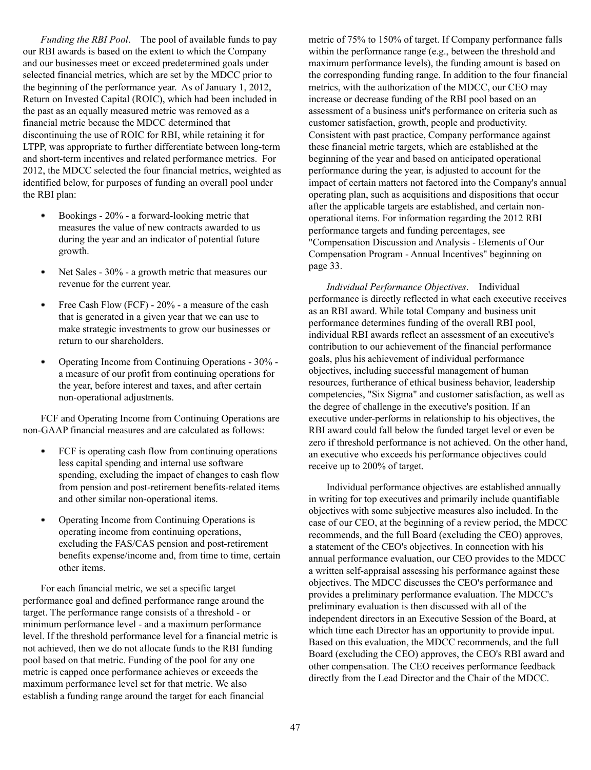*Funding the RBI Pool*. The pool of available funds to pay our RBI awards is based on the extent to which the Company and our businesses meet or exceed predetermined goals under selected financial metrics, which are set by the MDCC prior to the beginning of the performance year. As of January 1, 2012, Return on Invested Capital (ROIC), which had been included in the past as an equally measured metric was removed as a financial metric because the MDCC determined that discontinuing the use of ROIC for RBI, while retaining it for LTPP, was appropriate to further differentiate between long-term and short-term incentives and related performance metrics. For 2012, the MDCC selected the four financial metrics, weighted as identified below, for purposes of funding an overall pool under the RBI plan:

- Bookings - 20% - a forward-looking metric that measures the value of new contracts awarded to us during the year and an indicator of potential future growth.
- Net Sales - 30% - a growth metric that measures our revenue for the current year.
- Free Cash Flow (FCF) - 20% - a measure of the cash that is generated in a given year that we can use to make strategic investments to grow our businesses or return to our shareholders.
- Operating Income from Continuing Operations - 30% - a measure of our profit from continuing operations for the year, before interest and taxes, and after certain non-operational adjustments.

FCF and Operating Income from Continuing Operations are non-GAAP financial measures and are calculated as follows:

- FCF is operating cash flow from continuing operations less capital spending and internal use software spending, excluding the impact of changes to cash flow from pension and post-retirement benefits-related items and other similar non-operational items.
- Operating Income from Continuing Operations is operating income from continuing operations, excluding the FAS/CAS pension and post-retirement benefits expense/income and, from time to time, certain other items.

For each financial metric, we set a specific target performance goal and defined performance range around the target. The performance range consists of a threshold - or minimum performance level - and a maximum performance level. If the threshold performance level for a financial metric is not achieved, then we do not allocate funds to the RBI funding pool based on that metric. Funding of the pool for any one metric is capped once performance achieves or exceeds the maximum performance level set for that metric. We also establish a funding range around the target for each financial metric of 75% to 150% of target. If Company performance falls within the performance range (e.g., between the threshold and maximum performance levels), the funding amount is based on the corresponding funding range. In addition to the four financial metrics, with the authorization of the MDCC, our CEO may increase or decrease funding of the RBI pool based on an assessment of a business unit's performance on criteria such as customer satisfaction, growth, people and productivity. Consistent with past practice, Company performance against these financial metric targets, which are established at the beginning of the year and based on anticipated operational performance during the year, is adjusted to account for the impact of certain matters not factored into the Company's annual operating plan, such as acquisitions and dispositions that occur after the applicable targets are established, and certain non-operational items. For information regarding the 2012 RBI performance targets and funding percentages, see "Compensation Discussion and Analysis - Elements of Our Compensation Program - Annual Incentives" beginning on page 33.

*Individual Performance Objectives*. Individual performance is directly reflected in what each executive receives as an RBI award. While total Company and business unit performance determines funding of the overall RBI pool, individual RBI awards reflect an assessment of an executive's contribution to our achievement of the financial performance goals, plus his achievement of individual performance objectives, including successful management of human resources, furtherance of ethical business behavior, leadership competencies, "Six Sigma" and customer satisfaction, as well as the degree of challenge in the executive's position. If an executive under-performs in relationship to his objectives, the RBI award could fall below the funded target level or even be zero if threshold performance is not achieved. On the other hand, an executive who exceeds his performance objectives could receive up to 200% of target.

Individual performance objectives are established annually in writing for top executives and primarily include quantifiable objectives with some subjective measures also included. In the case of our CEO, at the beginning of a review period, the MDCC recommends, and the full Board (excluding the CEO) approves, a statement of the CEO's objectives. In connection with his annual performance evaluation, our CEO provides to the MDCC a written self-appraisal assessing his performance against these objectives. The MDCC discusses the CEO's performance and provides a preliminary performance evaluation. The MDCC's preliminary evaluation is then discussed with all of the independent directors in an Executive Session of the Board, at which time each Director has an opportunity to provide input. Based on this evaluation, the MDCC recommends, and the full Board (excluding the CEO) approves, the CEO's RBI award and other compensation. The CEO receives performance feedback directly from the Lead Director and the Chair of the MDCC.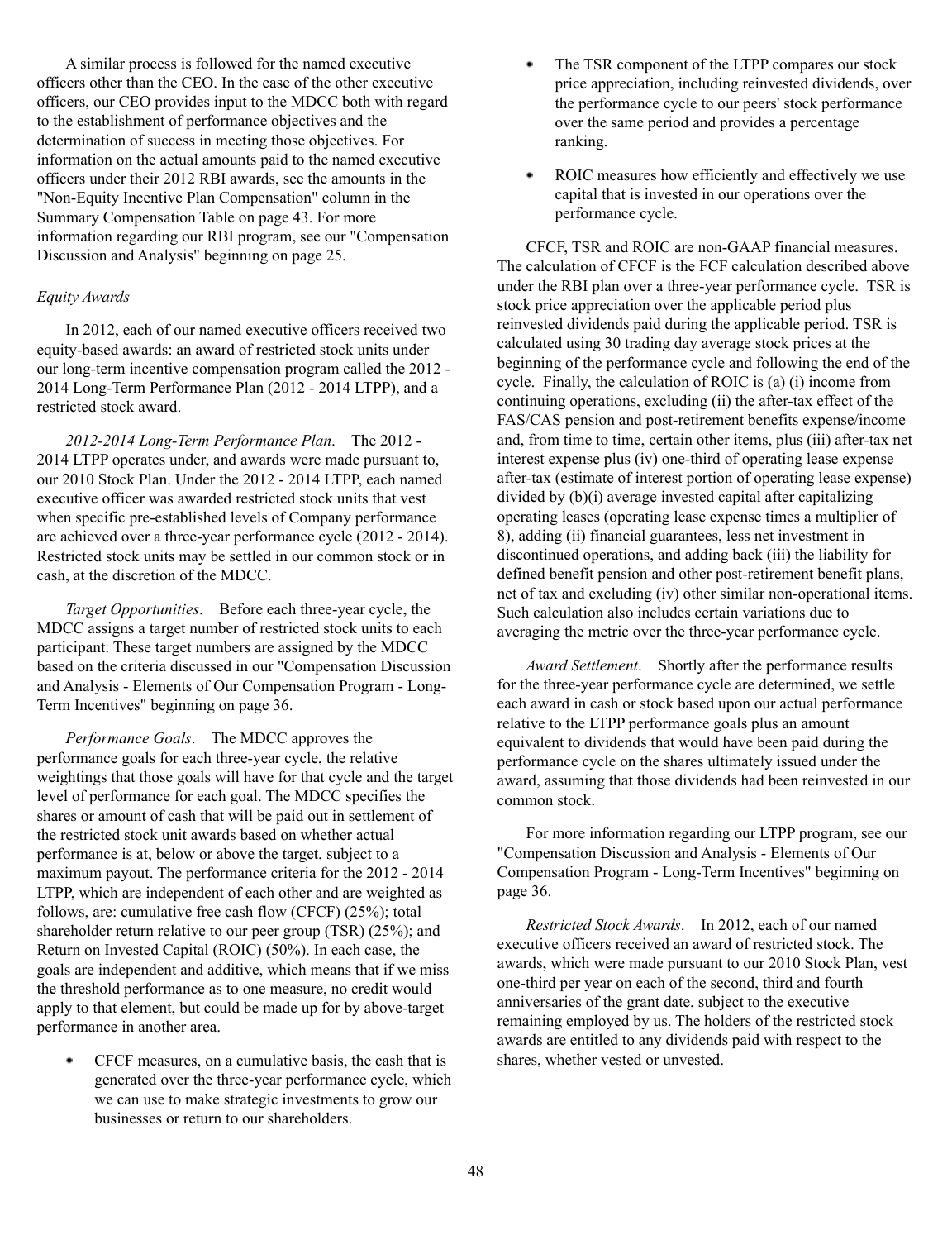A similar process is followed for the named executive officers other than the CEO. In the case of the other executive officers, our CEO provides input to the MDCC both with regard to the establishment of performance objectives and the determination of success in meeting those objectives. For information on the actual amounts paid to the named executive officers under their 2012 RBI awards, see the amounts in the "Non-Equity Incentive Plan Compensation" column in the Summary Compensation Table on page 43. For more information regarding our RBI program, see our "Compensation Discussion and Analysis" beginning on page 25.

*Equity Awards*

In 2012, each of our named executive officers received two equity-based awards: an award of restricted stock units under our long-term incentive compensation program called the 2012 - 2014 Long-Term Performance Plan (2012 - 2014 LTPP), and a restricted stock award.

*2012-2014 Long-Term Performance Plan*. The 2012 - 2014 LTPP operates under, and awards were made pursuant to, our 2010 Stock Plan. Under the 2012 - 2014 LTPP, each named executive officer was awarded restricted stock units that vest when specific pre-established levels of Company performance are achieved over a three-year performance cycle (2012 - 2014). Restricted stock units may be settled in our common stock or in cash, at the discretion of the MDCC.

*Target Opportunities*. Before each three-year cycle, the MDCC assigns a target number of restricted stock units to each participant. These target numbers are assigned by the MDCC based on the criteria discussed in our "Compensation Discussion and Analysis - Elements of Our Compensation Program - Long-Term Incentives" beginning on page 36.

*Performance Goals*. The MDCC approves the performance goals for each three-year cycle, the relative weightings that those goals will have for that cycle and the target level of performance for each goal. The MDCC specifies the shares or amount of cash that will be paid out in settlement of the restricted stock unit awards based on whether actual performance is at, below or above the target, subject to a maximum payout. The performance criteria for the 2012 - 2014 LTPP, which are independent of each other and are weighted as follows, are: cumulative free cash flow (CFCF) (25%); total shareholder return relative to our peer group (TSR) (25%); and Return on Invested Capital (ROIC) (50%). In each case, the goals are independent and additive, which means that if we miss the threshold performance as to one measure, no credit would apply to that element, but could be made up for by above-target performance in another area.

- CFCF measures, on a cumulative basis, the cash that is generated over the three-year performance cycle, which we can use to make strategic investments to grow our businesses or return to our shareholders.
- The TSR component of the LTPP compares our stock price appreciation, including reinvested dividends, over the performance cycle to our peers' stock performance over the same period and provides a percentage ranking.
- ROIC measures how efficiently and effectively we use capital that is invested in our operations over the performance cycle.

CFCF, TSR and ROIC are non-GAAP financial measures. The calculation of CFCF is the FCF calculation described above under the RBI plan over a three-year performance cycle. TSR is stock price appreciation over the applicable period plus reinvested dividends paid during the applicable period. TSR is calculated using 30 trading day average stock prices at the beginning of the performance cycle and following the end of the cycle. Finally, the calculation of ROIC is (a) (i) income from continuing operations, excluding (ii) the after-tax effect of the FAS/CAS pension and post-retirement benefits expense/income and, from time to time, certain other items, plus (iii) after-tax net interest expense plus (iv) one-third of operating lease expense after-tax (estimate of interest portion of operating lease expense) divided by (b)(i) average invested capital after capitalizing operating leases (operating lease expense times a multiplier of 8), adding (ii) financial guarantees, less net investment in discontinued operations, and adding back (iii) the liability for defined benefit pension and other post-retirement benefit plans, net of tax and excluding (iv) other similar non-operational items. Such calculation also includes certain variations due to averaging the metric over the three-year performance cycle.

*Award Settlement*. Shortly after the performance results for the three-year performance cycle are determined, we settle each award in cash or stock based upon our actual performance relative to the LTPP performance goals plus an amount equivalent to dividends that would have been paid during the performance cycle on the shares ultimately issued under the award, assuming that those dividends had been reinvested in our common stock.

For more information regarding our LTPP program, see our "Compensation Discussion and Analysis - Elements of Our Compensation Program - Long-Term Incentives" beginning on page 36.

*Restricted Stock Awards*. In 2012, each of our named executive officers received an award of restricted stock. The awards, which were made pursuant to our 2010 Stock Plan, vest one-third per year on each of the second, third and fourth anniversaries of the grant date, subject to the executive remaining employed by us. The holders of the restricted stock awards are entitled to any dividends paid with respect to the shares, whether vested or unvested.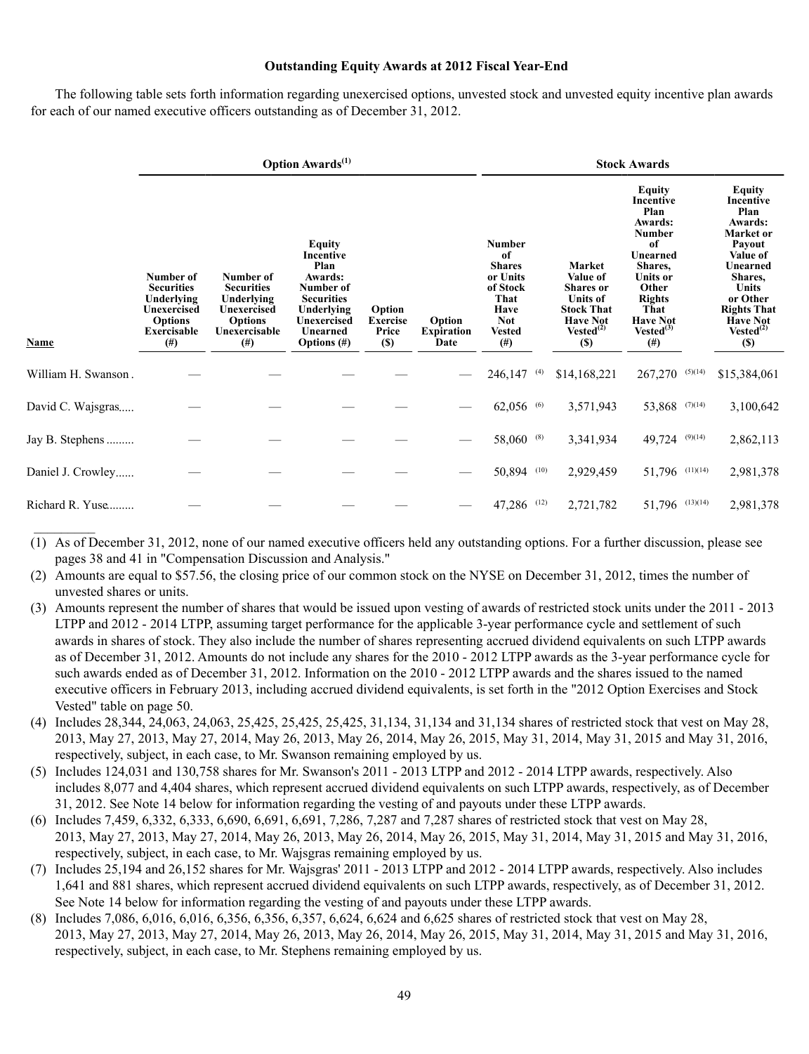**Outstanding Equity Awards at 2012 Fiscal Year-End**

The following table sets forth information regarding unexercised options, unvested stock and unvested equity incentive plan awards for each of our named executive officers outstanding as of December 31, 2012.

| | Option Awards[(1)] | | | | | Stock Awards | | | |
|---|---|---|---|---|---|---|---|---|---|
| Name | Number of Securities Underlying Unexercised Options Exercisable (#) | Number of Securities Underlying Unexercised Options Unexercisable (#) | Equity Incentive Plan Awards: Number of Securities Underlying Unexercised Unearned Options (#) | Option Exercise Price ($) | Option Expiration Date | Number of Shares or Units of Stock That Have Not Vested (#) | Market Value of Shares or Units of Stock That Have Not Vested[(2)] ($) | Equity Incentive Plan Awards: Number of Unearned Shares, Units or Other Rights That Have Not Vested[(3)] (#) | Equity Incentive Plan Awards: Market or Payout Value of Unearned Shares, Units or Other Rights That Have Not Vested[(2)] ($) |
| William H. Swanson | — | — | — | — | — | 246,147 [(4)] | $14,168,221 | 267,270 [(5)(14)] | $15,384,061 |
| David C. Wajsgras | — | — | — | — | — | 62,056 [(6)] | 3,571,943 | 53,868 [(7)(14)] | 3,100,642 |
| Jay B. Stephens | — | — | — | — | — | 58,060 [(8)] | 3,341,934 | 49,724 [(9)(14)] | 2,862,113 |
| Daniel J. Crowley | — | — | — | — | — | 50,894 [(10)] | 2,929,459 | 51,796 [(11)(14)] | 2,981,378 |
| Richard R. Yuse | — | — | — | — | — | 47,286 [(12)] | 2,721,782 | 51,796 [(13)(14)] | 2,981,378 |

(1) As of December 31, 2012, none of our named executive officers held any outstanding options. For a further discussion, please see pages 38 and 41 in "Compensation Discussion and Analysis."

(2) Amounts are equal to $57.56, the closing price of our common stock on the NYSE on December 31, 2012, times the number of unvested shares or units.

(3) Amounts represent the number of shares that would be issued upon vesting of awards of restricted stock units under the 2011 - 2013 LTPP and 2012 - 2014 LTPP, assuming target performance for the applicable 3-year performance cycle and settlement of such awards in shares of stock. They also include the number of shares representing accrued dividend equivalents on such LTPP awards as of December 31, 2012. Amounts do not include any shares for the 2010 - 2012 LTPP awards as the 3-year performance cycle for such awards ended as of December 31, 2012. Information on the 2010 - 2012 LTPP awards and the shares issued to the named executive officers in February 2013, including accrued dividend equivalents, is set forth in the "2012 Option Exercises and Stock Vested" table on page 50.

(4) Includes 28,344, 24,063, 24,063, 25,425, 25,425, 25,425, 31,134, 31,134 and 31,134 shares of restricted stock that vest on May 28, 2013, May 27, 2013, May 27, 2014, May 26, 2013, May 26, 2014, May 26, 2015, May 31, 2014, May 31, 2015 and May 31, 2016, respectively, subject, in each case, to Mr. Swanson remaining employed by us.

(5) Includes 124,031 and 130,758 shares for Mr. Swanson's 2011 - 2013 LTPP and 2012 - 2014 LTPP awards, respectively. Also includes 8,077 and 4,404 shares, which represent accrued dividend equivalents on such LTPP awards, respectively, as of December 31, 2012. See Note 14 below for information regarding the vesting of and payouts under these LTPP awards.

(6) Includes 7,459, 6,332, 6,333, 6,690, 6,691, 6,691, 7,286, 7,287 and 7,287 shares of restricted stock that vest on May 28, 2013, May 27, 2013, May 27, 2014, May 26, 2013, May 26, 2014, May 26, 2015, May 31, 2014, May 31, 2015 and May 31, 2016, respectively, subject, in each case, to Mr. Wajsgras remaining employed by us.

(7) Includes 25,194 and 26,152 shares for Mr. Wajsgras' 2011 - 2013 LTPP and 2012 - 2014 LTPP awards, respectively. Also includes 1,641 and 881 shares, which represent accrued dividend equivalents on such LTPP awards, respectively, as of December 31, 2012. See Note 14 below for information regarding the vesting of and payouts under these LTPP awards.

(8) Includes 7,086, 6,016, 6,016, 6,356, 6,356, 6,357, 6,624, 6,624 and 6,625 shares of restricted stock that vest on May 28, 2013, May 27, 2013, May 27, 2014, May 26, 2013, May 26, 2014, May 26, 2015, May 31, 2014, May 31, 2015 and May 31, 2016, respectively, subject, in each case, to Mr. Stephens remaining employed by us.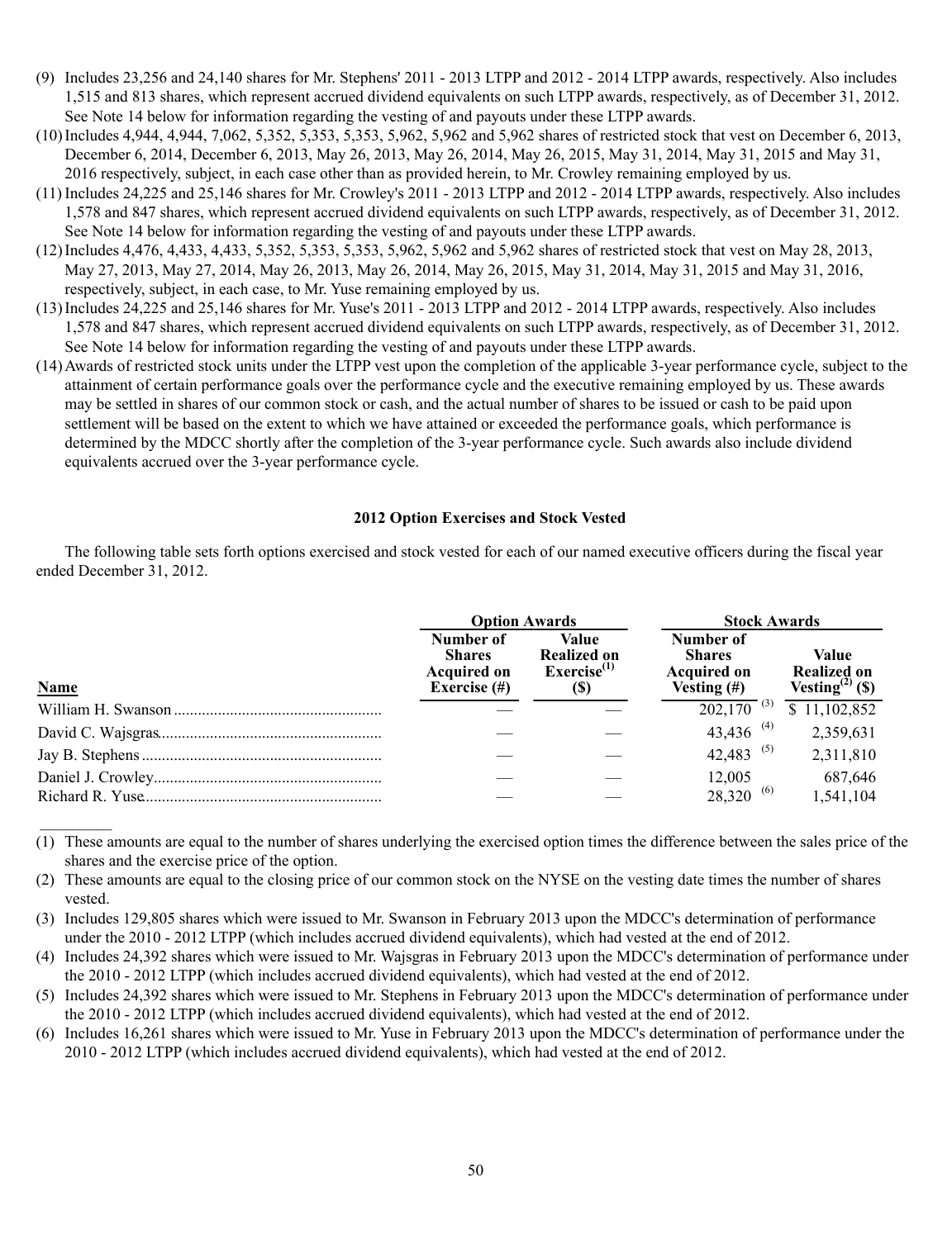(9) Includes 23,256 and 24,140 shares for Mr. Stephens' 2011 - 2013 LTPP and 2012 - 2014 LTPP awards, respectively. Also includes 1,515 and 813 shares, which represent accrued dividend equivalents on such LTPP awards, respectively, as of December 31, 2012. See Note 14 below for information regarding the vesting of and payouts under these LTPP awards.

(10) Includes 4,944, 4,944, 7,062, 5,352, 5,353, 5,353, 5,962, 5,962 and 5,962 shares of restricted stock that vest on December 6, 2013, December 6, 2014, December 6, 2013, May 26, 2013, May 26, 2014, May 26, 2015, May 31, 2014, May 31, 2015 and May 31, 2016 respectively, subject, in each case other than as provided herein, to Mr. Crowley remaining employed by us.

(11) Includes 24,225 and 25,146 shares for Mr. Crowley's 2011 - 2013 LTPP and 2012 - 2014 LTPP awards, respectively. Also includes 1,578 and 847 shares, which represent accrued dividend equivalents on such LTPP awards, respectively, as of December 31, 2012. See Note 14 below for information regarding the vesting of and payouts under these LTPP awards.

(12) Includes 4,476, 4,433, 4,433, 5,352, 5,353, 5,353, 5,962, 5,962 and 5,962 shares of restricted stock that vest on May 28, 2013, May 27, 2013, May 27, 2014, May 26, 2013, May 26, 2014, May 26, 2015, May 31, 2014, May 31, 2015 and May 31, 2016, respectively, subject, in each case, to Mr. Yuse remaining employed by us.

(13) Includes 24,225 and 25,146 shares for Mr. Yuse's 2011 - 2013 LTPP and 2012 - 2014 LTPP awards, respectively. Also includes 1,578 and 847 shares, which represent accrued dividend equivalents on such LTPP awards, respectively, as of December 31, 2012. See Note 14 below for information regarding the vesting of and payouts under these LTPP awards.

(14) Awards of restricted stock units under the LTPP vest upon the completion of the applicable 3-year performance cycle, subject to the attainment of certain performance goals over the performance cycle and the executive remaining employed by us. These awards may be settled in shares of our common stock or cash, and the actual number of shares to be issued or cash to be paid upon settlement will be based on the extent to which we have attained or exceeded the performance goals, which performance is determined by the MDCC shortly after the completion of the 3-year performance cycle. Such awards also include dividend equivalents accrued over the 3-year performance cycle.

## 2012 Option Exercises and Stock Vested

The following table sets forth options exercised and stock vested for each of our named executive officers during the fiscal year ended December 31, 2012.

| | Option Awards | | Stock Awards | |
|---|---|---|---|---|
| Name | Number of Shares Acquired on Exercise (#) | Value Realized on Exercise(1) ($) | Number of Shares Acquired on Vesting (#) | Value Realized on Vesting(2) ($) |
| William H. Swanson | — | — | 202,170 (3) | $ 11,102,852 |
| David C. Wajsgras | — | — | 43,436 (4) | 2,359,631 |
| Jay B. Stephens | — | — | 42,483 (5) | 2,311,810 |
| Daniel J. Crowley | — | — | 12,005 | 687,646 |
| Richard R. Yuse | — | — | 28,320 (6) | 1,541,104 |

(1) These amounts are equal to the number of shares underlying the exercised option times the difference between the sales price of the shares and the exercise price of the option.

(2) These amounts are equal to the closing price of our common stock on the NYSE on the vesting date times the number of shares vested.

(3) Includes 129,805 shares which were issued to Mr. Swanson in February 2013 upon the MDCC's determination of performance under the 2010 - 2012 LTPP (which includes accrued dividend equivalents), which had vested at the end of 2012.

(4) Includes 24,392 shares which were issued to Mr. Wajsgras in February 2013 upon the MDCC's determination of performance under the 2010 - 2012 LTPP (which includes accrued dividend equivalents), which had vested at the end of 2012.

(5) Includes 24,392 shares which were issued to Mr. Stephens in February 2013 upon the MDCC's determination of performance under the 2010 - 2012 LTPP (which includes accrued dividend equivalents), which had vested at the end of 2012.

(6) Includes 16,261 shares which were issued to Mr. Yuse in February 2013 upon the MDCC's determination of performance under the 2010 - 2012 LTPP (which includes accrued dividend equivalents), which had vested at the end of 2012.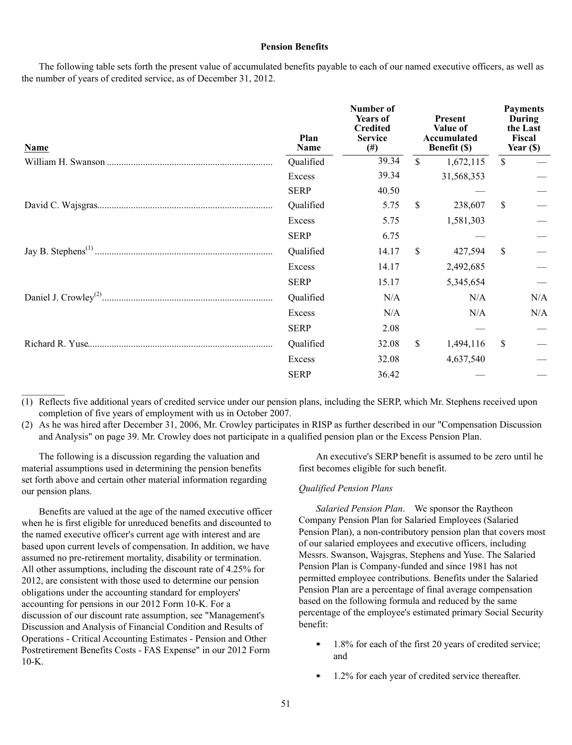### Pension Benefits

The following table sets forth the present value of accumulated benefits payable to each of our named executive officers, as well as the number of years of credited service, as of December 31, 2012.

| Name | Plan Name | Number of Years of Credited Service (#) | Present Value of Accumulated Benefit ($) | Payments During the Last Fiscal Year ($) |
|---|---|---|---|---|
| William H. Swanson | Qualified | 39.34 | $ 1,672,115 | $ — |
| | Excess | 39.34 | 31,568,353 | — |
| | SERP | 40.50 | — | — |
| David C. Wajsgras | Qualified | 5.75 | $ 238,607 | $ — |
| | Excess | 5.75 | 1,581,303 | — |
| | SERP | 6.75 | — | — |
| Jay B. Stephens[(1)] | Qualified | 14.17 | $ 427,594 | $ — |
| | Excess | 14.17 | 2,492,685 | — |
| | SERP | 15.17 | 5,345,654 | — |
| Daniel J. Crowley[(2)] | Qualified | N/A | N/A | N/A |
| | Excess | N/A | N/A | N/A |
| | SERP | 2.08 | — | — |
| Richard R. Yuse | Qualified | 32.08 | $ 1,494,116 | $ — |
| | Excess | 32.08 | 4,637,540 | — |
| | SERP | 36.42 | — | — |

(1) Reflects five additional years of credited service under our pension plans, including the SERP, which Mr. Stephens received upon completion of five years of employment with us in October 2007.

(2) As he was hired after December 31, 2006, Mr. Crowley participates in RISP as further described in our "Compensation Discussion and Analysis" on page 39. Mr. Crowley does not participate in a qualified pension plan or the Excess Pension Plan.

The following is a discussion regarding the valuation and material assumptions used in determining the pension benefits set forth above and certain other material information regarding our pension plans.

Benefits are valued at the age of the named executive officer when he is first eligible for unreduced benefits and discounted to the named executive officer's current age with interest and are based upon current levels of compensation. In addition, we have assumed no pre-retirement mortality, disability or termination. All other assumptions, including the discount rate of 4.25% for 2012, are consistent with those used to determine our pension obligations under the accounting standard for employers' accounting for pensions in our 2012 Form 10-K. For a discussion of our discount rate assumption, see "Management's Discussion and Analysis of Financial Condition and Results of Operations - Critical Accounting Estimates - Pension and Other Postretirement Benefits Costs - FAS Expense" in our 2012 Form 10-K.

An executive's SERP benefit is assumed to be zero until he first becomes eligible for such benefit.

*Qualified Pension Plans*

*Salaried Pension Plan*. We sponsor the Raytheon Company Pension Plan for Salaried Employees (Salaried Pension Plan), a non-contributory pension plan that covers most of our salaried employees and executive officers, including Messrs. Swanson, Wajsgras, Stephens and Yuse. The Salaried Pension Plan is Company-funded and since 1981 has not permitted employee contributions. Benefits under the Salaried Pension Plan are a percentage of final average compensation based on the following formula and reduced by the same percentage of the employee's estimated primary Social Security benefit:

- 1.8% for each of the first 20 years of credited service; and
- 1.2% for each year of credited service thereafter.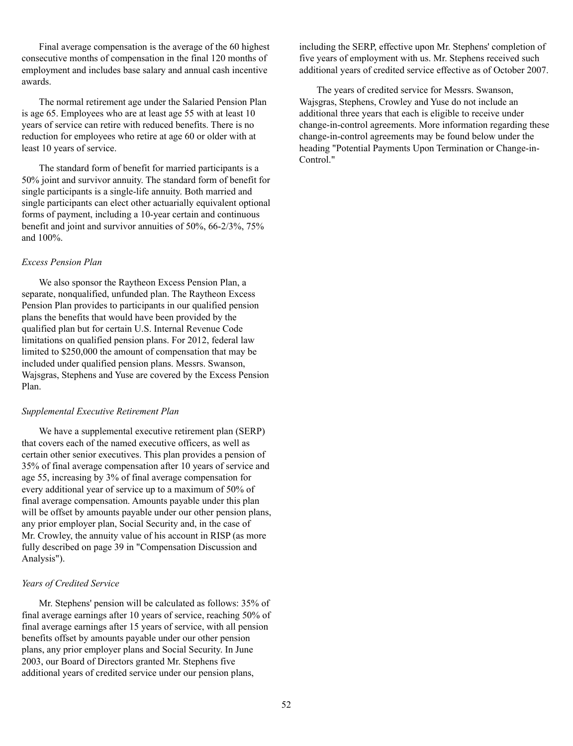Final average compensation is the average of the 60 highest consecutive months of compensation in the final 120 months of employment and includes base salary and annual cash incentive awards.

The normal retirement age under the Salaried Pension Plan is age 65. Employees who are at least age 55 with at least 10 years of service can retire with reduced benefits. There is no reduction for employees who retire at age 60 or older with at least 10 years of service.

The standard form of benefit for married participants is a 50% joint and survivor annuity. The standard form of benefit for single participants is a single-life annuity. Both married and single participants can elect other actuarially equivalent optional forms of payment, including a 10-year certain and continuous benefit and joint and survivor annuities of 50%, 66-2/3%, 75% and 100%.

*Excess Pension Plan*

We also sponsor the Raytheon Excess Pension Plan, a separate, nonqualified, unfunded plan. The Raytheon Excess Pension Plan provides to participants in our qualified pension plans the benefits that would have been provided by the qualified plan but for certain U.S. Internal Revenue Code limitations on qualified pension plans. For 2012, federal law limited to $250,000 the amount of compensation that may be included under qualified pension plans. Messrs. Swanson, Wajsgras, Stephens and Yuse are covered by the Excess Pension Plan.

*Supplemental Executive Retirement Plan*

We have a supplemental executive retirement plan (SERP) that covers each of the named executive officers, as well as certain other senior executives. This plan provides a pension of 35% of final average compensation after 10 years of service and age 55, increasing by 3% of final average compensation for every additional year of service up to a maximum of 50% of final average compensation. Amounts payable under this plan will be offset by amounts payable under our other pension plans, any prior employer plan, Social Security and, in the case of Mr. Crowley, the annuity value of his account in RISP (as more fully described on page 39 in "Compensation Discussion and Analysis").

*Years of Credited Service*

Mr. Stephens' pension will be calculated as follows: 35% of final average earnings after 10 years of service, reaching 50% of final average earnings after 15 years of service, with all pension benefits offset by amounts payable under our other pension plans, any prior employer plans and Social Security. In June 2003, our Board of Directors granted Mr. Stephens five additional years of credited service under our pension plans, including the SERP, effective upon Mr. Stephens' completion of five years of employment with us. Mr. Stephens received such additional years of credited service effective as of October 2007.

The years of credited service for Messrs. Swanson, Wajsgras, Stephens, Crowley and Yuse do not include an additional three years that each is eligible to receive under change-in-control agreements. More information regarding these change-in-control agreements may be found below under the heading "Potential Payments Upon Termination or Change-in-Control."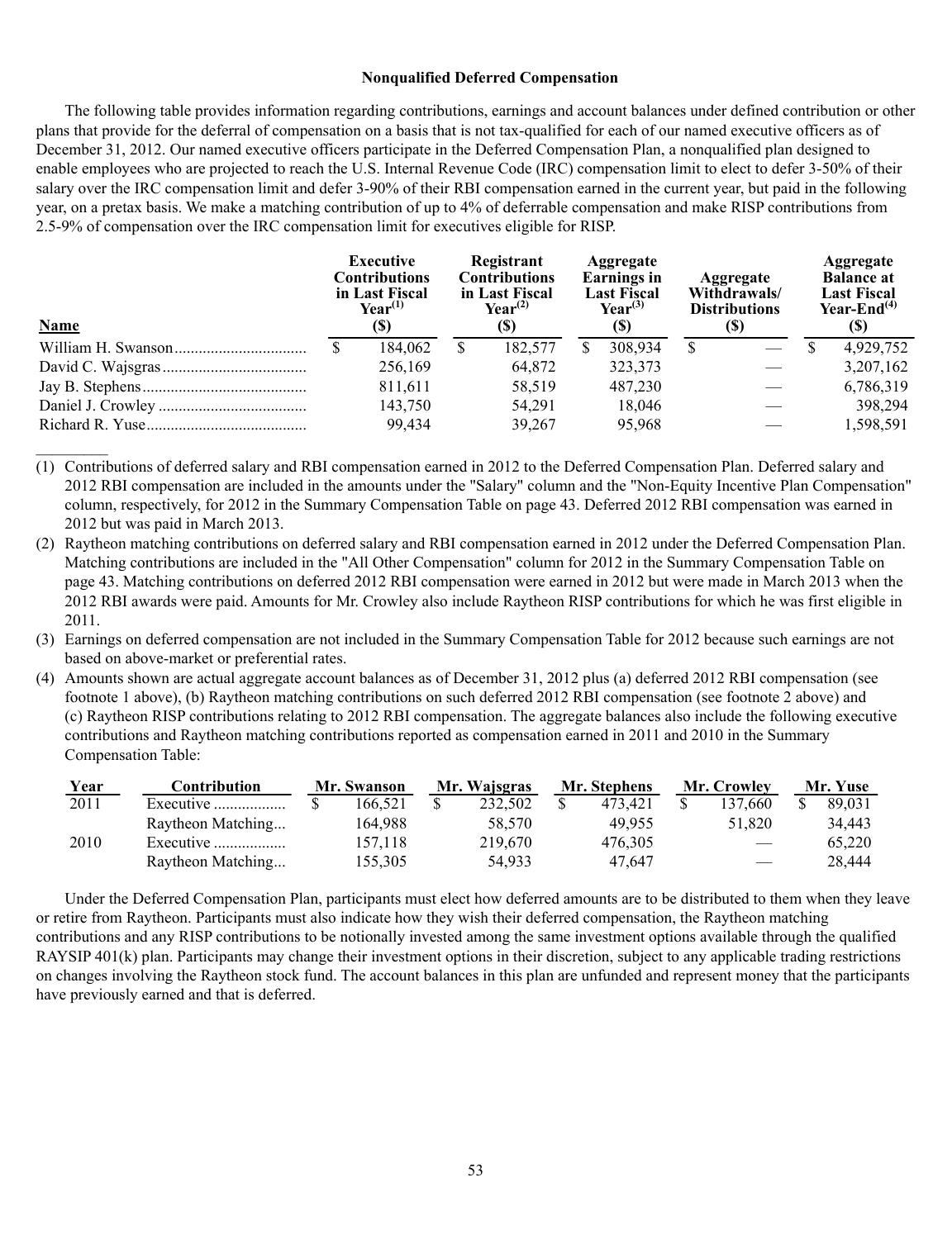### Nonqualified Deferred Compensation

The following table provides information regarding contributions, earnings and account balances under defined contribution or other plans that provide for the deferral of compensation on a basis that is not tax-qualified for each of our named executive officers as of December 31, 2012. Our named executive officers participate in the Deferred Compensation Plan, a nonqualified plan designed to enable employees who are projected to reach the U.S. Internal Revenue Code (IRC) compensation limit to elect to defer 3-50% of their salary over the IRC compensation limit and defer 3-90% of their RBI compensation earned in the current year, but paid in the following year, on a pretax basis. We make a matching contribution of up to 4% of deferrable compensation and make RISP contributions from 2.5-9% of compensation over the IRC compensation limit for executives eligible for RISP.

| Name | Executive Contributions in Last Fiscal Year[(1)] ($) | Registrant Contributions in Last Fiscal Year[(2)] ($) | Aggregate Earnings in Last Fiscal Year[(3)] ($) | Aggregate Withdrawals/ Distributions ($) | Aggregate Balance at Last Fiscal Year-End[(4)] ($) |
|---|---|---|---|---|---|
| William H. Swanson | $ 184,062 | $ 182,577 | $ 308,934 | $ — | $ 4,929,752 |
| David C. Wajsgras | 256,169 | 64,872 | 323,373 | — | 3,207,162 |
| Jay B. Stephens | 811,611 | 58,519 | 487,230 | — | 6,786,319 |
| Daniel J. Crowley | 143,750 | 54,291 | 18,046 | — | 398,294 |
| Richard R. Yuse | 99,434 | 39,267 | 95,968 | — | 1,598,591 |

(1) Contributions of deferred salary and RBI compensation earned in 2012 to the Deferred Compensation Plan. Deferred salary and 2012 RBI compensation are included in the amounts under the "Salary" column and the "Non-Equity Incentive Plan Compensation" column, respectively, for 2012 in the Summary Compensation Table on page 43. Deferred 2012 RBI compensation was earned in 2012 but was paid in March 2013.

(2) Raytheon matching contributions on deferred salary and RBI compensation earned in 2012 under the Deferred Compensation Plan. Matching contributions are included in the "All Other Compensation" column for 2012 in the Summary Compensation Table on page 43. Matching contributions on deferred 2012 RBI compensation were earned in 2012 but were made in March 2013 when the 2012 RBI awards were paid. Amounts for Mr. Crowley also include Raytheon RISP contributions for which he was first eligible in 2011.

(3) Earnings on deferred compensation are not included in the Summary Compensation Table for 2012 because such earnings are not based on above-market or preferential rates.

(4) Amounts shown are actual aggregate account balances as of December 31, 2012 plus (a) deferred 2012 RBI compensation (see footnote 1 above), (b) Raytheon matching contributions on such deferred 2012 RBI compensation (see footnote 2 above) and (c) Raytheon RISP contributions relating to 2012 RBI compensation. The aggregate balances also include the following executive contributions and Raytheon matching contributions reported as compensation earned in 2011 and 2010 in the Summary Compensation Table:

| Year | Contribution | Mr. Swanson | Mr. Wajsgras | Mr. Stephens | Mr. Crowley | Mr. Yuse |
|---|---|---|---|---|---|---|
| 2011 | Executive | $ 166,521 | $ 232,502 | $ 473,421 | $ 137,660 | $ 89,031 |
| | Raytheon Matching | 164,988 | 58,570 | 49,955 | 51,820 | 34,443 |
| 2010 | Executive | 157,118 | 219,670 | 476,305 | — | 65,220 |
| | Raytheon Matching | 155,305 | 54,933 | 47,647 | — | 28,444 |

Under the Deferred Compensation Plan, participants must elect how deferred amounts are to be distributed to them when they leave or retire from Raytheon. Participants must also indicate how they wish their deferred compensation, the Raytheon matching contributions and any RISP contributions to be notionally invested among the same investment options available through the qualified RAYSIP 401(k) plan. Participants may change their investment options in their discretion, subject to any applicable trading restrictions on changes involving the Raytheon stock fund. The account balances in this plan are unfunded and represent money that the participants have previously earned and that is deferred.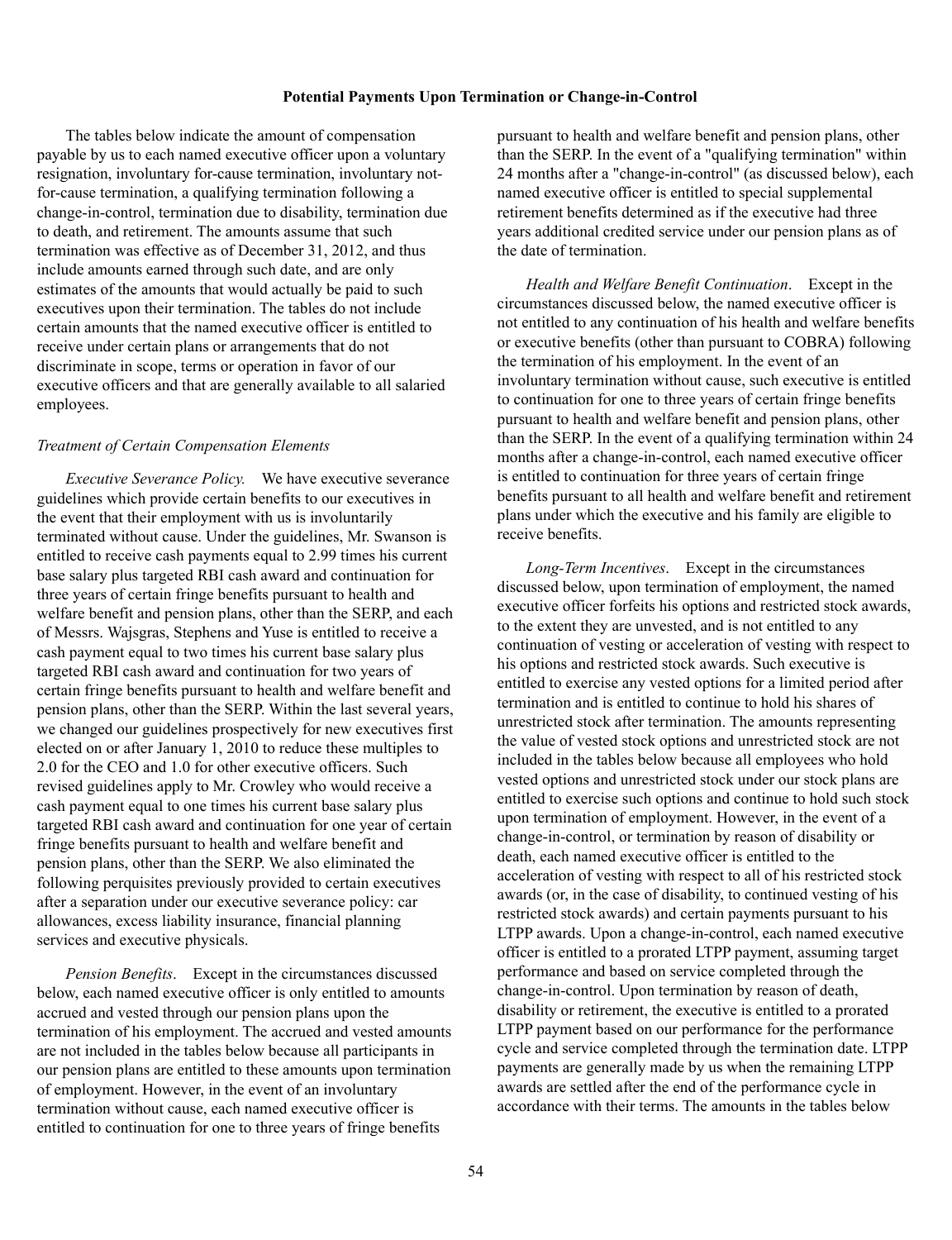## Potential Payments Upon Termination or Change-in-Control

The tables below indicate the amount of compensation payable by us to each named executive officer upon a voluntary resignation, involuntary for-cause termination, involuntary not-for-cause termination, a qualifying termination following a change-in-control, termination due to disability, termination due to death, and retirement. The amounts assume that such termination was effective as of December 31, 2012, and thus include amounts earned through such date, and are only estimates of the amounts that would actually be paid to such executives upon their termination. The tables do not include certain amounts that the named executive officer is entitled to receive under certain plans or arrangements that do not discriminate in scope, terms or operation in favor of our executive officers and that are generally available to all salaried employees.

*Treatment of Certain Compensation Elements*

*Executive Severance Policy.* We have executive severance guidelines which provide certain benefits to our executives in the event that their employment with us is involuntarily terminated without cause. Under the guidelines, Mr. Swanson is entitled to receive cash payments equal to 2.99 times his current base salary plus targeted RBI cash award and continuation for three years of certain fringe benefits pursuant to health and welfare benefit and pension plans, other than the SERP, and each of Messrs. Wajsgras, Stephens and Yuse is entitled to receive a cash payment equal to two times his current base salary plus targeted RBI cash award and continuation for two years of certain fringe benefits pursuant to health and welfare benefit and pension plans, other than the SERP. Within the last several years, we changed our guidelines prospectively for new executives first elected on or after January 1, 2010 to reduce these multiples to 2.0 for the CEO and 1.0 for other executive officers. Such revised guidelines apply to Mr. Crowley who would receive a cash payment equal to one times his current base salary plus targeted RBI cash award and continuation for one year of certain fringe benefits pursuant to health and welfare benefit and pension plans, other than the SERP. We also eliminated the following perquisites previously provided to certain executives after a separation under our executive severance policy: car allowances, excess liability insurance, financial planning services and executive physicals.

*Pension Benefits*. Except in the circumstances discussed below, each named executive officer is only entitled to amounts accrued and vested through our pension plans upon the termination of his employment. The accrued and vested amounts are not included in the tables below because all participants in our pension plans are entitled to these amounts upon termination of employment. However, in the event of an involuntary termination without cause, each named executive officer is entitled to continuation for one to three years of fringe benefits pursuant to health and welfare benefit and pension plans, other than the SERP. In the event of a "qualifying termination" within 24 months after a "change-in-control" (as discussed below), each named executive officer is entitled to special supplemental retirement benefits determined as if the executive had three years additional credited service under our pension plans as of the date of termination.

*Health and Welfare Benefit Continuation*. Except in the circumstances discussed below, the named executive officer is not entitled to any continuation of his health and welfare benefits or executive benefits (other than pursuant to COBRA) following the termination of his employment. In the event of an involuntary termination without cause, such executive is entitled to continuation for one to three years of certain fringe benefits pursuant to health and welfare benefit and pension plans, other than the SERP. In the event of a qualifying termination within 24 months after a change-in-control, each named executive officer is entitled to continuation for three years of certain fringe benefits pursuant to all health and welfare benefit and retirement plans under which the executive and his family are eligible to receive benefits.

*Long-Term Incentives*. Except in the circumstances discussed below, upon termination of employment, the named executive officer forfeits his options and restricted stock awards, to the extent they are unvested, and is not entitled to any continuation of vesting or acceleration of vesting with respect to his options and restricted stock awards. Such executive is entitled to exercise any vested options for a limited period after termination and is entitled to continue to hold his shares of unrestricted stock after termination. The amounts representing the value of vested stock options and unrestricted stock are not included in the tables below because all employees who hold vested options and unrestricted stock under our stock plans are entitled to exercise such options and continue to hold such stock upon termination of employment. However, in the event of a change-in-control, or termination by reason of disability or death, each named executive officer is entitled to the acceleration of vesting with respect to all of his restricted stock awards (or, in the case of disability, to continued vesting of his restricted stock awards) and certain payments pursuant to his LTPP awards. Upon a change-in-control, each named executive officer is entitled to a prorated LTPP payment, assuming target performance and based on service completed through the change-in-control. Upon termination by reason of death, disability or retirement, the executive is entitled to a prorated LTPP payment based on our performance for the performance cycle and service completed through the termination date. LTPP payments are generally made by us when the remaining LTPP awards are settled after the end of the performance cycle in accordance with their terms. The amounts in the tables below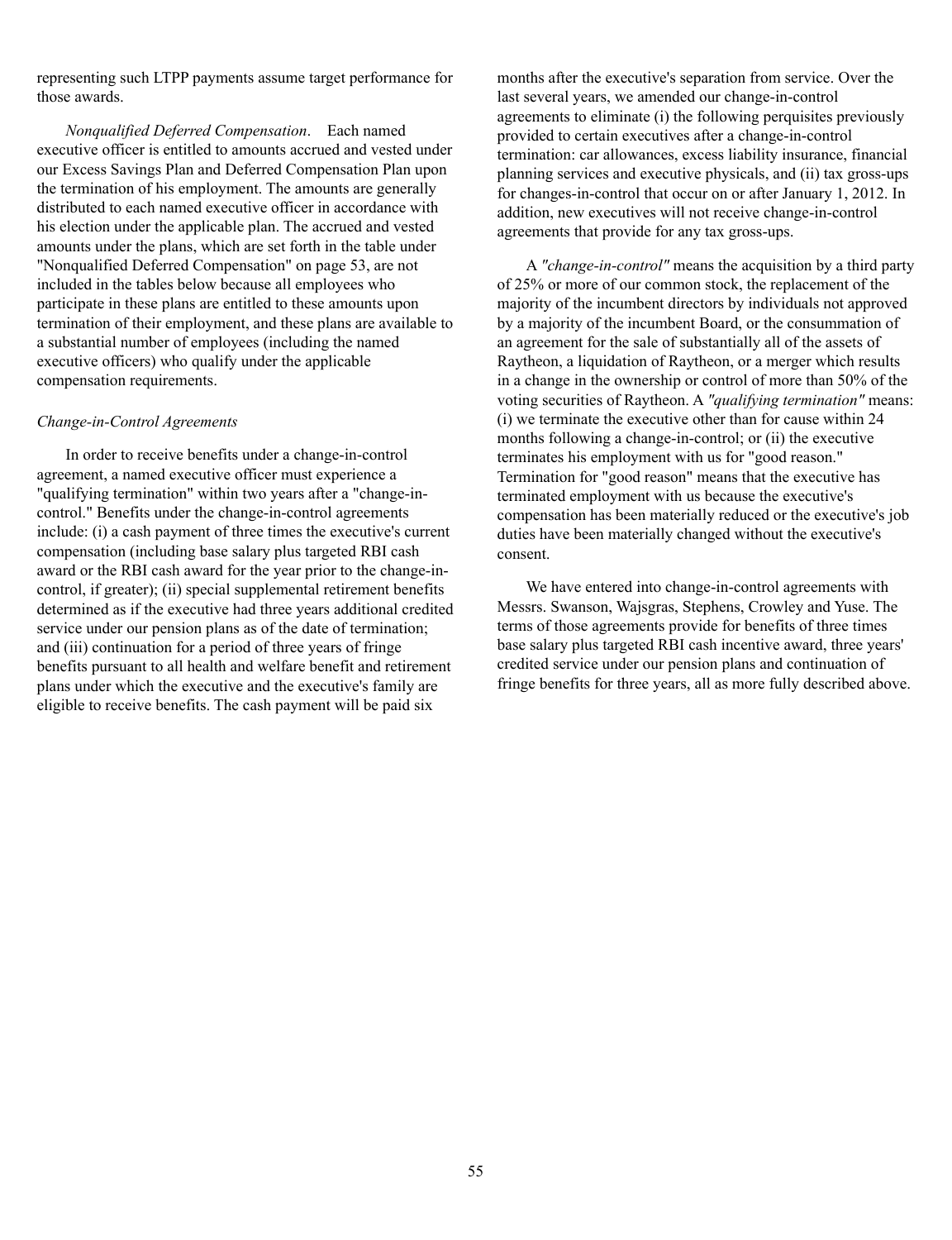representing such LTPP payments assume target performance for those awards.

*Nonqualified Deferred Compensation*. Each named executive officer is entitled to amounts accrued and vested under our Excess Savings Plan and Deferred Compensation Plan upon the termination of his employment. The amounts are generally distributed to each named executive officer in accordance with his election under the applicable plan. The accrued and vested amounts under the plans, which are set forth in the table under "Nonqualified Deferred Compensation" on page 53, are not included in the tables below because all employees who participate in these plans are entitled to these amounts upon termination of their employment, and these plans are available to a substantial number of employees (including the named executive officers) who qualify under the applicable compensation requirements.

*Change-in-Control Agreements*

In order to receive benefits under a change-in-control agreement, a named executive officer must experience a "qualifying termination" within two years after a "change-in-control." Benefits under the change-in-control agreements include: (i) a cash payment of three times the executive's current compensation (including base salary plus targeted RBI cash award or the RBI cash award for the year prior to the change-in-control, if greater); (ii) special supplemental retirement benefits determined as if the executive had three years additional credited service under our pension plans as of the date of termination; and (iii) continuation for a period of three years of fringe benefits pursuant to all health and welfare benefit and retirement plans under which the executive and the executive's family are eligible to receive benefits. The cash payment will be paid six months after the executive's separation from service. Over the last several years, we amended our change-in-control agreements to eliminate (i) the following perquisites previously provided to certain executives after a change-in-control termination: car allowances, excess liability insurance, financial planning services and executive physicals, and (ii) tax gross-ups for changes-in-control that occur on or after January 1, 2012. In addition, new executives will not receive change-in-control agreements that provide for any tax gross-ups.

A *"change-in-control"* means the acquisition by a third party of 25% or more of our common stock, the replacement of the majority of the incumbent directors by individuals not approved by a majority of the incumbent Board, or the consummation of an agreement for the sale of substantially all of the assets of Raytheon, a liquidation of Raytheon, or a merger which results in a change in the ownership or control of more than 50% of the voting securities of Raytheon. A *"qualifying termination"* means: (i) we terminate the executive other than for cause within 24 months following a change-in-control; or (ii) the executive terminates his employment with us for "good reason." Termination for "good reason" means that the executive has terminated employment with us because the executive's compensation has been materially reduced or the executive's job duties have been materially changed without the executive's consent.

We have entered into change-in-control agreements with Messrs. Swanson, Wajsgras, Stephens, Crowley and Yuse. The terms of those agreements provide for benefits of three times base salary plus targeted RBI cash incentive award, three years' credited service under our pension plans and continuation of fringe benefits for three years, all as more fully described above.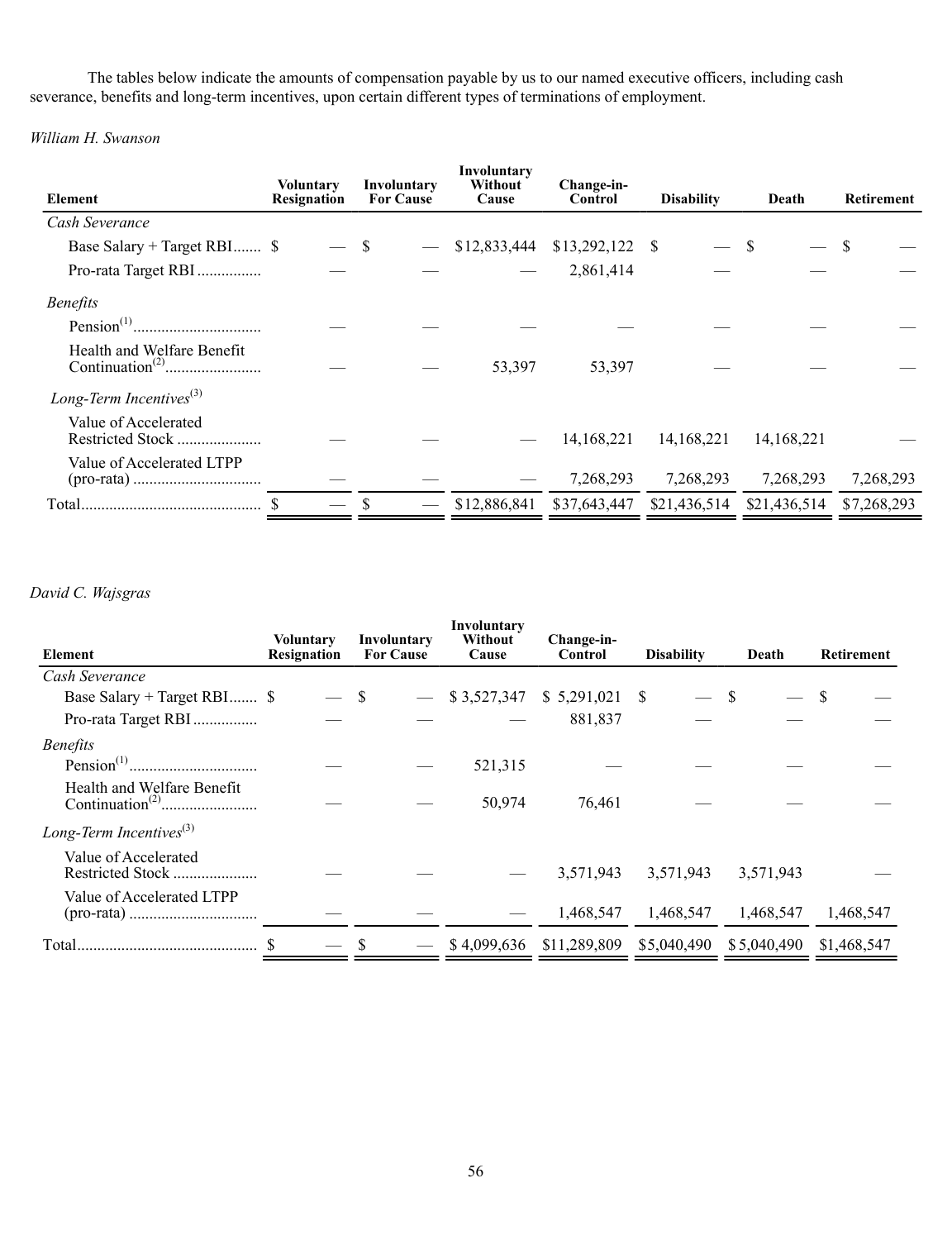The tables below indicate the amounts of compensation payable by us to our named executive officers, including cash severance, benefits and long-term incentives, upon certain different types of terminations of employment.

*William H. Swanson*

| Element | Voluntary Resignation | Involuntary For Cause | Involuntary Without Cause | Change-in-Control | Disability | Death | Retirement |
|---|---|---|---|---|---|---|---|
| *Cash Severance* | | | | | | | |
| Base Salary + Target RBI | $ — | $ — | $12,833,444 | $13,292,122 | $ — | $ — | $ — |
| Pro-rata Target RBI | — | — | — | 2,861,414 | — | — | — |
| *Benefits* | | | | | | | |
| Pension[(1)] | — | — | — | — | — | — | — |
| Health and Welfare Benefit Continuation[(2)] | — | — | 53,397 | 53,397 | — | — | — |
| *Long-Term Incentives*[(3)] | | | | | | | |
| Value of Accelerated Restricted Stock | — | — | — | 14,168,221 | 14,168,221 | 14,168,221 | — |
| Value of Accelerated LTPP (pro-rata) | — | — | — | 7,268,293 | 7,268,293 | 7,268,293 | 7,268,293 |
| Total | $ — | $ — | $12,886,841 | $37,643,447 | $21,436,514 | $21,436,514 | $7,268,293 |

*David C. Wajsgras*

| Element | Voluntary Resignation | Involuntary For Cause | Involuntary Without Cause | Change-in-Control | Disability | Death | Retirement |
|---|---|---|---|---|---|---|---|
| *Cash Severance* | | | | | | | |
| Base Salary + Target RBI | $ — | $ — | $ 3,527,347 | $ 5,291,021 | $ — | $ — | $ — |
| Pro-rata Target RBI | — | — | — | 881,837 | — | — | — |
| *Benefits* | | | | | | | |
| Pension[(1)] | — | — | 521,315 | — | — | — | — |
| Health and Welfare Benefit Continuation[(2)] | — | — | 50,974 | 76,461 | — | — | — |
| *Long-Term Incentives*[(3)] | | | | | | | |
| Value of Accelerated Restricted Stock | — | — | — | 3,571,943 | 3,571,943 | 3,571,943 | — |
| Value of Accelerated LTPP (pro-rata) | — | — | — | 1,468,547 | 1,468,547 | 1,468,547 | 1,468,547 |
| Total | $ — | $ — | $ 4,099,636 | $11,289,809 | $5,040,490 | $ 5,040,490 | $1,468,547 |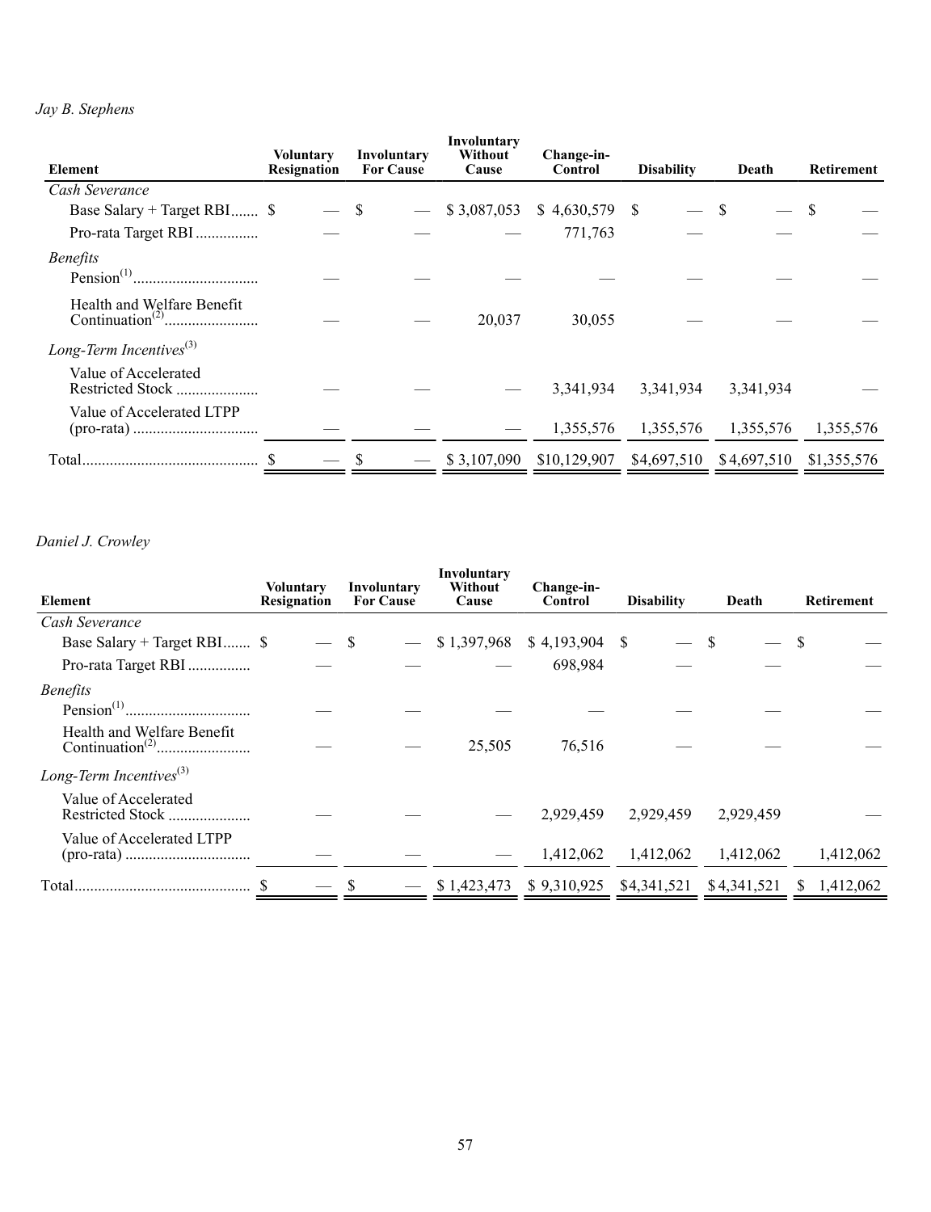*Jay B. Stephens*

| Element | Voluntary Resignation | Involuntary For Cause | Involuntary Without Cause | Change-in-Control | Disability | Death | Retirement |
|---|---|---|---|---|---|---|---|
| *Cash Severance* | | | | | | | |
| Base Salary + Target RBI | $ — | $ — | $ 3,087,053 | $ 4,630,579 | $ — | $ — | $ — |
| Pro-rata Target RBI | — | — | — | 771,763 | — | — | — |
| *Benefits* | | | | | | | |
| Pension[(1)] | — | — | — | — | — | — | — |
| Health and Welfare Benefit Continuation[(2)] | — | — | 20,037 | 30,055 | — | — | — |
| *Long-Term Incentives*[(3)] | | | | | | | |
| Value of Accelerated Restricted Stock | — | — | — | 3,341,934 | 3,341,934 | 3,341,934 | — |
| Value of Accelerated LTPP (pro-rata) | — | — | — | 1,355,576 | 1,355,576 | 1,355,576 | 1,355,576 |
| Total | $ — | $ — | $ 3,107,090 | $10,129,907 | $4,697,510 | $4,697,510 | $1,355,576 |

*Daniel J. Crowley*

| Element | Voluntary Resignation | Involuntary For Cause | Involuntary Without Cause | Change-in-Control | Disability | Death | Retirement |
|---|---|---|---|---|---|---|---|
| *Cash Severance* | | | | | | | |
| Base Salary + Target RBI | $ — | $ — | $ 1,397,968 | $ 4,193,904 | $ — | $ — | $ — |
| Pro-rata Target RBI | — | — | — | 698,984 | — | — | — |
| *Benefits* | | | | | | | |
| Pension[(1)] | — | — | — | — | — | — | — |
| Health and Welfare Benefit Continuation[(2)] | — | — | 25,505 | 76,516 | — | — | — |
| *Long-Term Incentives*[(3)] | | | | | | | |
| Value of Accelerated Restricted Stock | — | — | — | 2,929,459 | 2,929,459 | 2,929,459 | — |
| Value of Accelerated LTPP (pro-rata) | — | — | — | 1,412,062 | 1,412,062 | 1,412,062 | 1,412,062 |
| Total | $ — | $ — | $ 1,423,473 | $ 9,310,925 | $4,341,521 | $4,341,521 | $ 1,412,062 |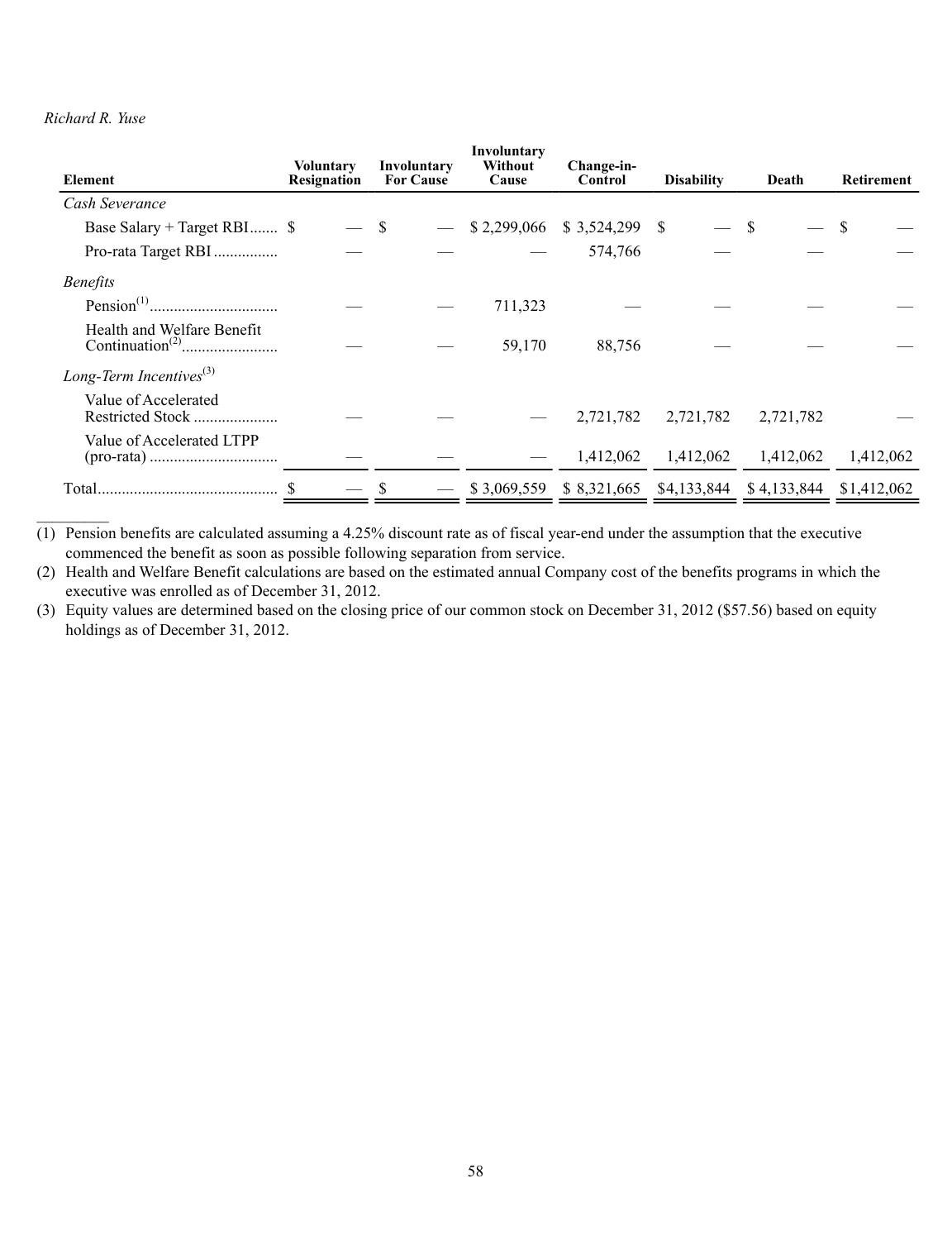*Richard R. Yuse*

| Element | Voluntary Resignation | Involuntary For Cause | Involuntary Without Cause | Change-in-Control | Disability | Death | Retirement |
|---|---|---|---|---|---|---|---|
| *Cash Severance* | | | | | | | |
| Base Salary + Target RBI | $ — | $ — | $ 2,299,066 | $ 3,524,299 | $ — | $ — | $ — |
| Pro-rata Target RBI | — | — | — | 574,766 | — | — | — |
| *Benefits* | | | | | | | |
| Pension[(1)] | — | — | 711,323 | — | — | — | — |
| Health and Welfare Benefit Continuation[(2)] | — | — | 59,170 | 88,756 | — | — | — |
| *Long-Term Incentives*[(3)] | | | | | | | |
| Value of Accelerated Restricted Stock | — | — | — | 2,721,782 | 2,721,782 | 2,721,782 | — |
| Value of Accelerated LTPP (pro-rata) | — | — | — | 1,412,062 | 1,412,062 | 1,412,062 | 1,412,062 |
| Total | $ — | $ — | $ 3,069,559 | $ 8,321,665 | $4,133,844 | $ 4,133,844 | $1,412,062 |

(1) Pension benefits are calculated assuming a 4.25% discount rate as of fiscal year-end under the assumption that the executive commenced the benefit as soon as possible following separation from service.

(2) Health and Welfare Benefit calculations are based on the estimated annual Company cost of the benefits programs in which the executive was enrolled as of December 31, 2012.

(3) Equity values are determined based on the closing price of our common stock on December 31, 2012 ($57.56) based on equity holdings as of December 31, 2012.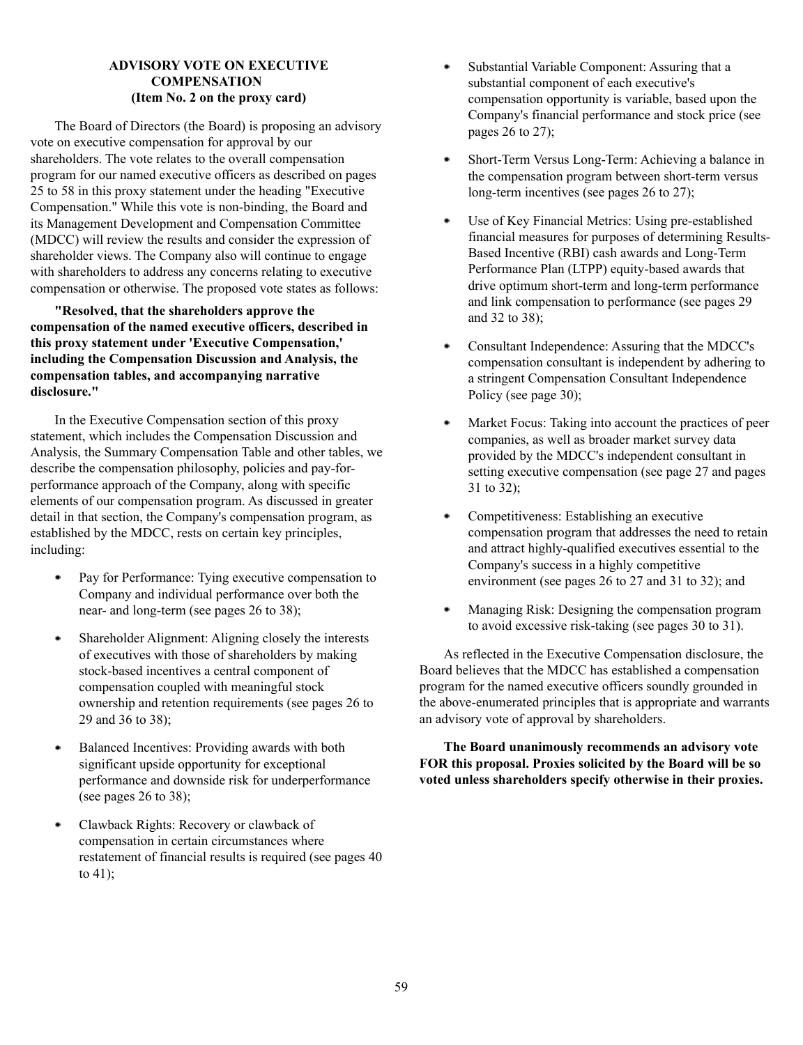## ADVISORY VOTE ON EXECUTIVE COMPENSATION (Item No. 2 on the proxy card)

The Board of Directors (the Board) is proposing an advisory vote on executive compensation for approval by our shareholders. The vote relates to the overall compensation program for our named executive officers as described on pages 25 to 58 in this proxy statement under the heading "Executive Compensation." While this vote is non-binding, the Board and its Management Development and Compensation Committee (MDCC) will review the results and consider the expression of shareholder views. The Company also will continue to engage with shareholders to address any concerns relating to executive compensation or otherwise. The proposed vote states as follows:

**"Resolved, that the shareholders approve the compensation of the named executive officers, described in this proxy statement under 'Executive Compensation,' including the Compensation Discussion and Analysis, the compensation tables, and accompanying narrative disclosure."**

In the Executive Compensation section of this proxy statement, which includes the Compensation Discussion and Analysis, the Summary Compensation Table and other tables, we describe the compensation philosophy, policies and pay-for-performance approach of the Company, along with specific elements of our compensation program. As discussed in greater detail in that section, the Company's compensation program, as established by the MDCC, rests on certain key principles, including:

- Pay for Performance: Tying executive compensation to Company and individual performance over both the near- and long-term (see pages 26 to 38);
- Shareholder Alignment: Aligning closely the interests of executives with those of shareholders by making stock-based incentives a central component of compensation coupled with meaningful stock ownership and retention requirements (see pages 26 to 29 and 36 to 38);
- Balanced Incentives: Providing awards with both significant upside opportunity for exceptional performance and downside risk for underperformance (see pages 26 to 38);
- Clawback Rights: Recovery or clawback of compensation in certain circumstances where restatement of financial results is required (see pages 40 to 41);
- Substantial Variable Component: Assuring that a substantial component of each executive's compensation opportunity is variable, based upon the Company's financial performance and stock price (see pages 26 to 27);
- Short-Term Versus Long-Term: Achieving a balance in the compensation program between short-term versus long-term incentives (see pages 26 to 27);
- Use of Key Financial Metrics: Using pre-established financial measures for purposes of determining Results-Based Incentive (RBI) cash awards and Long-Term Performance Plan (LTPP) equity-based awards that drive optimum short-term and long-term performance and link compensation to performance (see pages 29 and 32 to 38);
- Consultant Independence: Assuring that the MDCC's compensation consultant is independent by adhering to a stringent Compensation Consultant Independence Policy (see page 30);
- Market Focus: Taking into account the practices of peer companies, as well as broader market survey data provided by the MDCC's independent consultant in setting executive compensation (see page 27 and pages 31 to 32);
- Competitiveness: Establishing an executive compensation program that addresses the need to retain and attract highly-qualified executives essential to the Company's success in a highly competitive environment (see pages 26 to 27 and 31 to 32); and
- Managing Risk: Designing the compensation program to avoid excessive risk-taking (see pages 30 to 31).

As reflected in the Executive Compensation disclosure, the Board believes that the MDCC has established a compensation program for the named executive officers soundly grounded in the above-enumerated principles that is appropriate and warrants an advisory vote of approval by shareholders.

**The Board unanimously recommends an advisory vote FOR this proposal. Proxies solicited by the Board will be so voted unless shareholders specify otherwise in their proxies.**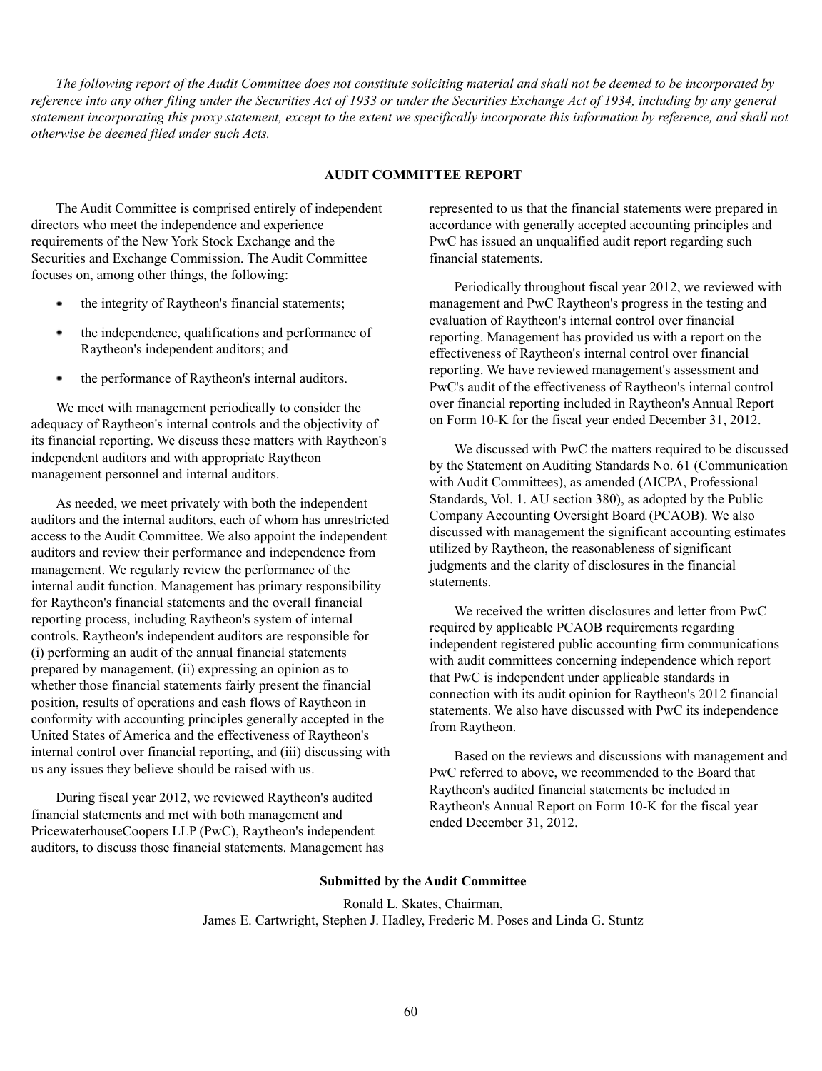*The following report of the Audit Committee does not constitute soliciting material and shall not be deemed to be incorporated by reference into any other filing under the Securities Act of 1933 or under the Securities Exchange Act of 1934, including by any general statement incorporating this proxy statement, except to the extent we specifically incorporate this information by reference, and shall not otherwise be deemed filed under such Acts.*

## AUDIT COMMITTEE REPORT

The Audit Committee is comprised entirely of independent directors who meet the independence and experience requirements of the New York Stock Exchange and the Securities and Exchange Commission. The Audit Committee focuses on, among other things, the following:

- the integrity of Raytheon's financial statements;
- the independence, qualifications and performance of Raytheon's independent auditors; and
- the performance of Raytheon's internal auditors.

We meet with management periodically to consider the adequacy of Raytheon's internal controls and the objectivity of its financial reporting. We discuss these matters with Raytheon's independent auditors and with appropriate Raytheon management personnel and internal auditors.

As needed, we meet privately with both the independent auditors and the internal auditors, each of whom has unrestricted access to the Audit Committee. We also appoint the independent auditors and review their performance and independence from management. We regularly review the performance of the internal audit function. Management has primary responsibility for Raytheon's financial statements and the overall financial reporting process, including Raytheon's system of internal controls. Raytheon's independent auditors are responsible for (i) performing an audit of the annual financial statements prepared by management, (ii) expressing an opinion as to whether those financial statements fairly present the financial position, results of operations and cash flows of Raytheon in conformity with accounting principles generally accepted in the United States of America and the effectiveness of Raytheon's internal control over financial reporting, and (iii) discussing with us any issues they believe should be raised with us.

During fiscal year 2012, we reviewed Raytheon's audited financial statements and met with both management and PricewaterhouseCoopers LLP (PwC), Raytheon's independent auditors, to discuss those financial statements. Management has represented to us that the financial statements were prepared in accordance with generally accepted accounting principles and PwC has issued an unqualified audit report regarding such financial statements.

Periodically throughout fiscal year 2012, we reviewed with management and PwC Raytheon's progress in the testing and evaluation of Raytheon's internal control over financial reporting. Management has provided us with a report on the effectiveness of Raytheon's internal control over financial reporting. We have reviewed management's assessment and PwC's audit of the effectiveness of Raytheon's internal control over financial reporting included in Raytheon's Annual Report on Form 10-K for the fiscal year ended December 31, 2012.

We discussed with PwC the matters required to be discussed by the Statement on Auditing Standards No. 61 (Communication with Audit Committees), as amended (AICPA, Professional Standards, Vol. 1. AU section 380), as adopted by the Public Company Accounting Oversight Board (PCAOB). We also discussed with management the significant accounting estimates utilized by Raytheon, the reasonableness of significant judgments and the clarity of disclosures in the financial statements.

We received the written disclosures and letter from PwC required by applicable PCAOB requirements regarding independent registered public accounting firm communications with audit committees concerning independence which report that PwC is independent under applicable standards in connection with its audit opinion for Raytheon's 2012 financial statements. We also have discussed with PwC its independence from Raytheon.

Based on the reviews and discussions with management and PwC referred to above, we recommended to the Board that Raytheon's audited financial statements be included in Raytheon's Annual Report on Form 10-K for the fiscal year ended December 31, 2012.

**Submitted by the Audit Committee**

Ronald L. Skates, Chairman,
James E. Cartwright, Stephen J. Hadley, Frederic M. Poses and Linda G. Stuntz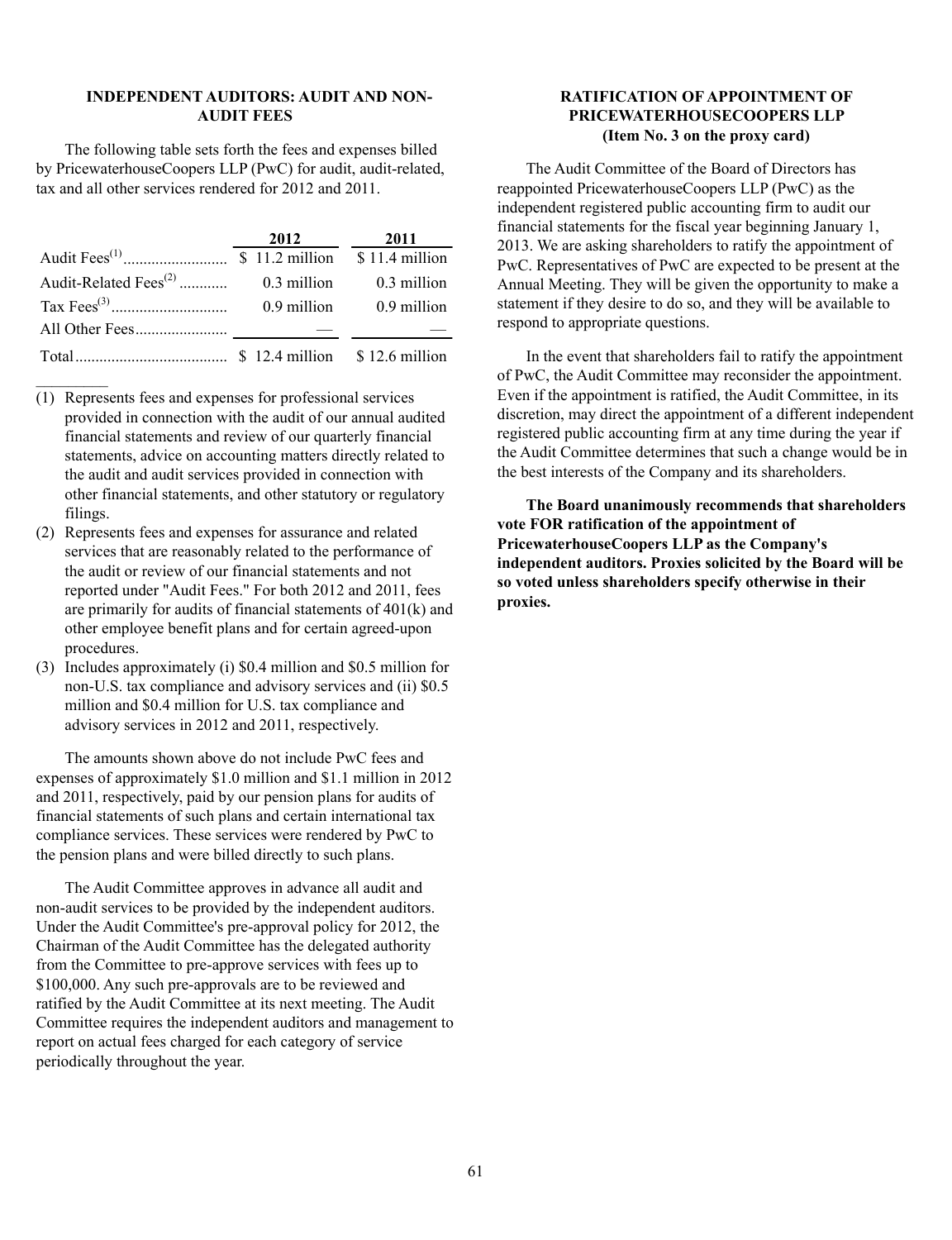## INDEPENDENT AUDITORS: AUDIT AND NON-AUDIT FEES

The following table sets forth the fees and expenses billed by PricewaterhouseCoopers LLP (PwC) for audit, audit-related, tax and all other services rendered for 2012 and 2011.

| | 2012 | 2011 |
|---|---|---|
| Audit Fees[(1)] | $ 11.2 million | $ 11.4 million |
| Audit-Related Fees[(2)] | 0.3 million | 0.3 million |
| Tax Fees[(3)] | 0.9 million | 0.9 million |
| All Other Fees | — | — |
| Total | $ 12.4 million | $ 12.6 million |

(1) Represents fees and expenses for professional services provided in connection with the audit of our annual audited financial statements and review of our quarterly financial statements, advice on accounting matters directly related to the audit and audit services provided in connection with other financial statements, and other statutory or regulatory filings.

(2) Represents fees and expenses for assurance and related services that are reasonably related to the performance of the audit or review of our financial statements and not reported under "Audit Fees." For both 2012 and 2011, fees are primarily for audits of financial statements of 401(k) and other employee benefit plans and for certain agreed-upon procedures.

(3) Includes approximately (i) $0.4 million and $0.5 million for non-U.S. tax compliance and advisory services and (ii) $0.5 million and $0.4 million for U.S. tax compliance and advisory services in 2012 and 2011, respectively.

The amounts shown above do not include PwC fees and expenses of approximately $1.0 million and $1.1 million in 2012 and 2011, respectively, paid by our pension plans for audits of financial statements of such plans and certain international tax compliance services. These services were rendered by PwC to the pension plans and were billed directly to such plans.

The Audit Committee approves in advance all audit and non-audit services to be provided by the independent auditors. Under the Audit Committee's pre-approval policy for 2012, the Chairman of the Audit Committee has the delegated authority from the Committee to pre-approve services with fees up to $100,000. Any such pre-approvals are to be reviewed and ratified by the Audit Committee at its next meeting. The Audit Committee requires the independent auditors and management to report on actual fees charged for each category of service periodically throughout the year.

## RATIFICATION OF APPOINTMENT OF PRICEWATERHOUSECOOPERS LLP
### (Item No. 3 on the proxy card)

The Audit Committee of the Board of Directors has reappointed PricewaterhouseCoopers LLP (PwC) as the independent registered public accounting firm to audit our financial statements for the fiscal year beginning January 1, 2013. We are asking shareholders to ratify the appointment of PwC. Representatives of PwC are expected to be present at the Annual Meeting. They will be given the opportunity to make a statement if they desire to do so, and they will be available to respond to appropriate questions.

In the event that shareholders fail to ratify the appointment of PwC, the Audit Committee may reconsider the appointment. Even if the appointment is ratified, the Audit Committee, in its discretion, may direct the appointment of a different independent registered public accounting firm at any time during the year if the Audit Committee determines that such a change would be in the best interests of the Company and its shareholders.

**The Board unanimously recommends that shareholders vote FOR ratification of the appointment of PricewaterhouseCoopers LLP as the Company's independent auditors. Proxies solicited by the Board will be so voted unless shareholders specify otherwise in their proxies.**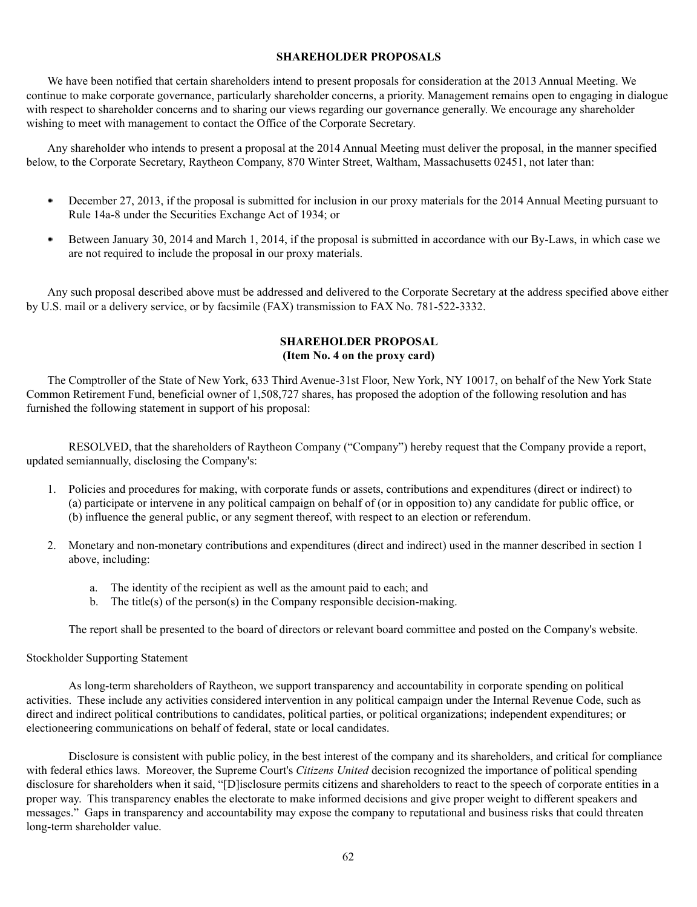## SHAREHOLDER PROPOSALS

We have been notified that certain shareholders intend to present proposals for consideration at the 2013 Annual Meeting. We continue to make corporate governance, particularly shareholder concerns, a priority. Management remains open to engaging in dialogue with respect to shareholder concerns and to sharing our views regarding our governance generally. We encourage any shareholder wishing to meet with management to contact the Office of the Corporate Secretary.

Any shareholder who intends to present a proposal at the 2014 Annual Meeting must deliver the proposal, in the manner specified below, to the Corporate Secretary, Raytheon Company, 870 Winter Street, Waltham, Massachusetts 02451, not later than:

- December 27, 2013, if the proposal is submitted for inclusion in our proxy materials for the 2014 Annual Meeting pursuant to Rule 14a-8 under the Securities Exchange Act of 1934; or
- Between January 30, 2014 and March 1, 2014, if the proposal is submitted in accordance with our By-Laws, in which case we are not required to include the proposal in our proxy materials.

Any such proposal described above must be addressed and delivered to the Corporate Secretary at the address specified above either by U.S. mail or a delivery service, or by facsimile (FAX) transmission to FAX No. 781-522-3332.

## SHAREHOLDER PROPOSAL
### (Item No. 4 on the proxy card)

The Comptroller of the State of New York, 633 Third Avenue-31st Floor, New York, NY 10017, on behalf of the New York State Common Retirement Fund, beneficial owner of 1,508,727 shares, has proposed the adoption of the following resolution and has furnished the following statement in support of his proposal:

RESOLVED, that the shareholders of Raytheon Company (“Company”) hereby request that the Company provide a report, updated semiannually, disclosing the Company's:

1. Policies and procedures for making, with corporate funds or assets, contributions and expenditures (direct or indirect) to (a) participate or intervene in any political campaign on behalf of (or in opposition to) any candidate for public office, or (b) influence the general public, or any segment thereof, with respect to an election or referendum.
2. Monetary and non-monetary contributions and expenditures (direct and indirect) used in the manner described in section 1 above, including:
   a. The identity of the recipient as well as the amount paid to each; and
   b. The title(s) of the person(s) in the Company responsible decision-making.

The report shall be presented to the board of directors or relevant board committee and posted on the Company's website.

Stockholder Supporting Statement

As long-term shareholders of Raytheon, we support transparency and accountability in corporate spending on political activities. These include any activities considered intervention in any political campaign under the Internal Revenue Code, such as direct and indirect political contributions to candidates, political parties, or political organizations; independent expenditures; or electioneering communications on behalf of federal, state or local candidates.

Disclosure is consistent with public policy, in the best interest of the company and its shareholders, and critical for compliance with federal ethics laws. Moreover, the Supreme Court's *Citizens United* decision recognized the importance of political spending disclosure for shareholders when it said, “[D]isclosure permits citizens and shareholders to react to the speech of corporate entities in a proper way. This transparency enables the electorate to make informed decisions and give proper weight to different speakers and messages.” Gaps in transparency and accountability may expose the company to reputational and business risks that could threaten long-term shareholder value.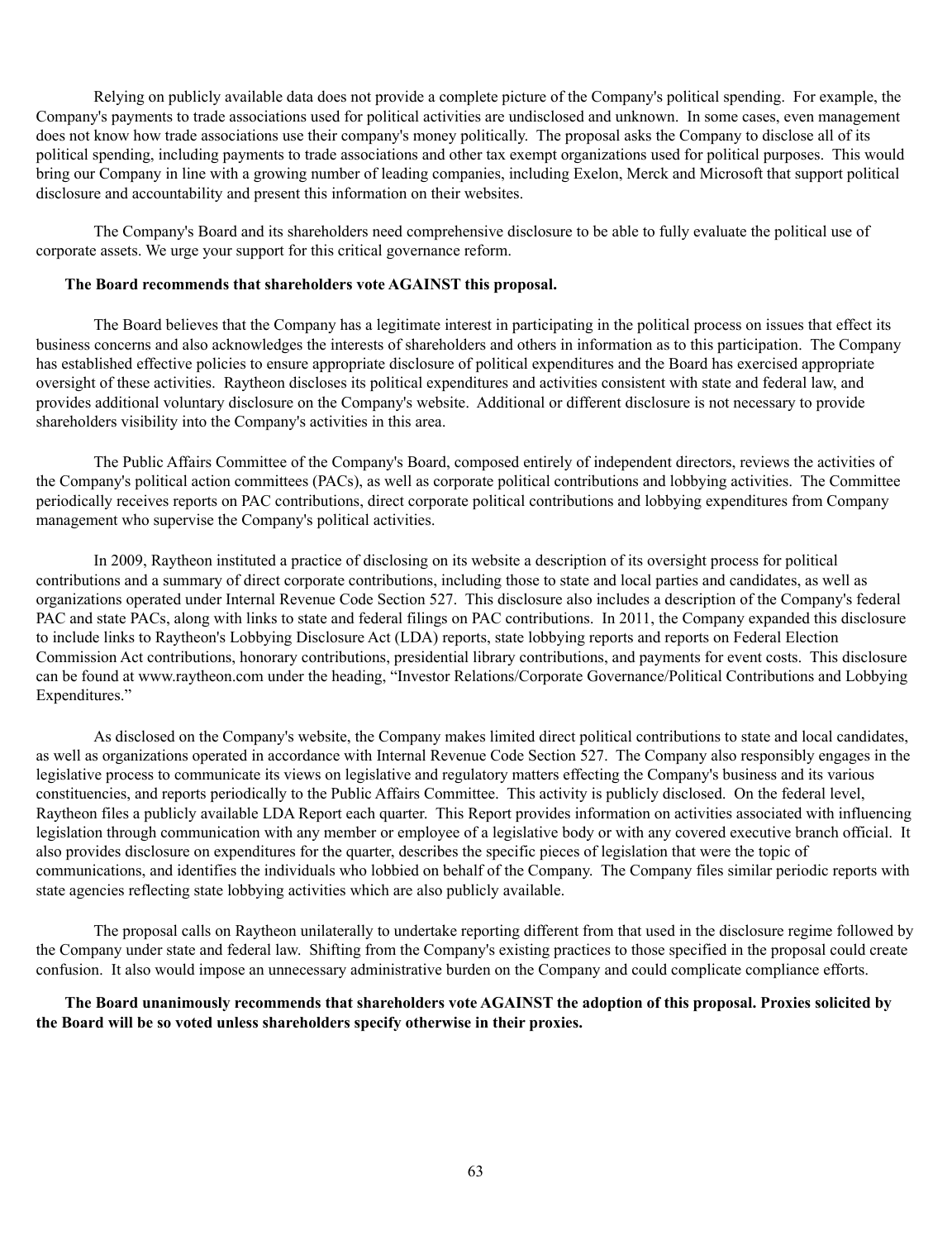Relying on publicly available data does not provide a complete picture of the Company's political spending. For example, the Company's payments to trade associations used for political activities are undisclosed and unknown. In some cases, even management does not know how trade associations use their company's money politically. The proposal asks the Company to disclose all of its political spending, including payments to trade associations and other tax exempt organizations used for political purposes. This would bring our Company in line with a growing number of leading companies, including Exelon, Merck and Microsoft that support political disclosure and accountability and present this information on their websites.

The Company's Board and its shareholders need comprehensive disclosure to be able to fully evaluate the political use of corporate assets. We urge your support for this critical governance reform.

**The Board recommends that shareholders vote AGAINST this proposal.**

The Board believes that the Company has a legitimate interest in participating in the political process on issues that effect its business concerns and also acknowledges the interests of shareholders and others in information as to this participation. The Company has established effective policies to ensure appropriate disclosure of political expenditures and the Board has exercised appropriate oversight of these activities. Raytheon discloses its political expenditures and activities consistent with state and federal law, and provides additional voluntary disclosure on the Company's website. Additional or different disclosure is not necessary to provide shareholders visibility into the Company's activities in this area.

The Public Affairs Committee of the Company's Board, composed entirely of independent directors, reviews the activities of the Company's political action committees (PACs), as well as corporate political contributions and lobbying activities. The Committee periodically receives reports on PAC contributions, direct corporate political contributions and lobbying expenditures from Company management who supervise the Company's political activities.

In 2009, Raytheon instituted a practice of disclosing on its website a description of its oversight process for political contributions and a summary of direct corporate contributions, including those to state and local parties and candidates, as well as organizations operated under Internal Revenue Code Section 527. This disclosure also includes a description of the Company's federal PAC and state PACs, along with links to state and federal filings on PAC contributions. In 2011, the Company expanded this disclosure to include links to Raytheon's Lobbying Disclosure Act (LDA) reports, state lobbying reports and reports on Federal Election Commission Act contributions, honorary contributions, presidential library contributions, and payments for event costs. This disclosure can be found at www.raytheon.com under the heading, "Investor Relations/Corporate Governance/Political Contributions and Lobbying Expenditures."

As disclosed on the Company's website, the Company makes limited direct political contributions to state and local candidates, as well as organizations operated in accordance with Internal Revenue Code Section 527. The Company also responsibly engages in the legislative process to communicate its views on legislative and regulatory matters effecting the Company's business and its various constituencies, and reports periodically to the Public Affairs Committee. This activity is publicly disclosed. On the federal level, Raytheon files a publicly available LDA Report each quarter. This Report provides information on activities associated with influencing legislation through communication with any member or employee of a legislative body or with any covered executive branch official. It also provides disclosure on expenditures for the quarter, describes the specific pieces of legislation that were the topic of communications, and identifies the individuals who lobbied on behalf of the Company. The Company files similar periodic reports with state agencies reflecting state lobbying activities which are also publicly available.

The proposal calls on Raytheon unilaterally to undertake reporting different from that used in the disclosure regime followed by the Company under state and federal law. Shifting from the Company's existing practices to those specified in the proposal could create confusion. It also would impose an unnecessary administrative burden on the Company and could complicate compliance efforts.

**The Board unanimously recommends that shareholders vote AGAINST the adoption of this proposal. Proxies solicited by the Board will be so voted unless shareholders specify otherwise in their proxies.**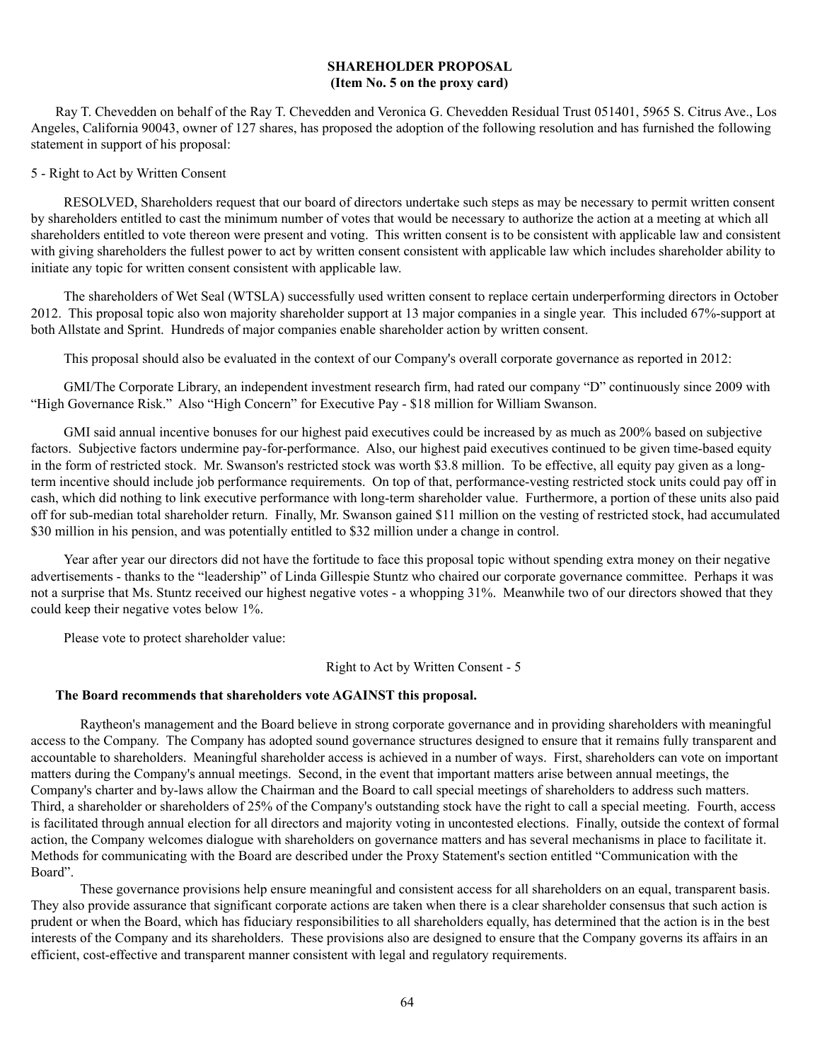**SHAREHOLDER PROPOSAL**
**(Item No. 5 on the proxy card)**

Ray T. Chevedden on behalf of the Ray T. Chevedden and Veronica G. Chevedden Residual Trust 051401, 5965 S. Citrus Ave., Los Angeles, California 90043, owner of 127 shares, has proposed the adoption of the following resolution and has furnished the following statement in support of his proposal:

5 - Right to Act by Written Consent

RESOLVED, Shareholders request that our board of directors undertake such steps as may be necessary to permit written consent by shareholders entitled to cast the minimum number of votes that would be necessary to authorize the action at a meeting at which all shareholders entitled to vote thereon were present and voting. This written consent is to be consistent with applicable law and consistent with giving shareholders the fullest power to act by written consent consistent with applicable law which includes shareholder ability to initiate any topic for written consent consistent with applicable law.

The shareholders of Wet Seal (WTSLA) successfully used written consent to replace certain underperforming directors in October 2012. This proposal topic also won majority shareholder support at 13 major companies in a single year. This included 67%-support at both Allstate and Sprint. Hundreds of major companies enable shareholder action by written consent.

This proposal should also be evaluated in the context of our Company's overall corporate governance as reported in 2012:

GMI/The Corporate Library, an independent investment research firm, had rated our company "D" continuously since 2009 with "High Governance Risk." Also "High Concern" for Executive Pay - $18 million for William Swanson.

GMI said annual incentive bonuses for our highest paid executives could be increased by as much as 200% based on subjective factors. Subjective factors undermine pay-for-performance. Also, our highest paid executives continued to be given time-based equity in the form of restricted stock. Mr. Swanson's restricted stock was worth $3.8 million. To be effective, all equity pay given as a long-term incentive should include job performance requirements. On top of that, performance-vesting restricted stock units could pay off in cash, which did nothing to link executive performance with long-term shareholder value. Furthermore, a portion of these units also paid off for sub-median total shareholder return. Finally, Mr. Swanson gained $11 million on the vesting of restricted stock, had accumulated $30 million in his pension, and was potentially entitled to $32 million under a change in control.

Year after year our directors did not have the fortitude to face this proposal topic without spending extra money on their negative advertisements - thanks to the "leadership" of Linda Gillespie Stuntz who chaired our corporate governance committee. Perhaps it was not a surprise that Ms. Stuntz received our highest negative votes - a whopping 31%. Meanwhile two of our directors showed that they could keep their negative votes below 1%.

Please vote to protect shareholder value:

Right to Act by Written Consent - 5

**The Board recommends that shareholders vote AGAINST this proposal.**

Raytheon's management and the Board believe in strong corporate governance and in providing shareholders with meaningful access to the Company. The Company has adopted sound governance structures designed to ensure that it remains fully transparent and accountable to shareholders. Meaningful shareholder access is achieved in a number of ways. First, shareholders can vote on important matters during the Company's annual meetings. Second, in the event that important matters arise between annual meetings, the Company's charter and by-laws allow the Chairman and the Board to call special meetings of shareholders to address such matters. Third, a shareholder or shareholders of 25% of the Company's outstanding stock have the right to call a special meeting. Fourth, access is facilitated through annual election for all directors and majority voting in uncontested elections. Finally, outside the context of formal action, the Company welcomes dialogue with shareholders on governance matters and has several mechanisms in place to facilitate it. Methods for communicating with the Board are described under the Proxy Statement's section entitled "Communication with the Board".

These governance provisions help ensure meaningful and consistent access for all shareholders on an equal, transparent basis. They also provide assurance that significant corporate actions are taken when there is a clear shareholder consensus that such action is prudent or when the Board, which has fiduciary responsibilities to all shareholders equally, has determined that the action is in the best interests of the Company and its shareholders. These provisions also are designed to ensure that the Company governs its affairs in an efficient, cost-effective and transparent manner consistent with legal and regulatory requirements.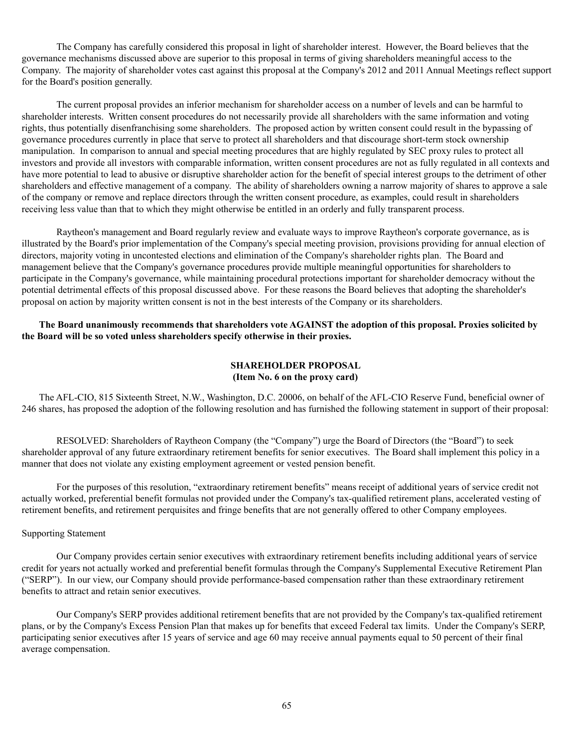The Company has carefully considered this proposal in light of shareholder interest. However, the Board believes that the governance mechanisms discussed above are superior to this proposal in terms of giving shareholders meaningful access to the Company. The majority of shareholder votes cast against this proposal at the Company's 2012 and 2011 Annual Meetings reflect support for the Board's position generally.

The current proposal provides an inferior mechanism for shareholder access on a number of levels and can be harmful to shareholder interests. Written consent procedures do not necessarily provide all shareholders with the same information and voting rights, thus potentially disenfranchising some shareholders. The proposed action by written consent could result in the bypassing of governance procedures currently in place that serve to protect all shareholders and that discourage short-term stock ownership manipulation. In comparison to annual and special meeting procedures that are highly regulated by SEC proxy rules to protect all investors and provide all investors with comparable information, written consent procedures are not as fully regulated in all contexts and have more potential to lead to abusive or disruptive shareholder action for the benefit of special interest groups to the detriment of other shareholders and effective management of a company. The ability of shareholders owning a narrow majority of shares to approve a sale of the company or remove and replace directors through the written consent procedure, as examples, could result in shareholders receiving less value than that to which they might otherwise be entitled in an orderly and fully transparent process.

Raytheon's management and Board regularly review and evaluate ways to improve Raytheon's corporate governance, as is illustrated by the Board's prior implementation of the Company's special meeting provision, provisions providing for annual election of directors, majority voting in uncontested elections and elimination of the Company's shareholder rights plan. The Board and management believe that the Company's governance procedures provide multiple meaningful opportunities for shareholders to participate in the Company's governance, while maintaining procedural protections important for shareholder democracy without the potential detrimental effects of this proposal discussed above. For these reasons the Board believes that adopting the shareholder's proposal on action by majority written consent is not in the best interests of the Company or its shareholders.

**The Board unanimously recommends that shareholders vote AGAINST the adoption of this proposal. Proxies solicited by the Board will be so voted unless shareholders specify otherwise in their proxies.**

## SHAREHOLDER PROPOSAL
### (Item No. 6 on the proxy card)

The AFL-CIO, 815 Sixteenth Street, N.W., Washington, D.C. 20006, on behalf of the AFL-CIO Reserve Fund, beneficial owner of 246 shares, has proposed the adoption of the following resolution and has furnished the following statement in support of their proposal:

RESOLVED: Shareholders of Raytheon Company (the "Company") urge the Board of Directors (the "Board") to seek shareholder approval of any future extraordinary retirement benefits for senior executives. The Board shall implement this policy in a manner that does not violate any existing employment agreement or vested pension benefit.

For the purposes of this resolution, "extraordinary retirement benefits" means receipt of additional years of service credit not actually worked, preferential benefit formulas not provided under the Company's tax-qualified retirement plans, accelerated vesting of retirement benefits, and retirement perquisites and fringe benefits that are not generally offered to other Company employees.

Supporting Statement

Our Company provides certain senior executives with extraordinary retirement benefits including additional years of service credit for years not actually worked and preferential benefit formulas through the Company's Supplemental Executive Retirement Plan ("SERP"). In our view, our Company should provide performance-based compensation rather than these extraordinary retirement benefits to attract and retain senior executives.

Our Company's SERP provides additional retirement benefits that are not provided by the Company's tax-qualified retirement plans, or by the Company's Excess Pension Plan that makes up for benefits that exceed Federal tax limits. Under the Company's SERP, participating senior executives after 15 years of service and age 60 may receive annual payments equal to 50 percent of their final average compensation.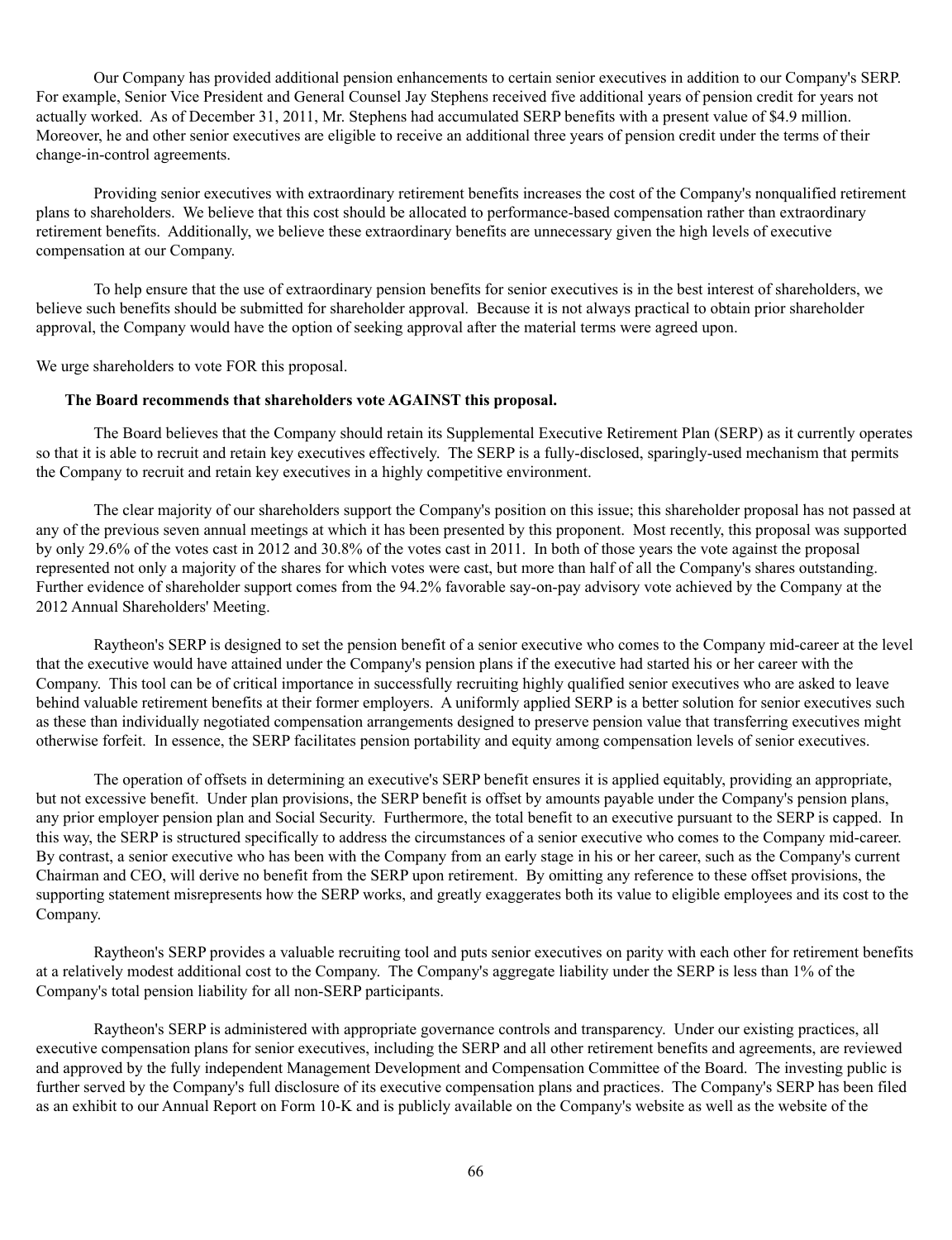Our Company has provided additional pension enhancements to certain senior executives in addition to our Company's SERP. For example, Senior Vice President and General Counsel Jay Stephens received five additional years of pension credit for years not actually worked. As of December 31, 2011, Mr. Stephens had accumulated SERP benefits with a present value of $4.9 million. Moreover, he and other senior executives are eligible to receive an additional three years of pension credit under the terms of their change-in-control agreements.

Providing senior executives with extraordinary retirement benefits increases the cost of the Company's nonqualified retirement plans to shareholders. We believe that this cost should be allocated to performance-based compensation rather than extraordinary retirement benefits. Additionally, we believe these extraordinary benefits are unnecessary given the high levels of executive compensation at our Company.

To help ensure that the use of extraordinary pension benefits for senior executives is in the best interest of shareholders, we believe such benefits should be submitted for shareholder approval. Because it is not always practical to obtain prior shareholder approval, the Company would have the option of seeking approval after the material terms were agreed upon.

We urge shareholders to vote FOR this proposal.

**The Board recommends that shareholders vote AGAINST this proposal.**

The Board believes that the Company should retain its Supplemental Executive Retirement Plan (SERP) as it currently operates so that it is able to recruit and retain key executives effectively. The SERP is a fully-disclosed, sparingly-used mechanism that permits the Company to recruit and retain key executives in a highly competitive environment.

The clear majority of our shareholders support the Company's position on this issue; this shareholder proposal has not passed at any of the previous seven annual meetings at which it has been presented by this proponent. Most recently, this proposal was supported by only 29.6% of the votes cast in 2012 and 30.8% of the votes cast in 2011. In both of those years the vote against the proposal represented not only a majority of the shares for which votes were cast, but more than half of all the Company's shares outstanding. Further evidence of shareholder support comes from the 94.2% favorable say-on-pay advisory vote achieved by the Company at the 2012 Annual Shareholders' Meeting.

Raytheon's SERP is designed to set the pension benefit of a senior executive who comes to the Company mid-career at the level that the executive would have attained under the Company's pension plans if the executive had started his or her career with the Company. This tool can be of critical importance in successfully recruiting highly qualified senior executives who are asked to leave behind valuable retirement benefits at their former employers. A uniformly applied SERP is a better solution for senior executives such as these than individually negotiated compensation arrangements designed to preserve pension value that transferring executives might otherwise forfeit. In essence, the SERP facilitates pension portability and equity among compensation levels of senior executives.

The operation of offsets in determining an executive's SERP benefit ensures it is applied equitably, providing an appropriate, but not excessive benefit. Under plan provisions, the SERP benefit is offset by amounts payable under the Company's pension plans, any prior employer pension plan and Social Security. Furthermore, the total benefit to an executive pursuant to the SERP is capped. In this way, the SERP is structured specifically to address the circumstances of a senior executive who comes to the Company mid-career. By contrast, a senior executive who has been with the Company from an early stage in his or her career, such as the Company's current Chairman and CEO, will derive no benefit from the SERP upon retirement. By omitting any reference to these offset provisions, the supporting statement misrepresents how the SERP works, and greatly exaggerates both its value to eligible employees and its cost to the Company.

Raytheon's SERP provides a valuable recruiting tool and puts senior executives on parity with each other for retirement benefits at a relatively modest additional cost to the Company. The Company's aggregate liability under the SERP is less than 1% of the Company's total pension liability for all non-SERP participants.

Raytheon's SERP is administered with appropriate governance controls and transparency. Under our existing practices, all executive compensation plans for senior executives, including the SERP and all other retirement benefits and agreements, are reviewed and approved by the fully independent Management Development and Compensation Committee of the Board. The investing public is further served by the Company's full disclosure of its executive compensation plans and practices. The Company's SERP has been filed as an exhibit to our Annual Report on Form 10-K and is publicly available on the Company's website as well as the website of the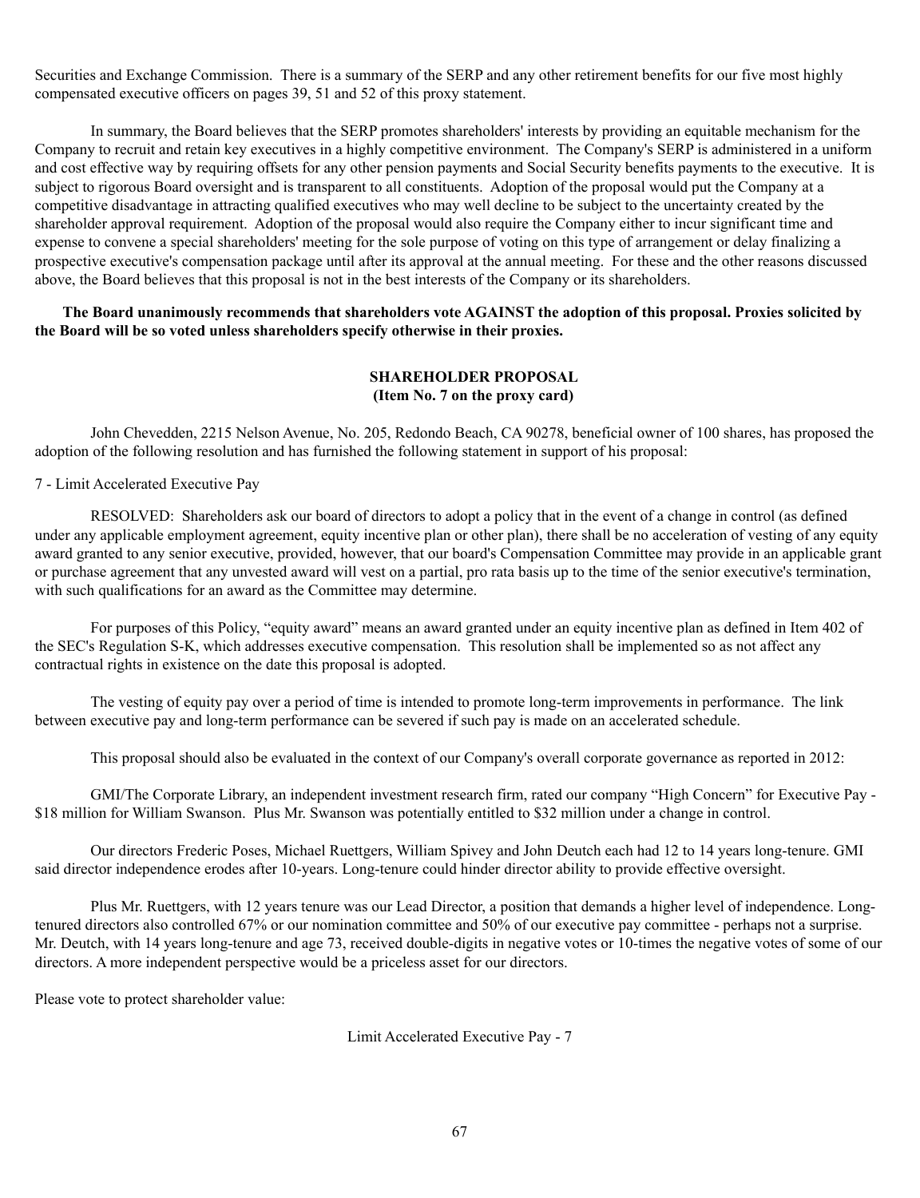Securities and Exchange Commission. There is a summary of the SERP and any other retirement benefits for our five most highly compensated executive officers on pages 39, 51 and 52 of this proxy statement.

In summary, the Board believes that the SERP promotes shareholders' interests by providing an equitable mechanism for the Company to recruit and retain key executives in a highly competitive environment. The Company's SERP is administered in a uniform and cost effective way by requiring offsets for any other pension payments and Social Security benefits payments to the executive. It is subject to rigorous Board oversight and is transparent to all constituents. Adoption of the proposal would put the Company at a competitive disadvantage in attracting qualified executives who may well decline to be subject to the uncertainty created by the shareholder approval requirement. Adoption of the proposal would also require the Company either to incur significant time and expense to convene a special shareholders' meeting for the sole purpose of voting on this type of arrangement or delay finalizing a prospective executive's compensation package until after its approval at the annual meeting. For these and the other reasons discussed above, the Board believes that this proposal is not in the best interests of the Company or its shareholders.

**The Board unanimously recommends that shareholders vote AGAINST the adoption of this proposal. Proxies solicited by the Board will be so voted unless shareholders specify otherwise in their proxies.**

## SHAREHOLDER PROPOSAL
**(Item No. 7 on the proxy card)**

John Chevedden, 2215 Nelson Avenue, No. 205, Redondo Beach, CA 90278, beneficial owner of 100 shares, has proposed the adoption of the following resolution and has furnished the following statement in support of his proposal:

7 - Limit Accelerated Executive Pay

RESOLVED: Shareholders ask our board of directors to adopt a policy that in the event of a change in control (as defined under any applicable employment agreement, equity incentive plan or other plan), there shall be no acceleration of vesting of any equity award granted to any senior executive, provided, however, that our board's Compensation Committee may provide in an applicable grant or purchase agreement that any unvested award will vest on a partial, pro rata basis up to the time of the senior executive's termination, with such qualifications for an award as the Committee may determine.

For purposes of this Policy, "equity award" means an award granted under an equity incentive plan as defined in Item 402 of the SEC's Regulation S-K, which addresses executive compensation. This resolution shall be implemented so as not affect any contractual rights in existence on the date this proposal is adopted.

The vesting of equity pay over a period of time is intended to promote long-term improvements in performance. The link between executive pay and long-term performance can be severed if such pay is made on an accelerated schedule.

This proposal should also be evaluated in the context of our Company's overall corporate governance as reported in 2012:

GMI/The Corporate Library, an independent investment research firm, rated our company "High Concern" for Executive Pay - $18 million for William Swanson. Plus Mr. Swanson was potentially entitled to $32 million under a change in control.

Our directors Frederic Poses, Michael Ruettgers, William Spivey and John Deutch each had 12 to 14 years long-tenure. GMI said director independence erodes after 10-years. Long-tenure could hinder director ability to provide effective oversight.

Plus Mr. Ruettgers, with 12 years tenure was our Lead Director, a position that demands a higher level of independence. Long-tenured directors also controlled 67% or our nomination committee and 50% of our executive pay committee - perhaps not a surprise. Mr. Deutch, with 14 years long-tenure and age 73, received double-digits in negative votes or 10-times the negative votes of some of our directors. A more independent perspective would be a priceless asset for our directors.

Please vote to protect shareholder value:

Limit Accelerated Executive Pay - 7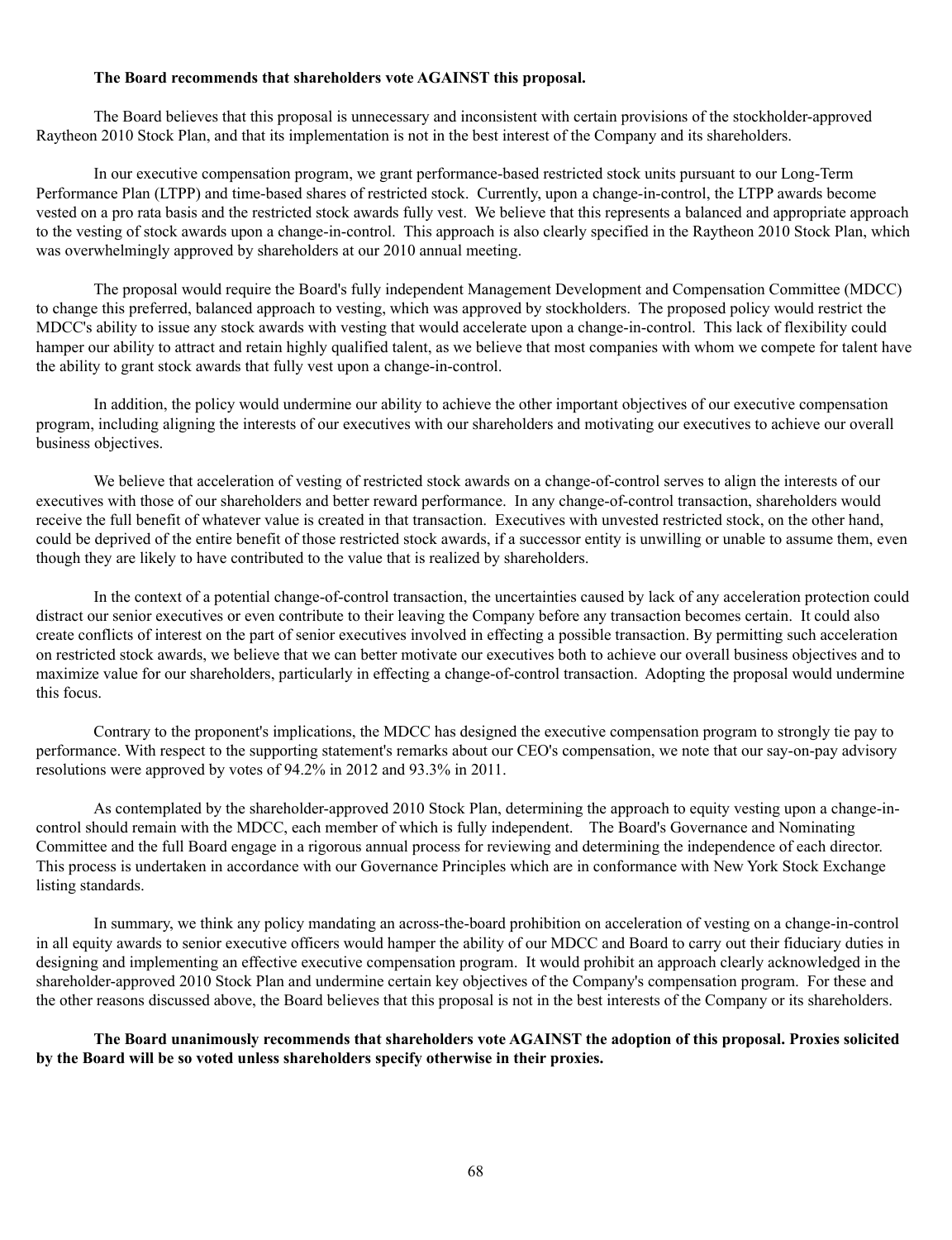**The Board recommends that shareholders vote AGAINST this proposal.**

The Board believes that this proposal is unnecessary and inconsistent with certain provisions of the stockholder-approved Raytheon 2010 Stock Plan, and that its implementation is not in the best interest of the Company and its shareholders.

In our executive compensation program, we grant performance-based restricted stock units pursuant to our Long-Term Performance Plan (LTPP) and time-based shares of restricted stock. Currently, upon a change-in-control, the LTPP awards become vested on a pro rata basis and the restricted stock awards fully vest. We believe that this represents a balanced and appropriate approach to the vesting of stock awards upon a change-in-control. This approach is also clearly specified in the Raytheon 2010 Stock Plan, which was overwhelmingly approved by shareholders at our 2010 annual meeting.

The proposal would require the Board's fully independent Management Development and Compensation Committee (MDCC) to change this preferred, balanced approach to vesting, which was approved by stockholders. The proposed policy would restrict the MDCC's ability to issue any stock awards with vesting that would accelerate upon a change-in-control. This lack of flexibility could hamper our ability to attract and retain highly qualified talent, as we believe that most companies with whom we compete for talent have the ability to grant stock awards that fully vest upon a change-in-control.

In addition, the policy would undermine our ability to achieve the other important objectives of our executive compensation program, including aligning the interests of our executives with our shareholders and motivating our executives to achieve our overall business objectives.

We believe that acceleration of vesting of restricted stock awards on a change-of-control serves to align the interests of our executives with those of our shareholders and better reward performance. In any change-of-control transaction, shareholders would receive the full benefit of whatever value is created in that transaction. Executives with unvested restricted stock, on the other hand, could be deprived of the entire benefit of those restricted stock awards, if a successor entity is unwilling or unable to assume them, even though they are likely to have contributed to the value that is realized by shareholders.

In the context of a potential change-of-control transaction, the uncertainties caused by lack of any acceleration protection could distract our senior executives or even contribute to their leaving the Company before any transaction becomes certain. It could also create conflicts of interest on the part of senior executives involved in effecting a possible transaction. By permitting such acceleration on restricted stock awards, we believe that we can better motivate our executives both to achieve our overall business objectives and to maximize value for our shareholders, particularly in effecting a change-of-control transaction. Adopting the proposal would undermine this focus.

Contrary to the proponent's implications, the MDCC has designed the executive compensation program to strongly tie pay to performance. With respect to the supporting statement's remarks about our CEO's compensation, we note that our say-on-pay advisory resolutions were approved by votes of 94.2% in 2012 and 93.3% in 2011.

As contemplated by the shareholder-approved 2010 Stock Plan, determining the approach to equity vesting upon a change-in-control should remain with the MDCC, each member of which is fully independent. The Board's Governance and Nominating Committee and the full Board engage in a rigorous annual process for reviewing and determining the independence of each director. This process is undertaken in accordance with our Governance Principles which are in conformance with New York Stock Exchange listing standards.

In summary, we think any policy mandating an across-the-board prohibition on acceleration of vesting on a change-in-control in all equity awards to senior executive officers would hamper the ability of our MDCC and Board to carry out their fiduciary duties in designing and implementing an effective executive compensation program. It would prohibit an approach clearly acknowledged in the shareholder-approved 2010 Stock Plan and undermine certain key objectives of the Company's compensation program. For these and the other reasons discussed above, the Board believes that this proposal is not in the best interests of the Company or its shareholders.

**The Board unanimously recommends that shareholders vote AGAINST the adoption of this proposal. Proxies solicited by the Board will be so voted unless shareholders specify otherwise in their proxies.**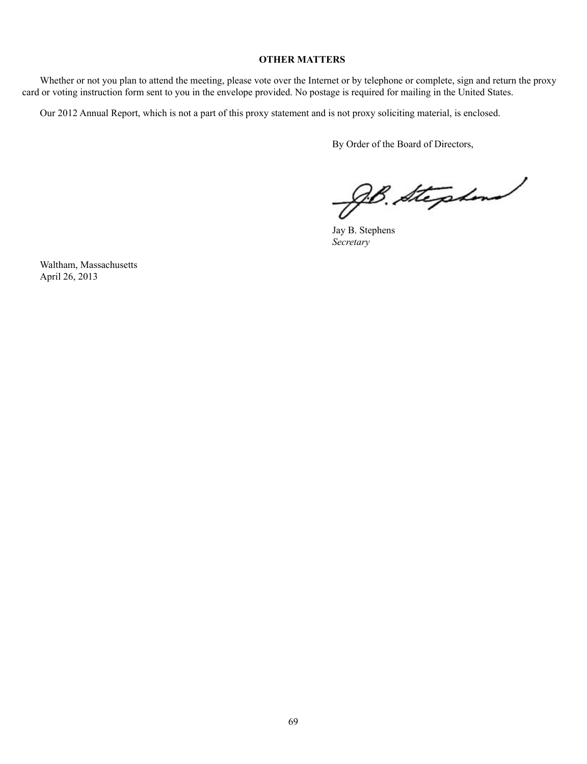## OTHER MATTERS

Whether or not you plan to attend the meeting, please vote over the Internet or by telephone or complete, sign and return the proxy card or voting instruction form sent to you in the envelope provided. No postage is required for mailing in the United States.

Our 2012 Annual Report, which is not a part of this proxy statement and is not proxy soliciting material, is enclosed.

By Order of the Board of Directors,

Jay B. Stephens
*Secretary*

Waltham, Massachusetts
April 26, 2013